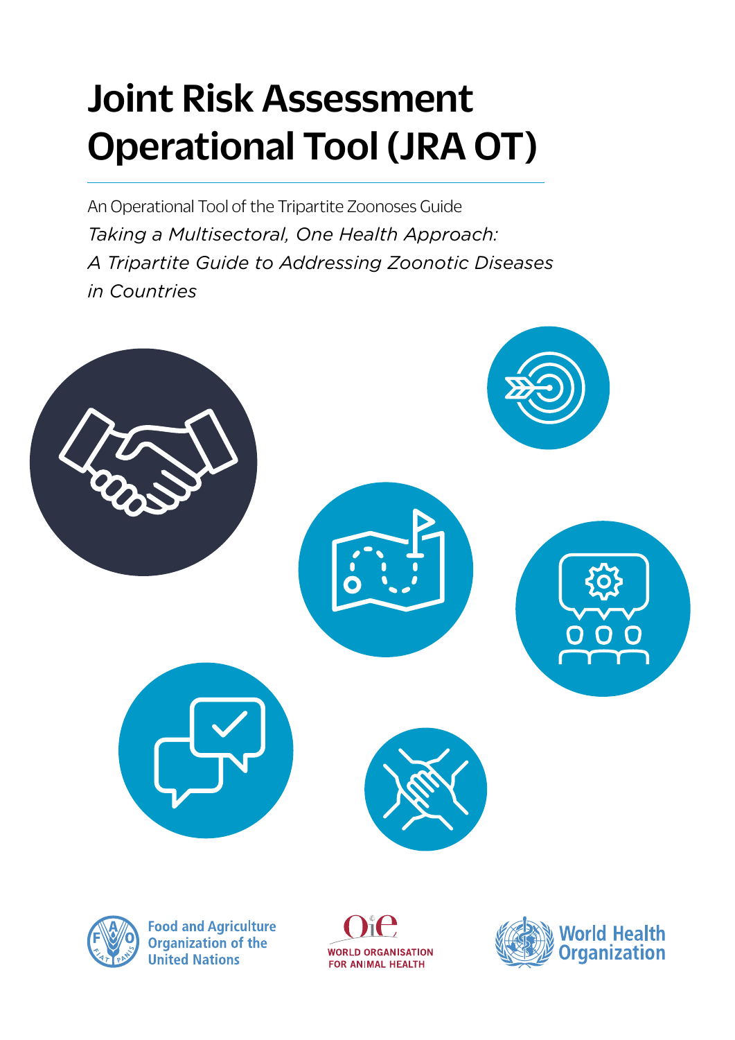# Joint Risk Assessment Operational Tool (JRA OT)

An Operational Tool of the Tripartite Zoonoses Guide

*Taking a Multisectoral, One Health Approach: A Tripartite Guide to Addressing Zoonotic Diseases in Countries*

Food and Agriculture Organization of the United Nations

WORLD ORGANISATION FOR ANIMAL HEALTH

World Health Organization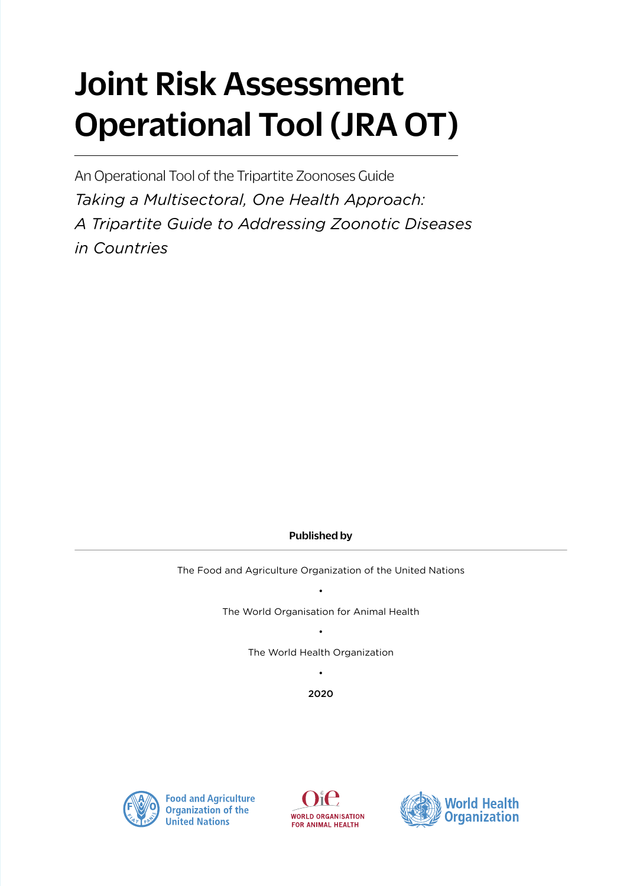# Joint Risk Assessment Operational Tool (JRA OT)

An Operational Tool of the Tripartite Zoonoses Guide

*Taking a Multisectoral, One Health Approach: A Tripartite Guide to Addressing Zoonotic Diseases in Countries*

**Published by**

The Food and Agriculture Organization of the United Nations

•

The World Organisation for Animal Health

•

The World Health Organization

•

2020

Food and Agriculture Organization of the United Nations

WORLD ORGANISATION FOR ANIMAL HEALTH

World Health Organization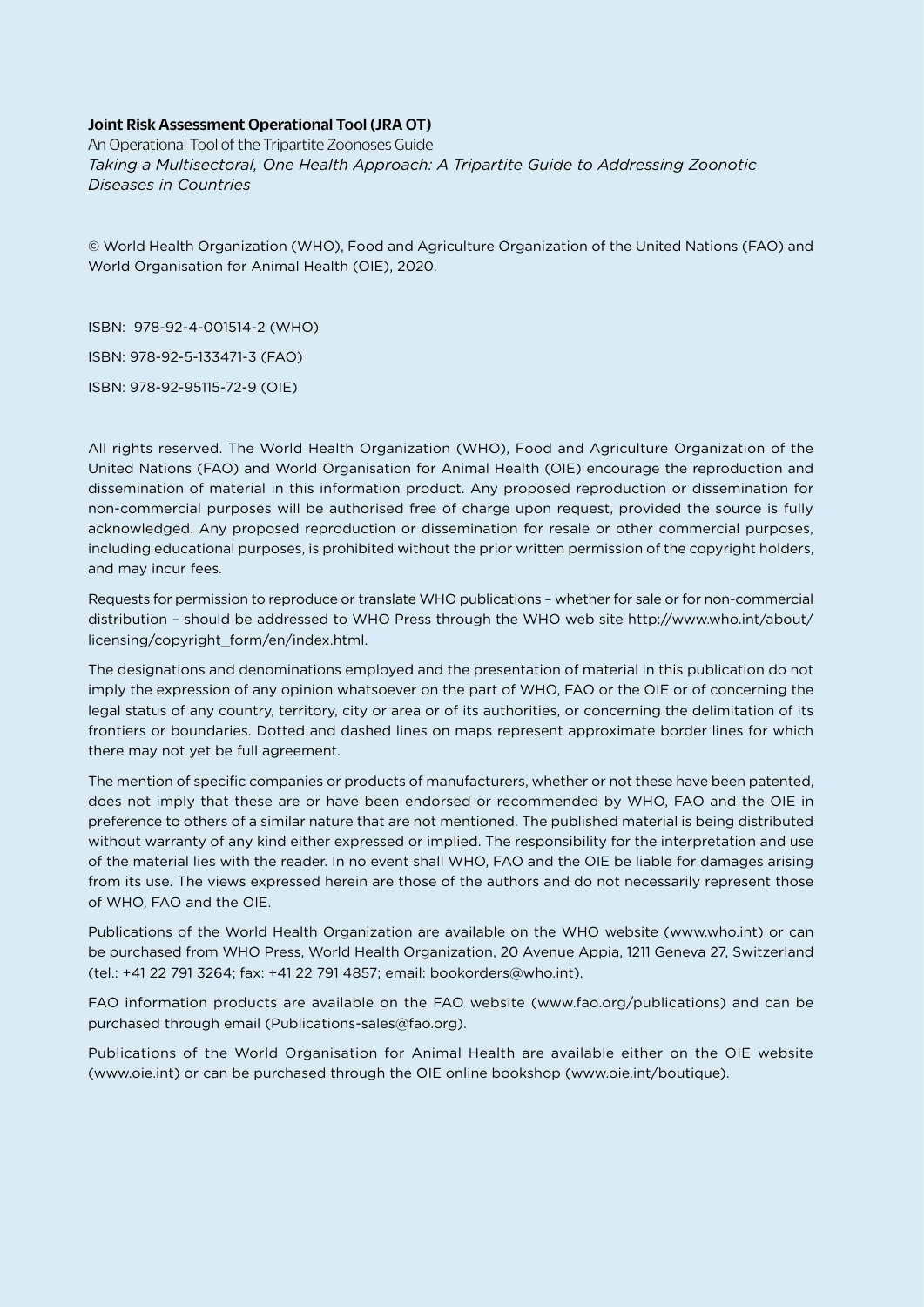**Joint Risk Assessment Operational Tool (JRA OT)**

An Operational Tool of the Tripartite Zoonoses Guide

*Taking a Multisectoral, One Health Approach: A Tripartite Guide to Addressing Zoonotic Diseases in Countries*

© World Health Organization (WHO), Food and Agriculture Organization of the United Nations (FAO) and World Organisation for Animal Health (OIE), 2020.

ISBN: 978-92-4-001514-2 (WHO)

ISBN: 978-92-5-133471-3 (FAO)

ISBN: 978-92-95115-72-9 (OIE)

All rights reserved. The World Health Organization (WHO), Food and Agriculture Organization of the United Nations (FAO) and World Organisation for Animal Health (OIE) encourage the reproduction and dissemination of material in this information product. Any proposed reproduction or dissemination for non-commercial purposes will be authorised free of charge upon request, provided the source is fully acknowledged. Any proposed reproduction or dissemination for resale or other commercial purposes, including educational purposes, is prohibited without the prior written permission of the copyright holders, and may incur fees.

Requests for permission to reproduce or translate WHO publications – whether for sale or for non-commercial distribution – should be addressed to WHO Press through the WHO web site http://www.who.int/about/licensing/copyright_form/en/index.html.

The designations and denominations employed and the presentation of material in this publication do not imply the expression of any opinion whatsoever on the part of WHO, FAO or the OIE or of concerning the legal status of any country, territory, city or area or of its authorities, or concerning the delimitation of its frontiers or boundaries. Dotted and dashed lines on maps represent approximate border lines for which there may not yet be full agreement.

The mention of specific companies or products of manufacturers, whether or not these have been patented, does not imply that these are or have been endorsed or recommended by WHO, FAO and the OIE in preference to others of a similar nature that are not mentioned. The published material is being distributed without warranty of any kind either expressed or implied. The responsibility for the interpretation and use of the material lies with the reader. In no event shall WHO, FAO and the OIE be liable for damages arising from its use. The views expressed herein are those of the authors and do not necessarily represent those of WHO, FAO and the OIE.

Publications of the World Health Organization are available on the WHO website (www.who.int) or can be purchased from WHO Press, World Health Organization, 20 Avenue Appia, 1211 Geneva 27, Switzerland (tel.: +41 22 791 3264; fax: +41 22 791 4857; email: bookorders@who.int).

FAO information products are available on the FAO website (www.fao.org/publications) and can be purchased through email (Publications-sales@fao.org).

Publications of the World Organisation for Animal Health are available either on the OIE website (www.oie.int) or can be purchased through the OIE online bookshop (www.oie.int/boutique).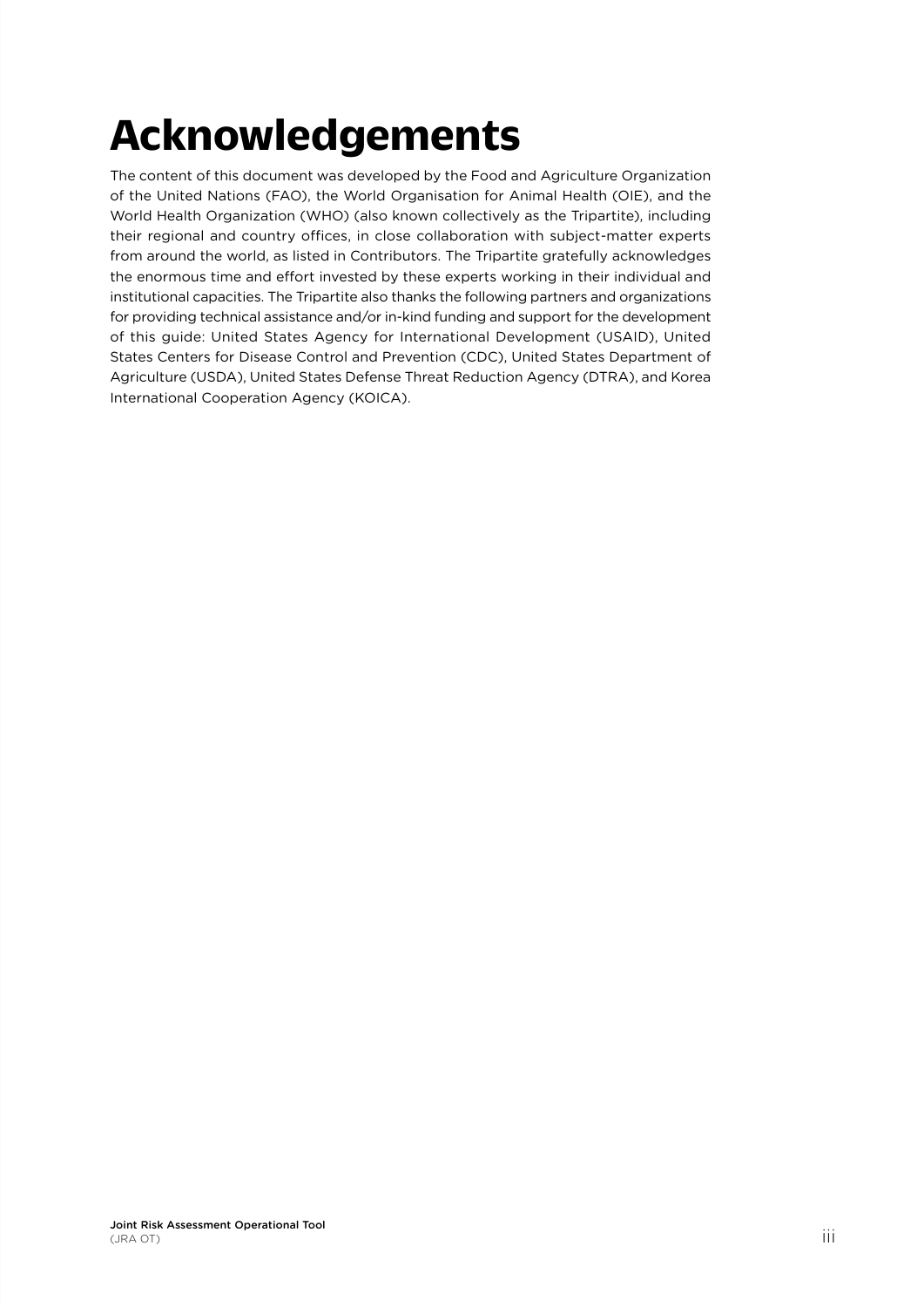# Acknowledgements

The content of this document was developed by the Food and Agriculture Organization of the United Nations (FAO), the World Organisation for Animal Health (OIE), and the World Health Organization (WHO) (also known collectively as the Tripartite), including their regional and country offices, in close collaboration with subject-matter experts from around the world, as listed in Contributors. The Tripartite gratefully acknowledges the enormous time and effort invested by these experts working in their individual and institutional capacities. The Tripartite also thanks the following partners and organizations for providing technical assistance and/or in-kind funding and support for the development of this guide: United States Agency for International Development (USAID), United States Centers for Disease Control and Prevention (CDC), United States Department of Agriculture (USDA), United States Defense Threat Reduction Agency (DTRA), and Korea International Cooperation Agency (KOICA).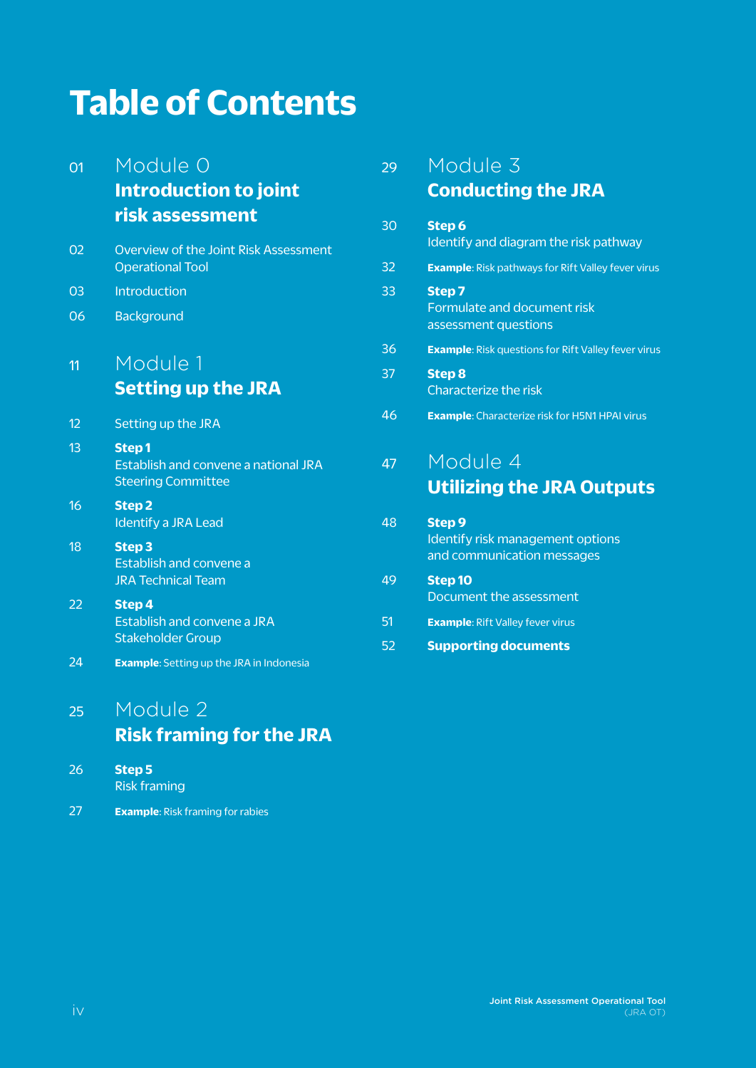# Table of Contents

01 **Module 0**
**Introduction to joint risk assessment**

02 Overview of the Joint Risk Assessment Operational Tool

03 Introduction

06 Background

11 **Module 1**
**Setting up the JRA**

12 Setting up the JRA

13 **Step 1**
Establish and convene a national JRA Steering Committee

16 **Step 2**
Identify a JRA Lead

18 **Step 3**
Establish and convene a JRA Technical Team

22 **Step 4**
Establish and convene a JRA Stakeholder Group

24 **Example**: Setting up the JRA in Indonesia

25 **Module 2**
**Risk framing for the JRA**

26 **Step 5**
Risk framing

27 **Example**: Risk framing for rabies

29 **Module 3**
**Conducting the JRA**

30 **Step 6**
Identify and diagram the risk pathway

32 **Example**: Risk pathways for Rift Valley fever virus

33 **Step 7**
Formulate and document risk assessment questions

36 **Example**: Risk questions for Rift Valley fever virus

37 **Step 8**
Characterize the risk

46 **Example**: Characterize risk for H5N1 HPAI virus

47 **Module 4**
**Utilizing the JRA Outputs**

48 **Step 9**
Identify risk management options and communication messages

49 **Step 10**
Document the assessment

51 **Example**: Rift Valley fever virus

52 **Supporting documents**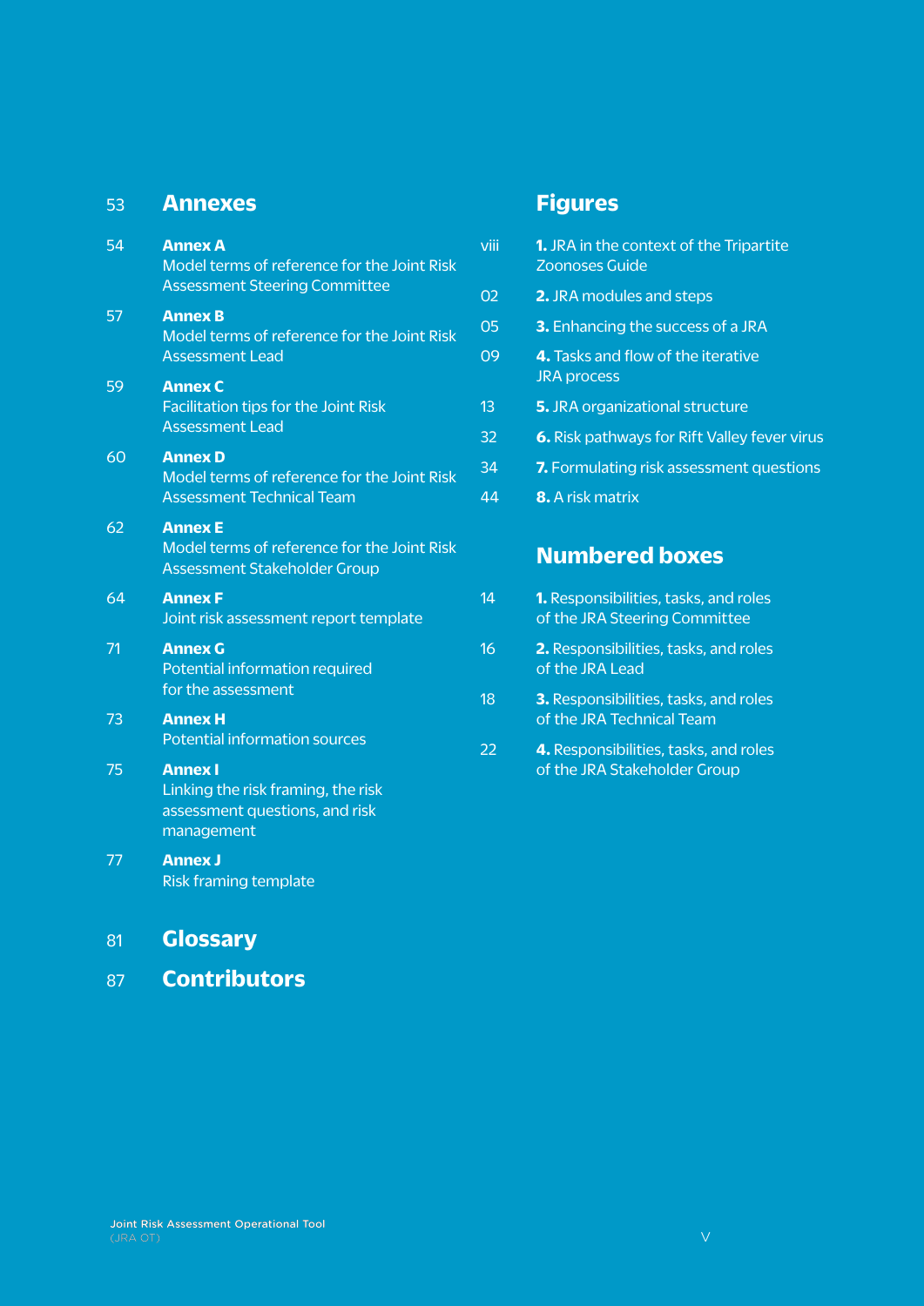53 **Annexes**

54 **Annex A**
Model terms of reference for the Joint Risk Assessment Steering Committee

57 **Annex B**
Model terms of reference for the Joint Risk Assessment Lead

59 **Annex C**
Facilitation tips for the Joint Risk Assessment Lead

60 **Annex D**
Model terms of reference for the Joint Risk Assessment Technical Team

62 **Annex E**
Model terms of reference for the Joint Risk Assessment Stakeholder Group

64 **Annex F**
Joint risk assessment report template

71 **Annex G**
Potential information required for the assessment

73 **Annex H**
Potential information sources

75 **Annex I**
Linking the risk framing, the risk assessment questions, and risk management

77 **Annex J**
Risk framing template

81 **Glossary**

87 **Contributors**

## Figures

viii **1.** JRA in the context of the Tripartite Zoonoses Guide

02 **2.** JRA modules and steps

05 **3.** Enhancing the success of a JRA

09 **4.** Tasks and flow of the iterative JRA process

13 **5.** JRA organizational structure

32 **6.** Risk pathways for Rift Valley fever virus

34 **7.** Formulating risk assessment questions

44 **8.** A risk matrix

## Numbered boxes

14 **1.** Responsibilities, tasks, and roles of the JRA Steering Committee

16 **2.** Responsibilities, tasks, and roles of the JRA Lead

18 **3.** Responsibilities, tasks, and roles of the JRA Technical Team

22 **4.** Responsibilities, tasks, and roles of the JRA Stakeholder Group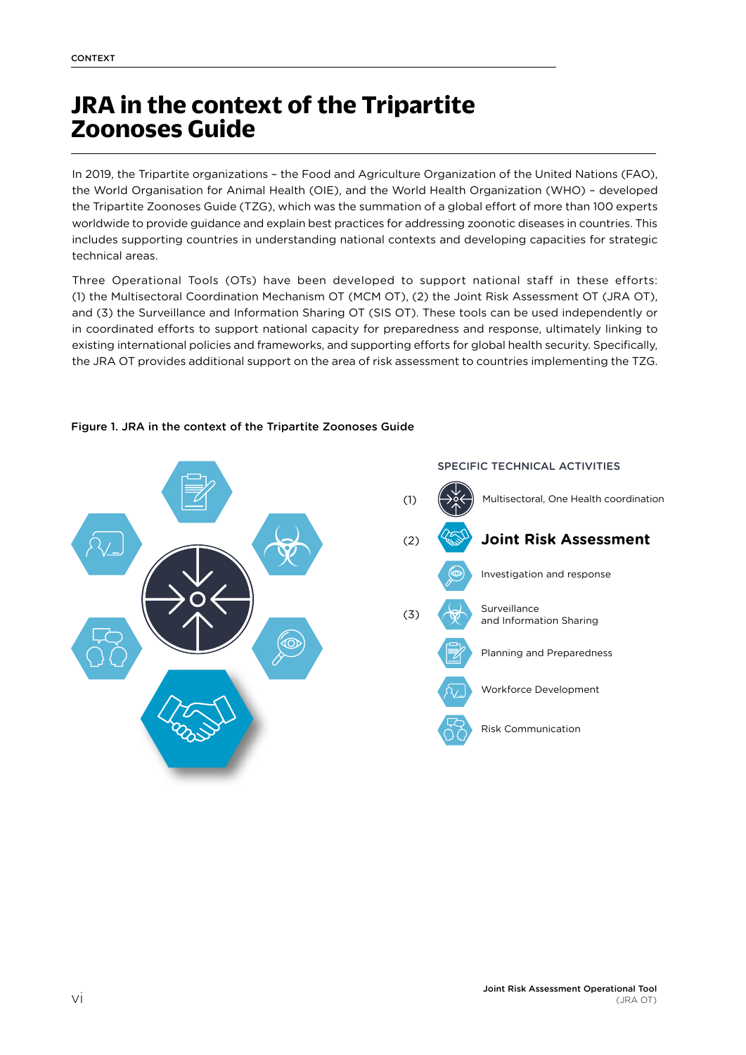# JRA in the context of the Tripartite Zoonoses Guide

In 2019, the Tripartite organizations – the Food and Agriculture Organization of the United Nations (FAO), the World Organisation for Animal Health (OIE), and the World Health Organization (WHO) – developed the Tripartite Zoonoses Guide (TZG), which was the summation of a global effort of more than 100 experts worldwide to provide guidance and explain best practices for addressing zoonotic diseases in countries. This includes supporting countries in understanding national contexts and developing capacities for strategic technical areas.

Three Operational Tools (OTs) have been developed to support national staff in these efforts: (1) the Multisectoral Coordination Mechanism OT (MCM OT), (2) the Joint Risk Assessment OT (JRA OT), and (3) the Surveillance and Information Sharing OT (SIS OT). These tools can be used independently or in coordinated efforts to support national capacity for preparedness and response, ultimately linking to existing international policies and frameworks, and supporting efforts for global health security. Specifically, the JRA OT provides additional support on the area of risk assessment to countries implementing the TZG.

**Figure 1. JRA in the context of the Tripartite Zoonoses Guide**

SPECIFIC TECHNICAL ACTIVITIES

(1) Multisectoral, One Health coordination

(2) **Joint Risk Assessment**

Investigation and response

(3) Surveillance and Information Sharing

Planning and Preparedness

Workforce Development

Risk Communication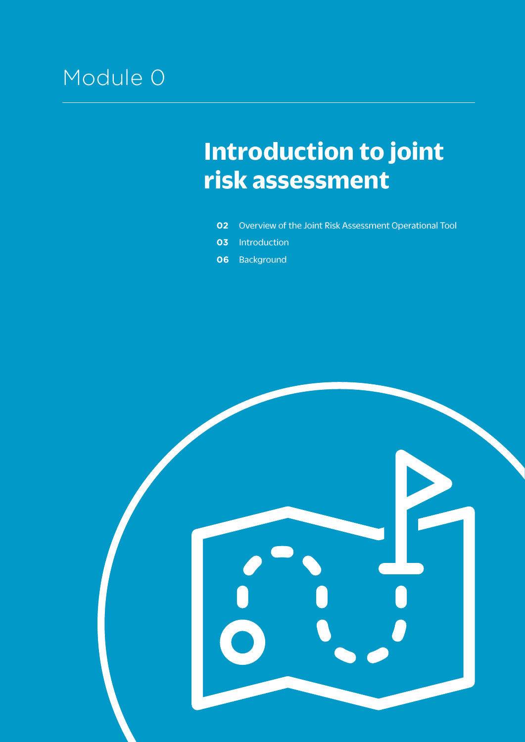# Module 0

## Introduction to joint risk assessment

**02** Overview of the Joint Risk Assessment Operational Tool

**03** Introduction

**06** Background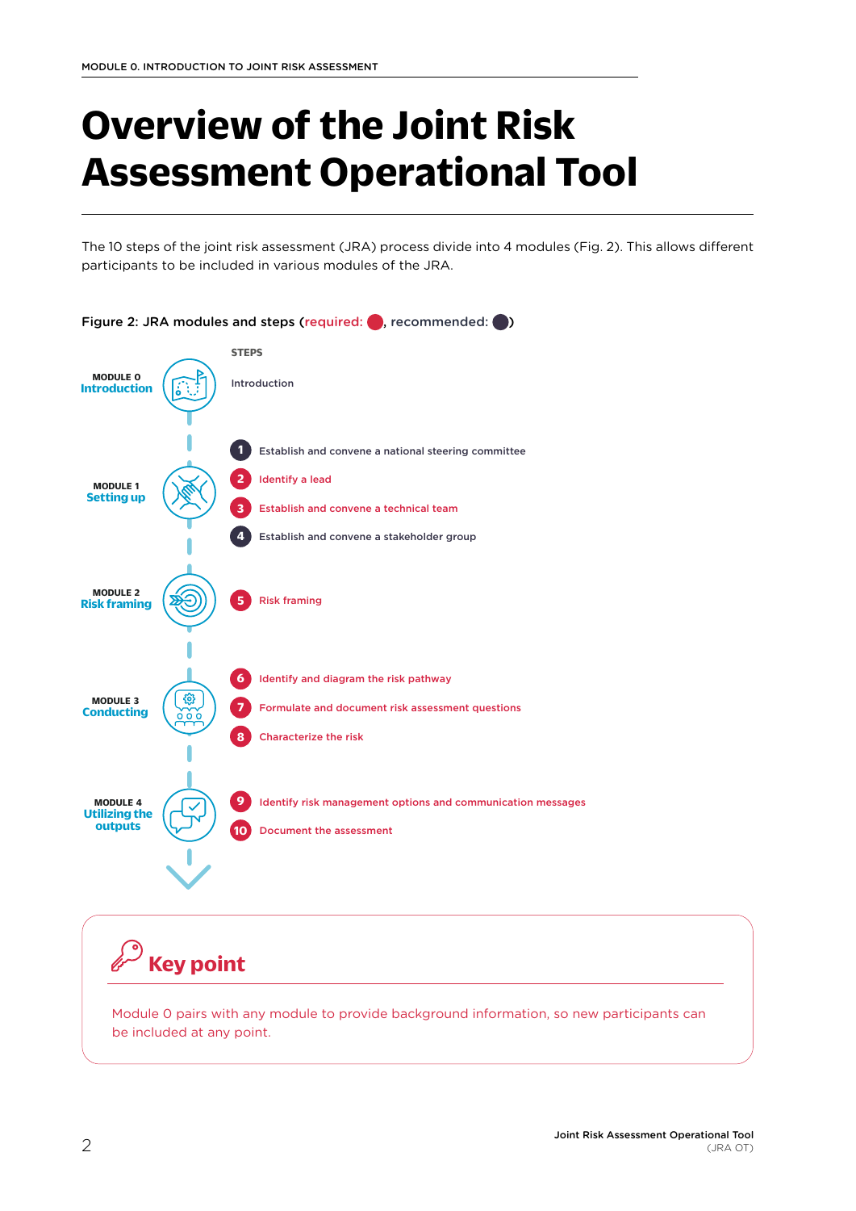# Overview of the Joint Risk Assessment Operational Tool

The 10 steps of the joint risk assessment (JRA) process divide into 4 modules (Fig. 2). This allows different participants to be included in various modules of the JRA.

**Figure 2: JRA modules and steps (required: ●, recommended: ●)**

| Module | Steps |
| --- | --- |
| **MODULE 0** Introduction | Introduction |
| **MODULE 1** Setting up | 1 Establish and convene a national steering committee (recommended)<br>2 Identify a lead (required)<br>3 Establish and convene a technical team (required)<br>4 Establish and convene a stakeholder group (recommended) |
| **MODULE 2** Risk framing | 5 Risk framing (required) |
| **MODULE 3** Conducting | 6 Identify and diagram the risk pathway (required)<br>7 Formulate and document risk assessment questions (required)<br>8 Characterize the risk (required) |
| **MODULE 4** Utilizing the outputs | 9 Identify risk management options and communication messages (required)<br>10 Document the assessment (required) |

## Key point

Module 0 pairs with any module to provide background information, so new participants can be included at any point.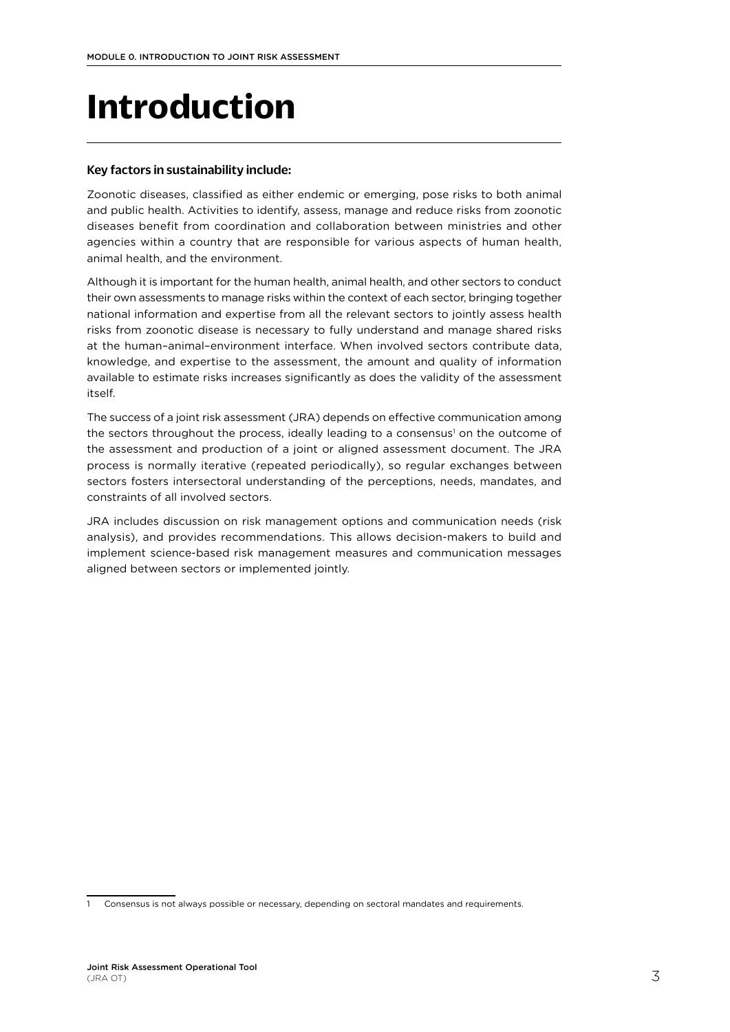# Introduction

**Key factors in sustainability include:**

Zoonotic diseases, classified as either endemic or emerging, pose risks to both animal and public health. Activities to identify, assess, manage and reduce risks from zoonotic diseases benefit from coordination and collaboration between ministries and other agencies within a country that are responsible for various aspects of human health, animal health, and the environment.

Although it is important for the human health, animal health, and other sectors to conduct their own assessments to manage risks within the context of each sector, bringing together national information and expertise from all the relevant sectors to jointly assess health risks from zoonotic disease is necessary to fully understand and manage shared risks at the human–animal–environment interface. When involved sectors contribute data, knowledge, and expertise to the assessment, the amount and quality of information available to estimate risks increases significantly as does the validity of the assessment itself.

The success of a joint risk assessment (JRA) depends on effective communication among the sectors throughout the process, ideally leading to a consensus[1] on the outcome of the assessment and production of a joint or aligned assessment document. The JRA process is normally iterative (repeated periodically), so regular exchanges between sectors fosters intersectoral understanding of the perceptions, needs, mandates, and constraints of all involved sectors.

JRA includes discussion on risk management options and communication needs (risk analysis), and provides recommendations. This allows decision-makers to build and implement science-based risk management measures and communication messages aligned between sectors or implemented jointly.

---

1 Consensus is not always possible or necessary, depending on sectoral mandates and requirements.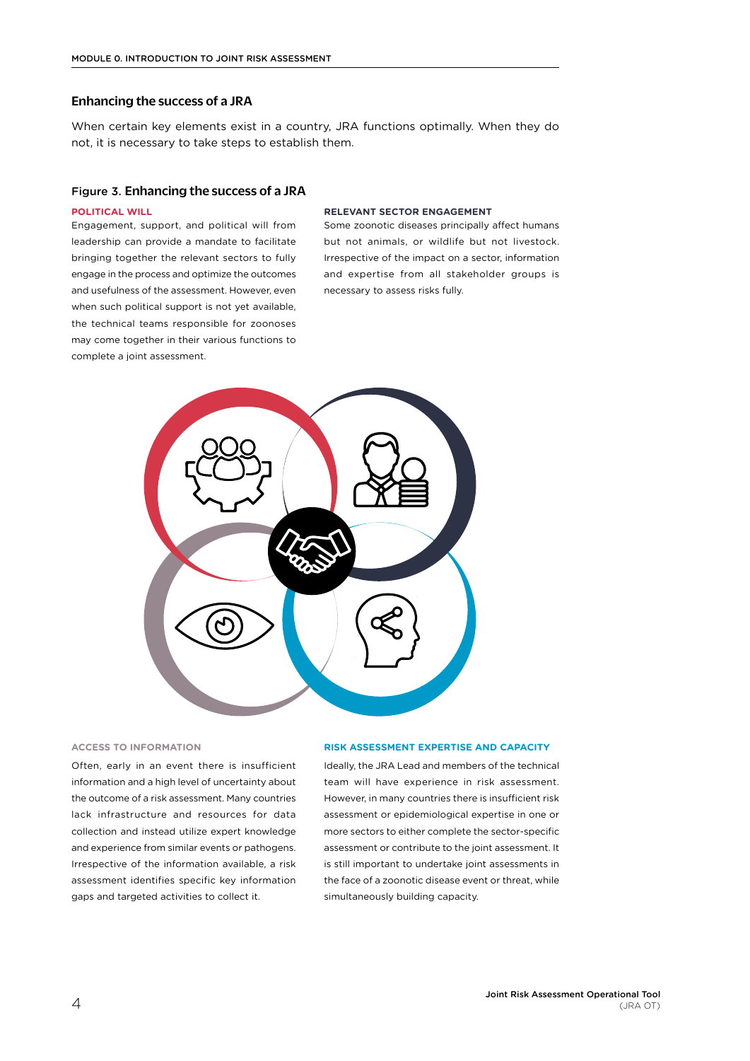## Enhancing the success of a JRA

When certain key elements exist in a country, JRA functions optimally. When they do not, it is necessary to take steps to establish them.

### Figure 3. Enhancing the success of a JRA

**POLITICAL WILL**

Engagement, support, and political will from leadership can provide a mandate to facilitate bringing together the relevant sectors to fully engage in the process and optimize the outcomes and usefulness of the assessment. However, even when such political support is not yet available, the technical teams responsible for zoonoses may come together in their various functions to complete a joint assessment.

**RELEVANT SECTOR ENGAGEMENT**

Some zoonotic diseases principally affect humans but not animals, or wildlife but not livestock. Irrespective of the impact on a sector, information and expertise from all stakeholder groups is necessary to assess risks fully.

**ACCESS TO INFORMATION**

Often, early in an event there is insufficient information and a high level of uncertainty about the outcome of a risk assessment. Many countries lack infrastructure and resources for data collection and instead utilize expert knowledge and experience from similar events or pathogens. Irrespective of the information available, a risk assessment identifies specific key information gaps and targeted activities to collect it.

**RISK ASSESSMENT EXPERTISE AND CAPACITY**

Ideally, the JRA Lead and members of the technical team will have experience in risk assessment. However, in many countries there is insufficient risk assessment or epidemiological expertise in one or more sectors to either complete the sector-specific assessment or contribute to the joint assessment. It is still important to undertake joint assessments in the face of a zoonotic disease event or threat, while simultaneously building capacity.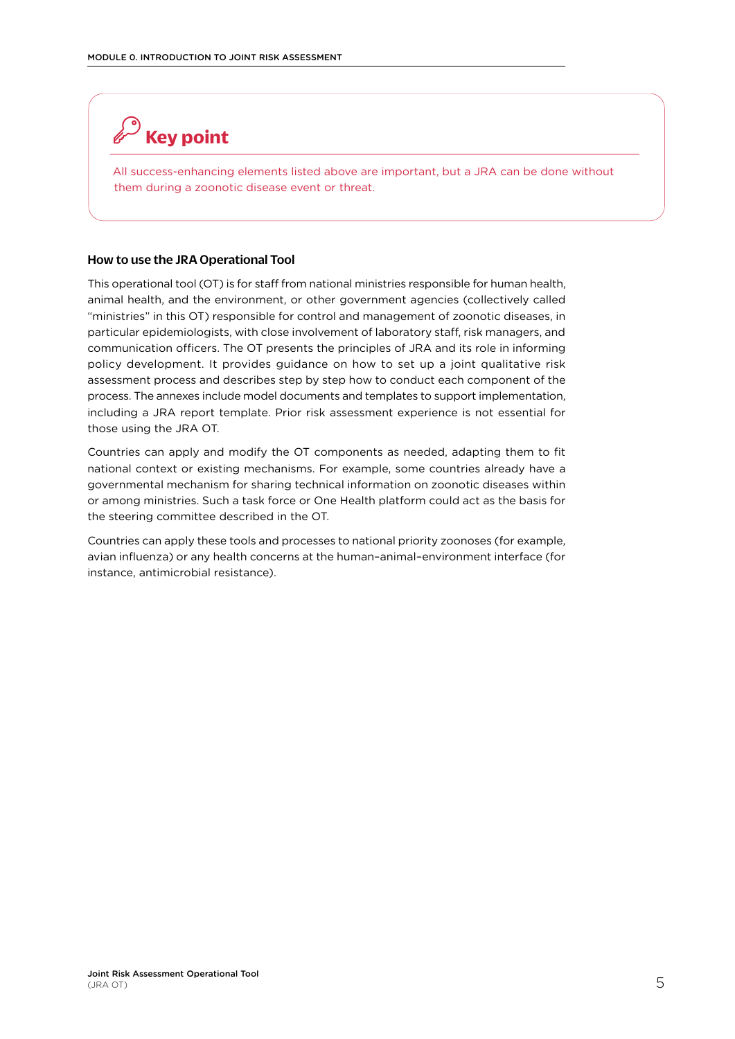## Key point

All success-enhancing elements listed above are important, but a JRA can be done without them during a zoonotic disease event or threat.

### How to use the JRA Operational Tool

This operational tool (OT) is for staff from national ministries responsible for human health, animal health, and the environment, or other government agencies (collectively called "ministries" in this OT) responsible for control and management of zoonotic diseases, in particular epidemiologists, with close involvement of laboratory staff, risk managers, and communication officers. The OT presents the principles of JRA and its role in informing policy development. It provides guidance on how to set up a joint qualitative risk assessment process and describes step by step how to conduct each component of the process. The annexes include model documents and templates to support implementation, including a JRA report template. Prior risk assessment experience is not essential for those using the JRA OT.

Countries can apply and modify the OT components as needed, adapting them to fit national context or existing mechanisms. For example, some countries already have a governmental mechanism for sharing technical information on zoonotic diseases within or among ministries. Such a task force or One Health platform could act as the basis for the steering committee described in the OT.

Countries can apply these tools and processes to national priority zoonoses (for example, avian influenza) or any health concerns at the human–animal–environment interface (for instance, antimicrobial resistance).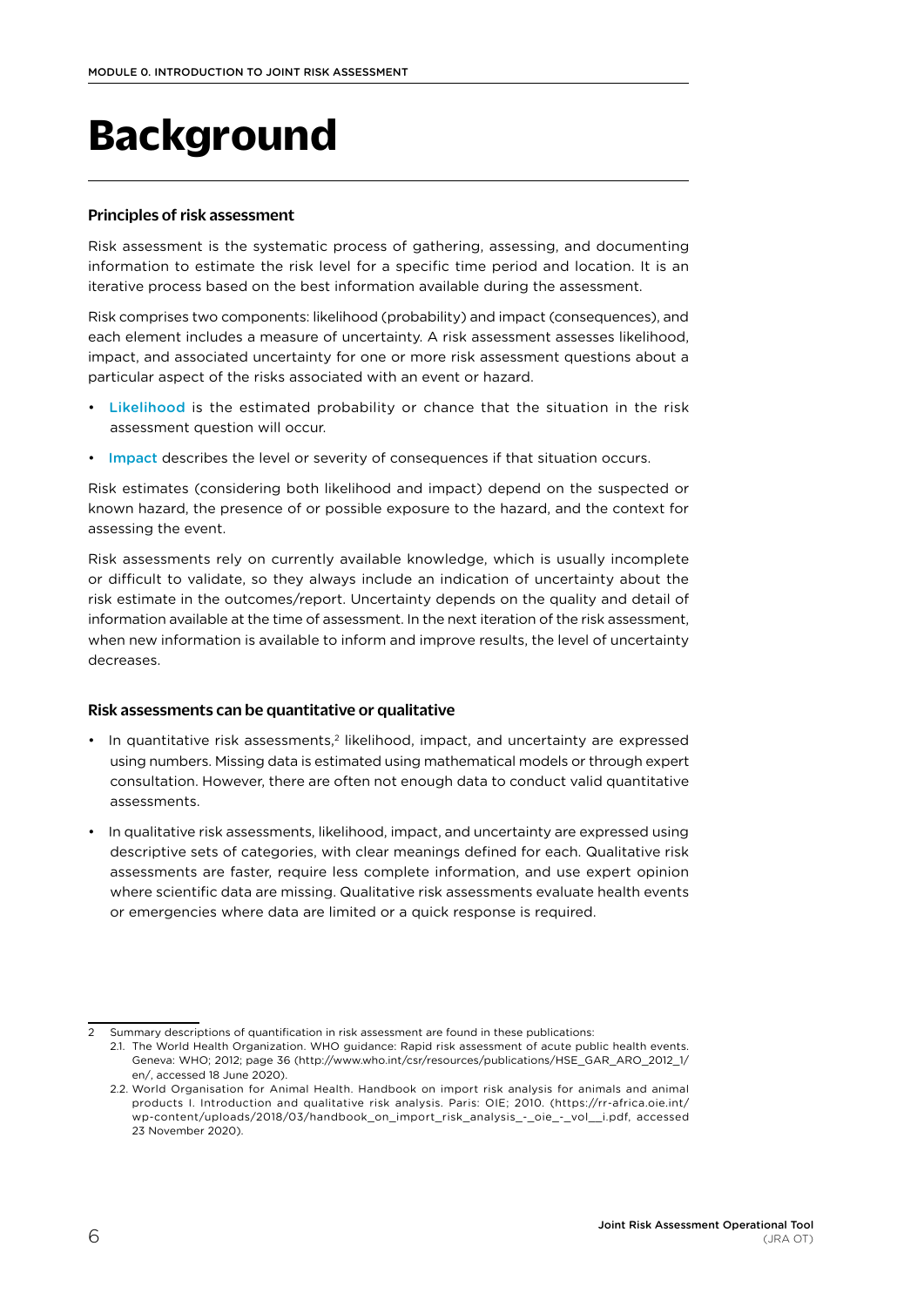# Background

### Principles of risk assessment

Risk assessment is the systematic process of gathering, assessing, and documenting information to estimate the risk level for a specific time period and location. It is an iterative process based on the best information available during the assessment.

Risk comprises two components: likelihood (probability) and impact (consequences), and each element includes a measure of uncertainty. A risk assessment assesses likelihood, impact, and associated uncertainty for one or more risk assessment questions about a particular aspect of the risks associated with an event or hazard.

- Likelihood is the estimated probability or chance that the situation in the risk assessment question will occur.
- Impact describes the level or severity of consequences if that situation occurs.

Risk estimates (considering both likelihood and impact) depend on the suspected or known hazard, the presence of or possible exposure to the hazard, and the context for assessing the event.

Risk assessments rely on currently available knowledge, which is usually incomplete or difficult to validate, so they always include an indication of uncertainty about the risk estimate in the outcomes/report. Uncertainty depends on the quality and detail of information available at the time of assessment. In the next iteration of the risk assessment, when new information is available to inform and improve results, the level of uncertainty decreases.

### Risk assessments can be quantitative or qualitative

- In quantitative risk assessments,[2] likelihood, impact, and uncertainty are expressed using numbers. Missing data is estimated using mathematical models or through expert consultation. However, there are often not enough data to conduct valid quantitative assessments.
- In qualitative risk assessments, likelihood, impact, and uncertainty are expressed using descriptive sets of categories, with clear meanings defined for each. Qualitative risk assessments are faster, require less complete information, and use expert opinion where scientific data are missing. Qualitative risk assessments evaluate health events or emergencies where data are limited or a quick response is required.

---

2 Summary descriptions of quantification in risk assessment are found in these publications:

2.1. The World Health Organization. WHO guidance: Rapid risk assessment of acute public health events. Geneva: WHO; 2012; page 36 (http://www.who.int/csr/resources/publications/HSE_GAR_ARO_2012_1/en/, accessed 18 June 2020).

2.2. World Organisation for Animal Health. Handbook on import risk analysis for animals and animal products I. Introduction and qualitative risk analysis. Paris: OIE; 2010. (https://rr-africa.oie.int/wp-content/uploads/2018/03/handbook_on_import_risk_analysis_-_oie_-_vol__i.pdf, accessed 23 November 2020).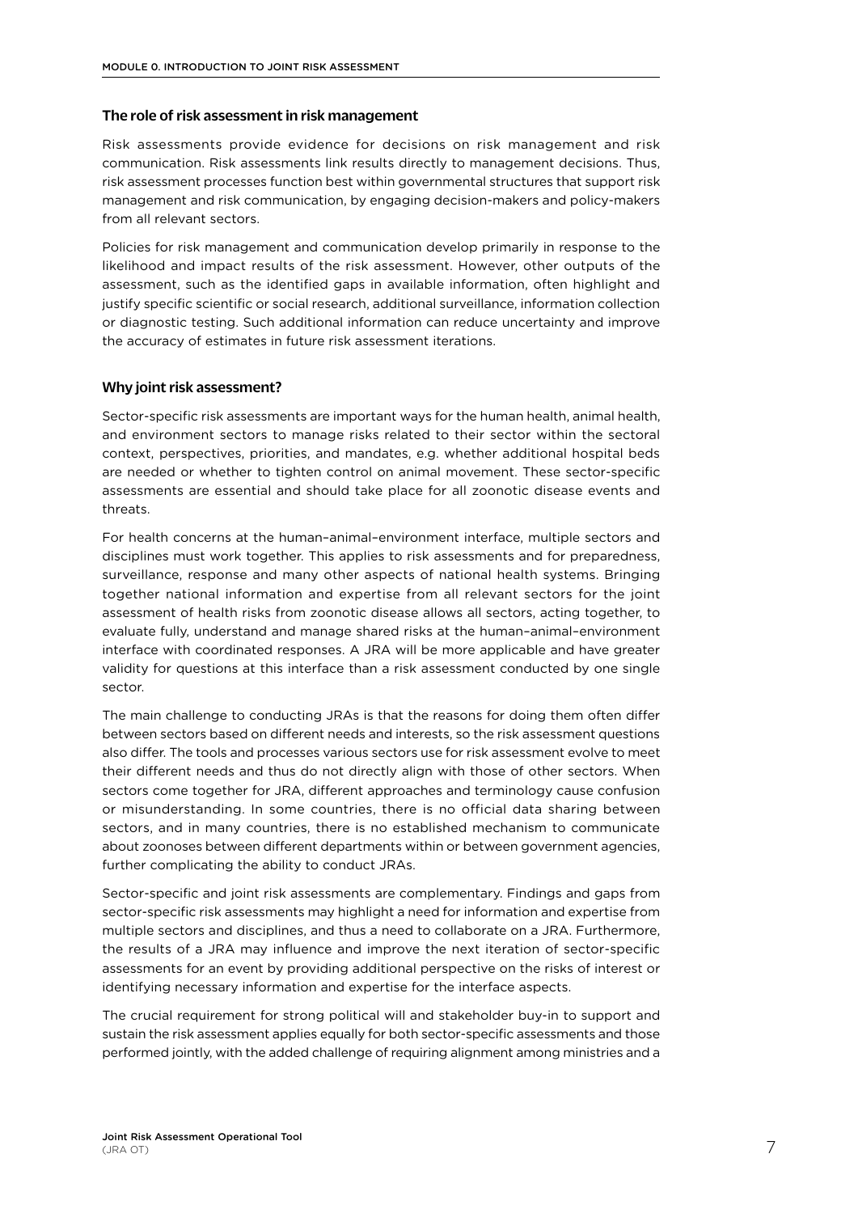### The role of risk assessment in risk management

Risk assessments provide evidence for decisions on risk management and risk communication. Risk assessments link results directly to management decisions. Thus, risk assessment processes function best within governmental structures that support risk management and risk communication, by engaging decision-makers and policy-makers from all relevant sectors.

Policies for risk management and communication develop primarily in response to the likelihood and impact results of the risk assessment. However, other outputs of the assessment, such as the identified gaps in available information, often highlight and justify specific scientific or social research, additional surveillance, information collection or diagnostic testing. Such additional information can reduce uncertainty and improve the accuracy of estimates in future risk assessment iterations.

### Why joint risk assessment?

Sector-specific risk assessments are important ways for the human health, animal health, and environment sectors to manage risks related to their sector within the sectoral context, perspectives, priorities, and mandates, e.g. whether additional hospital beds are needed or whether to tighten control on animal movement. These sector-specific assessments are essential and should take place for all zoonotic disease events and threats.

For health concerns at the human–animal–environment interface, multiple sectors and disciplines must work together. This applies to risk assessments and for preparedness, surveillance, response and many other aspects of national health systems. Bringing together national information and expertise from all relevant sectors for the joint assessment of health risks from zoonotic disease allows all sectors, acting together, to evaluate fully, understand and manage shared risks at the human–animal–environment interface with coordinated responses. A JRA will be more applicable and have greater validity for questions at this interface than a risk assessment conducted by one single sector.

The main challenge to conducting JRAs is that the reasons for doing them often differ between sectors based on different needs and interests, so the risk assessment questions also differ. The tools and processes various sectors use for risk assessment evolve to meet their different needs and thus do not directly align with those of other sectors. When sectors come together for JRA, different approaches and terminology cause confusion or misunderstanding. In some countries, there is no official data sharing between sectors, and in many countries, there is no established mechanism to communicate about zoonoses between different departments within or between government agencies, further complicating the ability to conduct JRAs.

Sector-specific and joint risk assessments are complementary. Findings and gaps from sector-specific risk assessments may highlight a need for information and expertise from multiple sectors and disciplines, and thus a need to collaborate on a JRA. Furthermore, the results of a JRA may influence and improve the next iteration of sector-specific assessments for an event by providing additional perspective on the risks of interest or identifying necessary information and expertise for the interface aspects.

The crucial requirement for strong political will and stakeholder buy-in to support and sustain the risk assessment applies equally for both sector-specific assessments and those performed jointly, with the added challenge of requiring alignment among ministries and a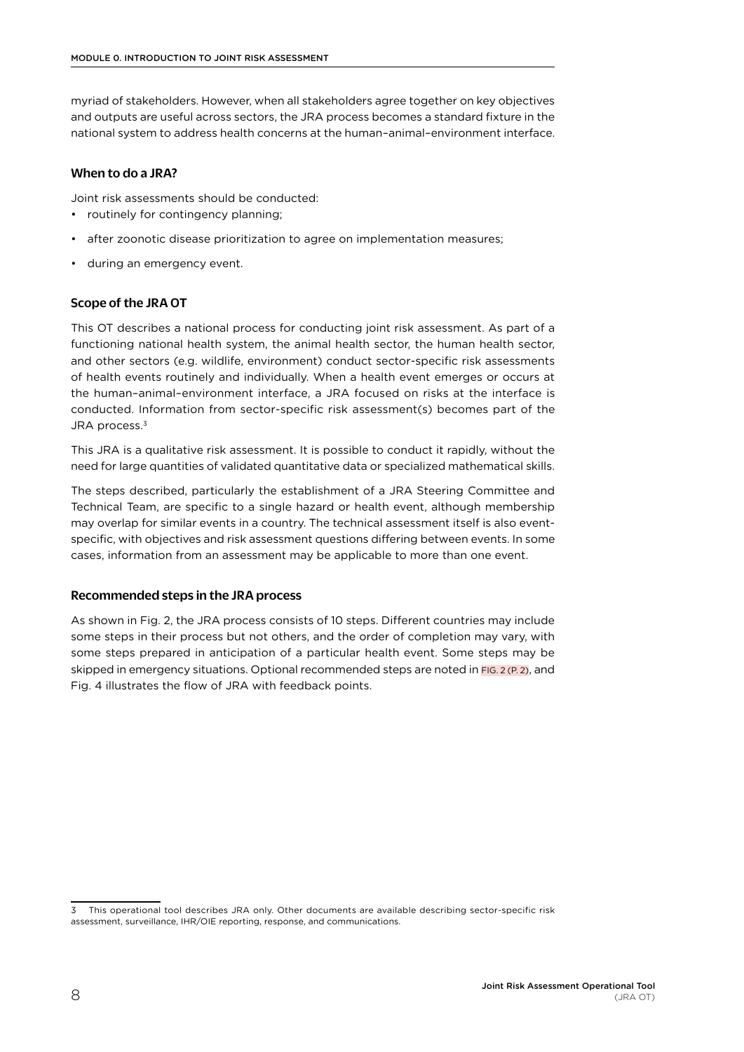myriad of stakeholders. However, when all stakeholders agree together on key objectives and outputs are useful across sectors, the JRA process becomes a standard fixture in the national system to address health concerns at the human–animal–environment interface.

### When to do a JRA?

Joint risk assessments should be conducted:

- routinely for contingency planning;
- after zoonotic disease prioritization to agree on implementation measures;
- during an emergency event.

### Scope of the JRA OT

This OT describes a national process for conducting joint risk assessment. As part of a functioning national health system, the animal health sector, the human health sector, and other sectors (e.g. wildlife, environment) conduct sector-specific risk assessments of health events routinely and individually. When a health event emerges or occurs at the human–animal–environment interface, a JRA focused on risks at the interface is conducted. Information from sector-specific risk assessment(s) becomes part of the JRA process.[3]

This JRA is a qualitative risk assessment. It is possible to conduct it rapidly, without the need for large quantities of validated quantitative data or specialized mathematical skills.

The steps described, particularly the establishment of a JRA Steering Committee and Technical Team, are specific to a single hazard or health event, although membership may overlap for similar events in a country. The technical assessment itself is also event-specific, with objectives and risk assessment questions differing between events. In some cases, information from an assessment may be applicable to more than one event.

### Recommended steps in the JRA process

As shown in Fig. 2, the JRA process consists of 10 steps. Different countries may include some steps in their process but not others, and the order of completion may vary, with some steps prepared in anticipation of a particular health event. Some steps may be skipped in emergency situations. Optional recommended steps are noted in FIG. 2 (P. 2), and Fig. 4 illustrates the flow of JRA with feedback points.

---

3 This operational tool describes JRA only. Other documents are available describing sector-specific risk assessment, surveillance, IHR/OIE reporting, response, and communications.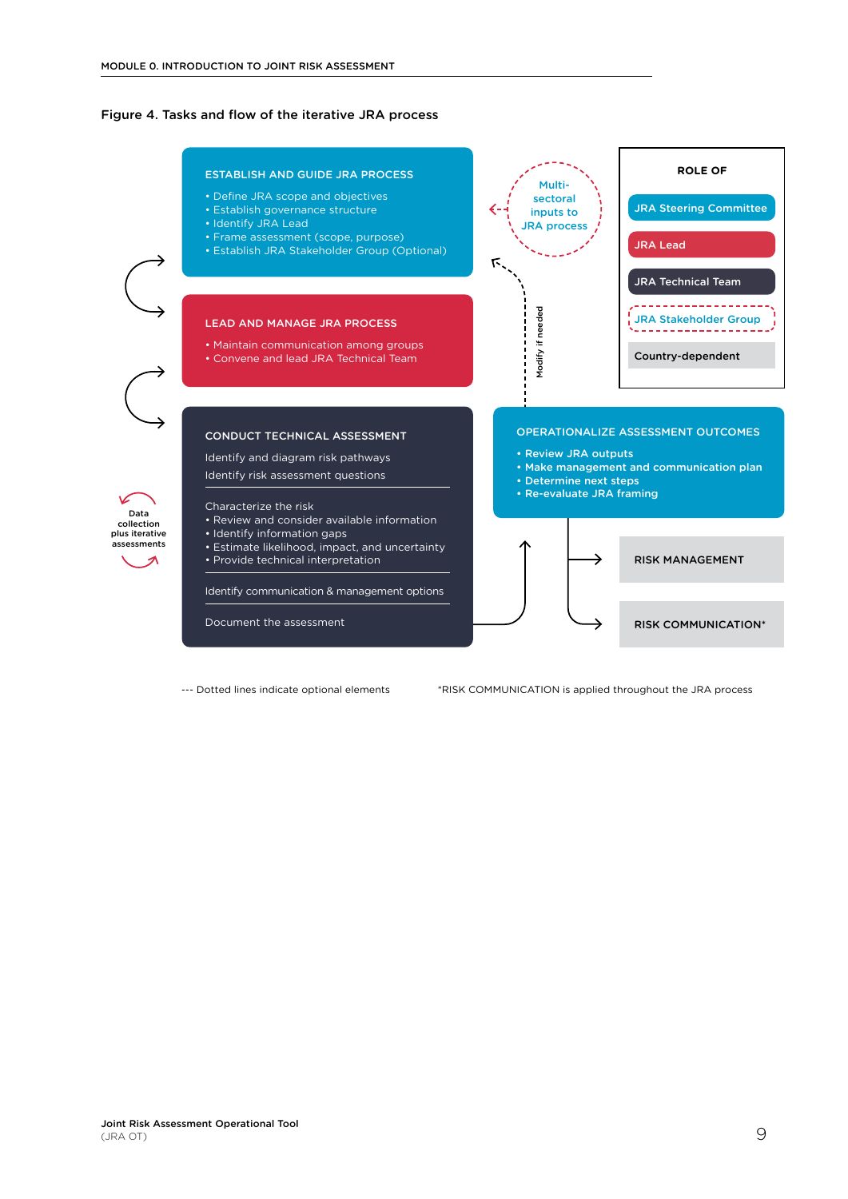Figure 4. Tasks and flow of the iterative JRA process

**ESTABLISH AND GUIDE JRA PROCESS**
- Define JRA scope and objectives
- Establish governance structure
- Identify JRA Lead
- Frame assessment (scope, purpose)
- Establish JRA Stakeholder Group (Optional)

Multi-sectoral inputs to JRA process

**LEAD AND MANAGE JRA PROCESS**
- Maintain communication among groups
- Convene and lead JRA Technical Team

Modify if needed

**CONDUCT TECHNICAL ASSESSMENT**

Identify and diagram risk pathways

Identify risk assessment questions

Characterize the risk
- Review and consider available information
- Identify information gaps
- Estimate likelihood, impact, and uncertainty
- Provide technical interpretation

Identify communication & management options

Document the assessment

Data collection plus iterative assessments

**OPERATIONALIZE ASSESSMENT OUTCOMES**
- Review JRA outputs
- Make management and communication plan
- Determine next steps
- Re-evaluate JRA framing

**RISK MANAGEMENT**

**RISK COMMUNICATION***

**ROLE OF**
- JRA Steering Committee
- JRA Lead
- JRA Technical Team
- JRA Stakeholder Group
- Country-dependent

--- Dotted lines indicate optional elements

*RISK COMMUNICATION is applied throughout the JRA process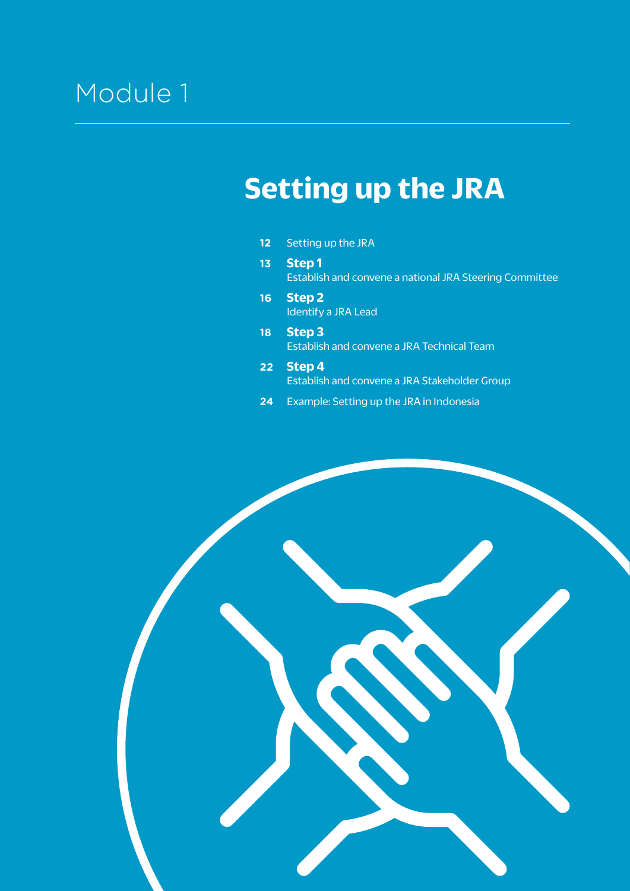Module 1

# Setting up the JRA

| | |
|---|---|
| **12** | Setting up the JRA |
| **13** | **Step 1**<br>Establish and convene a national JRA Steering Committee |
| **16** | **Step 2**<br>Identify a JRA Lead |
| **18** | **Step 3**<br>Establish and convene a JRA Technical Team |
| **22** | **Step 4**<br>Establish and convene a JRA Stakeholder Group |
| **24** | Example: Setting up the JRA in Indonesia |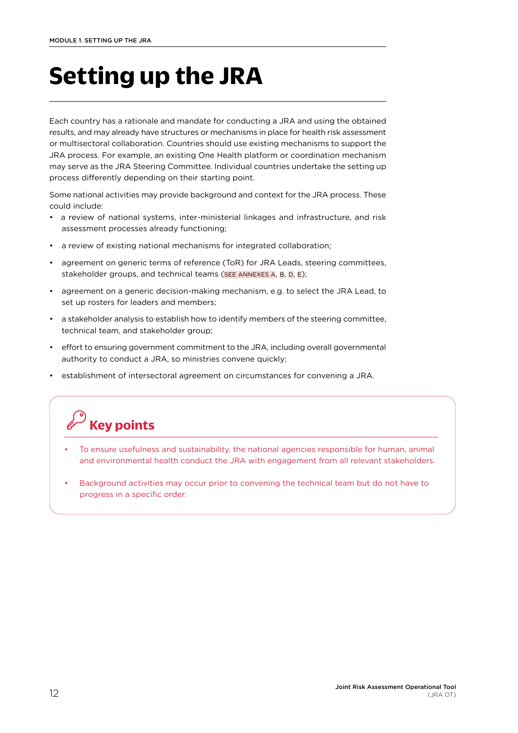# Setting up the JRA

Each country has a rationale and mandate for conducting a JRA and using the obtained results, and may already have structures or mechanisms in place for health risk assessment or multisectoral collaboration. Countries should use existing mechanisms to support the JRA process. For example, an existing One Health platform or coordination mechanism may serve as the JRA Steering Committee. Individual countries undertake the setting up process differently depending on their starting point.

Some national activities may provide background and context for the JRA process. These could include:

- a review of national systems, inter-ministerial linkages and infrastructure, and risk assessment processes already functioning;
- a review of existing national mechanisms for integrated collaboration;
- agreement on generic terms of reference (ToR) for JRA Leads, steering committees, stakeholder groups, and technical teams (SEE ANNEXES A, B, D, E);
- agreement on a generic decision-making mechanism, e.g. to select the JRA Lead, to set up rosters for leaders and members;
- a stakeholder analysis to establish how to identify members of the steering committee, technical team, and stakeholder group;
- effort to ensuring government commitment to the JRA, including overall governmental authority to conduct a JRA, so ministries convene quickly;
- establishment of intersectoral agreement on circumstances for convening a JRA.

## Key points

- To ensure usefulness and sustainability, the national agencies responsible for human, animal and environmental health conduct the JRA with engagement from all relevant stakeholders.
- Background activities may occur prior to convening the technical team but do not have to progress in a specific order.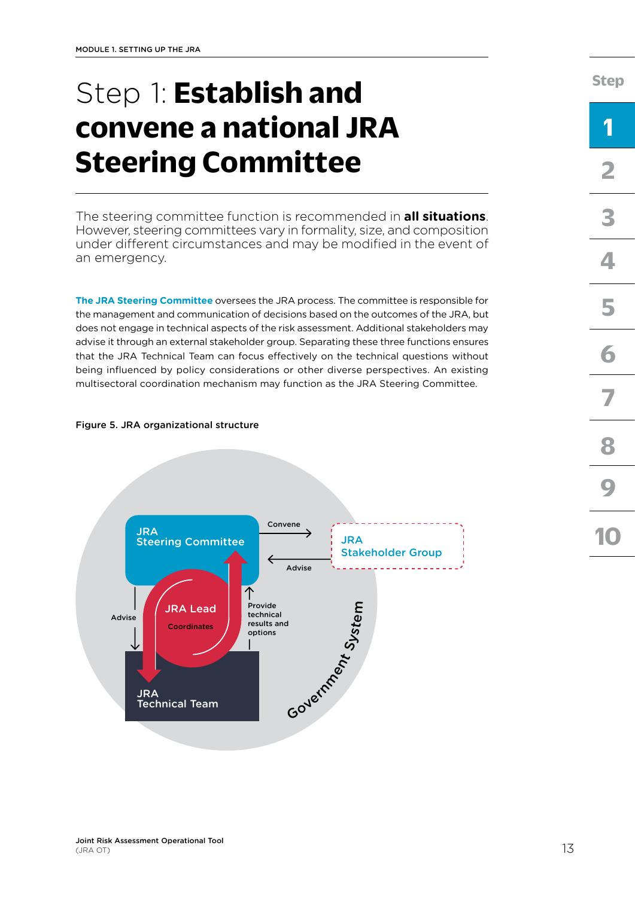# Step 1: **Establish and convene a national JRA Steering Committee**

The steering committee function is recommended in **all situations**. However, steering committees vary in formality, size, and composition under different circumstances and may be modified in the event of an emergency.

**The JRA Steering Committee** oversees the JRA process. The committee is responsible for the management and communication of decisions based on the outcomes of the JRA, but does not engage in technical aspects of the risk assessment. Additional stakeholders may advise it through an external stakeholder group. Separating these three functions ensures that the JRA Technical Team can focus effectively on the technical questions without being influenced by policy considerations or other diverse perspectives. An existing multisectoral coordination mechanism may function as the JRA Steering Committee.

**Figure 5. JRA organizational structure**

JRA Steering Committee

Convene

Advise

JRA Stakeholder Group

JRA Lead

Coordinates

Advise

Provide technical results and options

JRA Technical Team

Government System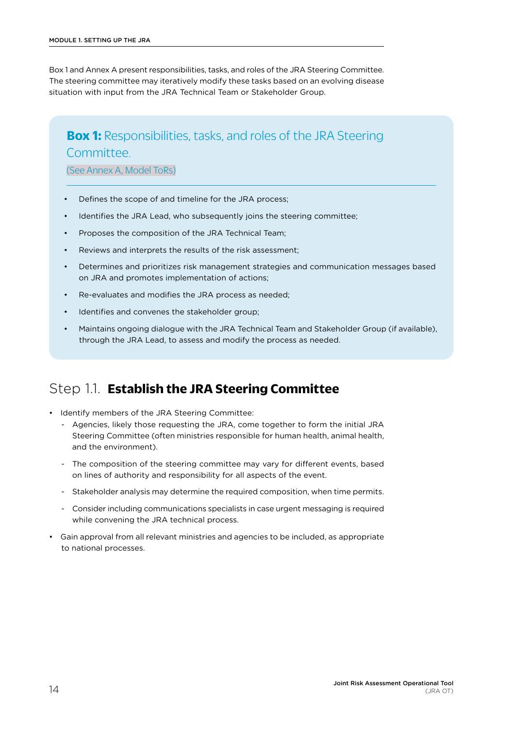Box 1 and Annex A present responsibilities, tasks, and roles of the JRA Steering Committee. The steering committee may iteratively modify these tasks based on an evolving disease situation with input from the JRA Technical Team or Stakeholder Group.

> **Box 1:** Responsibilities, tasks, and roles of the JRA Steering Committee.
>
> (See Annex A, Model ToRs)
>
> - Defines the scope of and timeline for the JRA process;
> - Identifies the JRA Lead, who subsequently joins the steering committee;
> - Proposes the composition of the JRA Technical Team;
> - Reviews and interprets the results of the risk assessment;
> - Determines and prioritizes risk management strategies and communication messages based on JRA and promotes implementation of actions;
> - Re-evaluates and modifies the JRA process as needed;
> - Identifies and convenes the stakeholder group;
> - Maintains ongoing dialogue with the JRA Technical Team and Stakeholder Group (if available), through the JRA Lead, to assess and modify the process as needed.

## Step 1.1. **Establish the JRA Steering Committee**

- Identify members of the JRA Steering Committee:
  - Agencies, likely those requesting the JRA, come together to form the initial JRA Steering Committee (often ministries responsible for human health, animal health, and the environment).
  - The composition of the steering committee may vary for different events, based on lines of authority and responsibility for all aspects of the event.
  - Stakeholder analysis may determine the required composition, when time permits.
  - Consider including communications specialists in case urgent messaging is required while convening the JRA technical process.
- Gain approval from all relevant ministries and agencies to be included, as appropriate to national processes.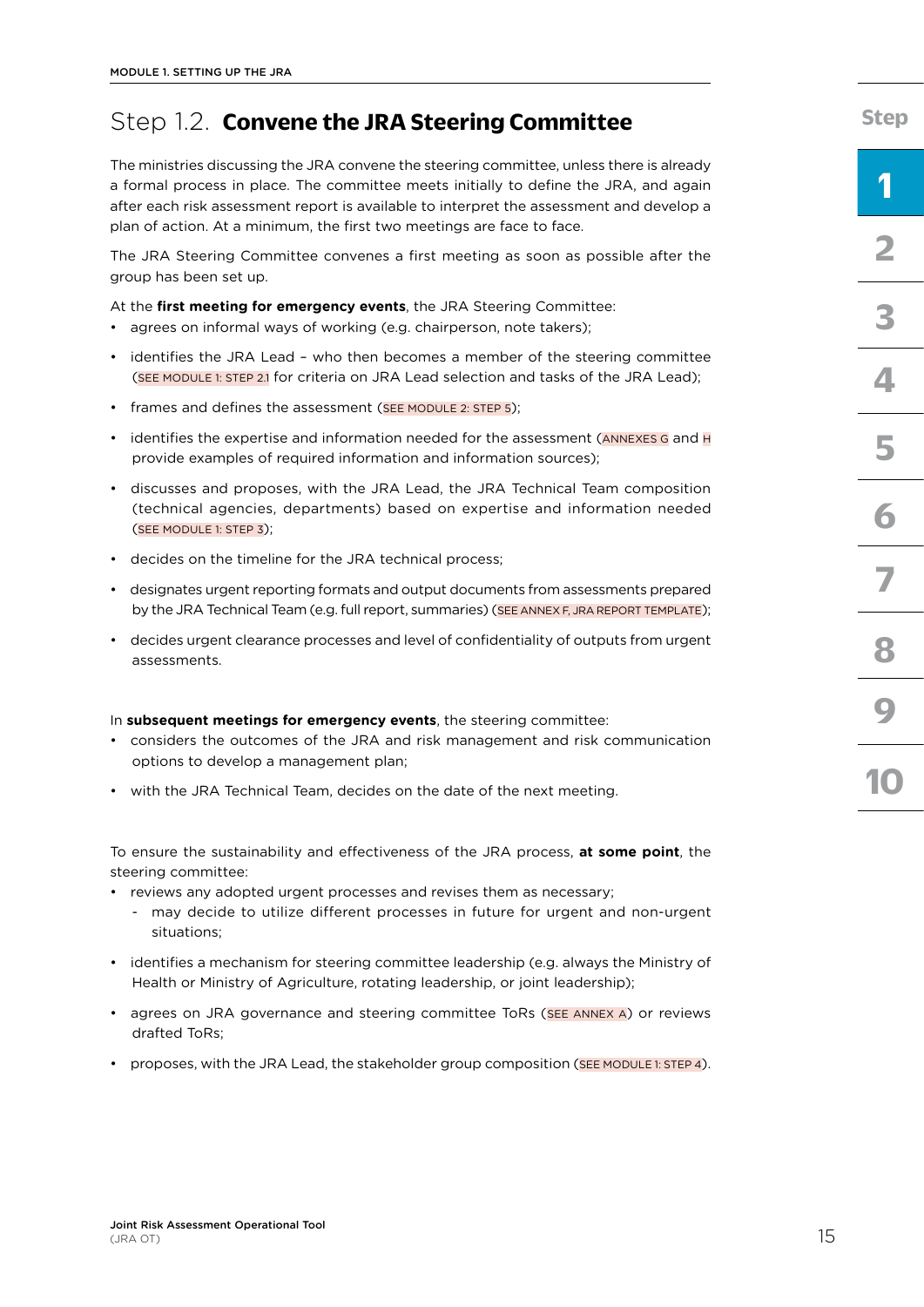## Step 1.2. **Convene the JRA Steering Committee**

The ministries discussing the JRA convene the steering committee, unless there is already a formal process in place. The committee meets initially to define the JRA, and again after each risk assessment report is available to interpret the assessment and develop a plan of action. At a minimum, the first two meetings are face to face.

The JRA Steering Committee convenes a first meeting as soon as possible after the group has been set up.

At the **first meeting for emergency events**, the JRA Steering Committee:

- agrees on informal ways of working (e.g. chairperson, note takers);
- identifies the JRA Lead – who then becomes a member of the steering committee (SEE MODULE 1: STEP 2.1 for criteria on JRA Lead selection and tasks of the JRA Lead);
- frames and defines the assessment (SEE MODULE 2: STEP 5);
- identifies the expertise and information needed for the assessment (ANNEXES G and H provide examples of required information and information sources);
- discusses and proposes, with the JRA Lead, the JRA Technical Team composition (technical agencies, departments) based on expertise and information needed (SEE MODULE 1: STEP 3);
- decides on the timeline for the JRA technical process;
- designates urgent reporting formats and output documents from assessments prepared by the JRA Technical Team (e.g. full report, summaries) (SEE ANNEX F, JRA REPORT TEMPLATE);
- decides urgent clearance processes and level of confidentiality of outputs from urgent assessments.

In **subsequent meetings for emergency events**, the steering committee:

- considers the outcomes of the JRA and risk management and risk communication options to develop a management plan;
- with the JRA Technical Team, decides on the date of the next meeting.

To ensure the sustainability and effectiveness of the JRA process, **at some point**, the steering committee:

- reviews any adopted urgent processes and revises them as necessary;
  - may decide to utilize different processes in future for urgent and non-urgent situations;
- identifies a mechanism for steering committee leadership (e.g. always the Ministry of Health or Ministry of Agriculture, rotating leadership, or joint leadership);
- agrees on JRA governance and steering committee ToRs (SEE ANNEX A) or reviews drafted ToRs;
- proposes, with the JRA Lead, the stakeholder group composition (SEE MODULE 1: STEP 4).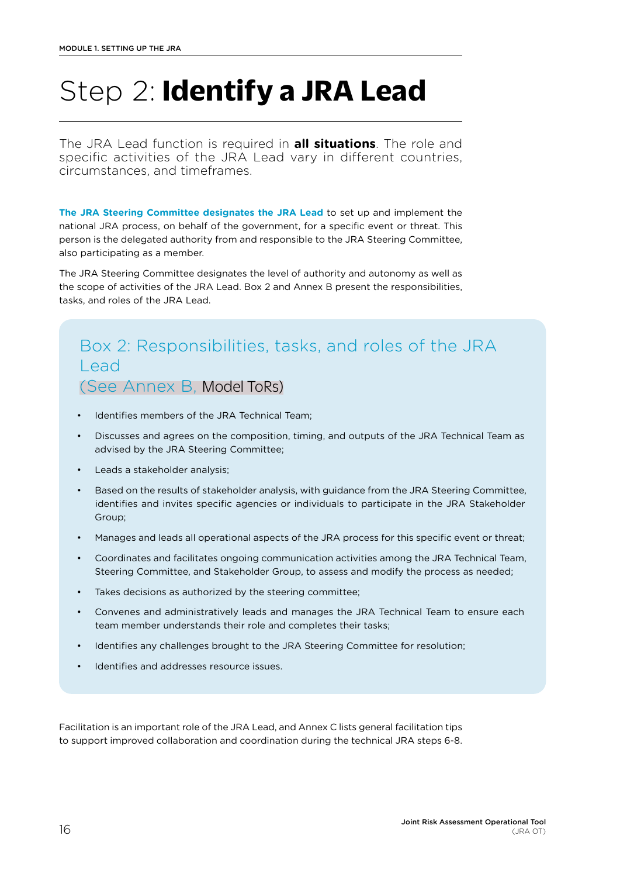# Step 2: **Identify a JRA Lead**

The JRA Lead function is required in **all situations**. The role and specific activities of the JRA Lead vary in different countries, circumstances, and timeframes.

**The JRA Steering Committee designates the JRA Lead** to set up and implement the national JRA process, on behalf of the government, for a specific event or threat. This person is the delegated authority from and responsible to the JRA Steering Committee, also participating as a member.

The JRA Steering Committee designates the level of authority and autonomy as well as the scope of activities of the JRA Lead. Box 2 and Annex B present the responsibilities, tasks, and roles of the JRA Lead.

## Box 2: Responsibilities, tasks, and roles of the JRA Lead

(See Annex B, Model ToRs)

- Identifies members of the JRA Technical Team;
- Discusses and agrees on the composition, timing, and outputs of the JRA Technical Team as advised by the JRA Steering Committee;
- Leads a stakeholder analysis;
- Based on the results of stakeholder analysis, with guidance from the JRA Steering Committee, identifies and invites specific agencies or individuals to participate in the JRA Stakeholder Group;
- Manages and leads all operational aspects of the JRA process for this specific event or threat;
- Coordinates and facilitates ongoing communication activities among the JRA Technical Team, Steering Committee, and Stakeholder Group, to assess and modify the process as needed;
- Takes decisions as authorized by the steering committee;
- Convenes and administratively leads and manages the JRA Technical Team to ensure each team member understands their role and completes their tasks;
- Identifies any challenges brought to the JRA Steering Committee for resolution;
- Identifies and addresses resource issues.

Facilitation is an important role of the JRA Lead, and Annex C lists general facilitation tips to support improved collaboration and coordination during the technical JRA steps 6-8.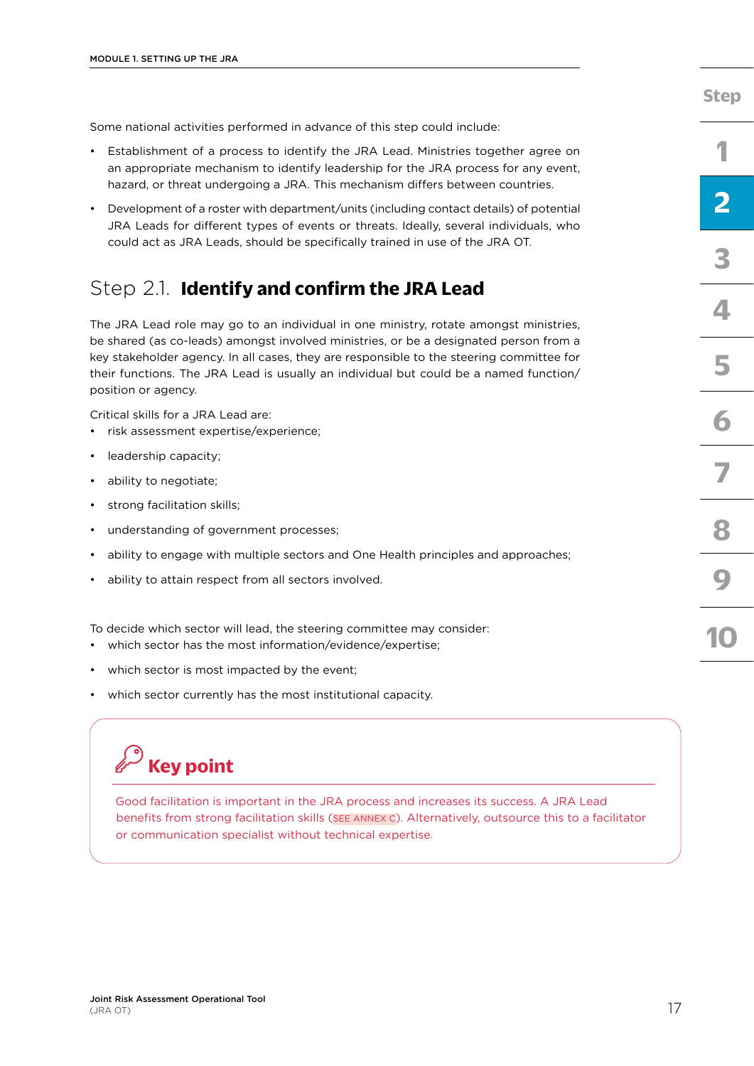Some national activities performed in advance of this step could include:

- Establishment of a process to identify the JRA Lead. Ministries together agree on an appropriate mechanism to identify leadership for the JRA process for any event, hazard, or threat undergoing a JRA. This mechanism differs between countries.
- Development of a roster with department/units (including contact details) of potential JRA Leads for different types of events or threats. Ideally, several individuals, who could act as JRA Leads, should be specifically trained in use of the JRA OT.

## Step 2.1. **Identify and confirm the JRA Lead**

The JRA Lead role may go to an individual in one ministry, rotate amongst ministries, be shared (as co-leads) amongst involved ministries, or be a designated person from a key stakeholder agency. In all cases, they are responsible to the steering committee for their functions. The JRA Lead is usually an individual but could be a named function/position or agency.

Critical skills for a JRA Lead are:

- risk assessment expertise/experience;
- leadership capacity;
- ability to negotiate;
- strong facilitation skills;
- understanding of government processes;
- ability to engage with multiple sectors and One Health principles and approaches;
- ability to attain respect from all sectors involved.

To decide which sector will lead, the steering committee may consider:

- which sector has the most information/evidence/expertise;
- which sector is most impacted by the event;
- which sector currently has the most institutional capacity.

### Key point

Good facilitation is important in the JRA process and increases its success. A JRA Lead benefits from strong facilitation skills (SEE ANNEX C). Alternatively, outsource this to a facilitator or communication specialist without technical expertise.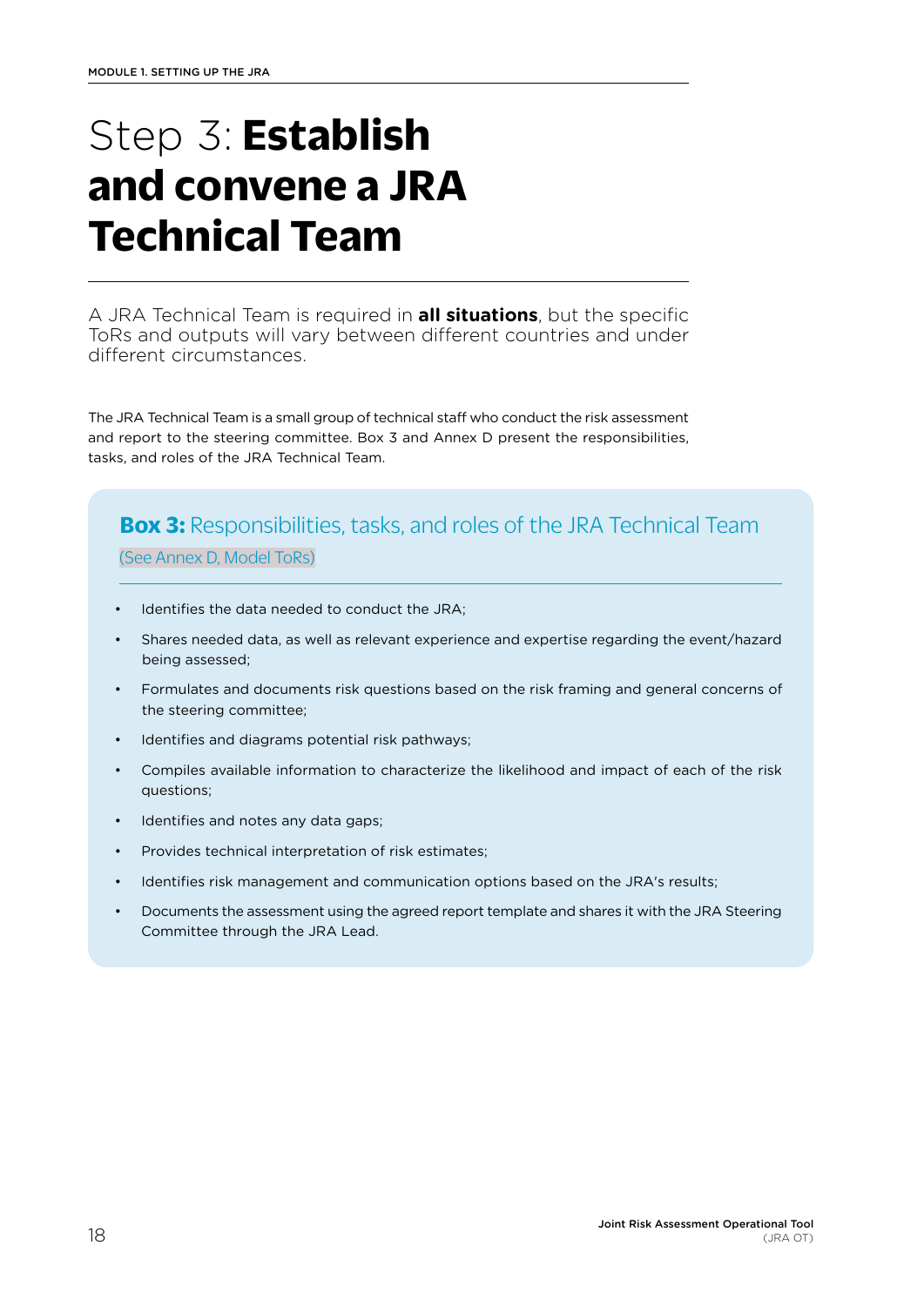# Step 3: **Establish and convene a JRA Technical Team**

A JRA Technical Team is required in **all situations**, but the specific ToRs and outputs will vary between different countries and under different circumstances.

The JRA Technical Team is a small group of technical staff who conduct the risk assessment and report to the steering committee. Box 3 and Annex D present the responsibilities, tasks, and roles of the JRA Technical Team.

### **Box 3:** Responsibilities, tasks, and roles of the JRA Technical Team

(See Annex D, Model ToRs)

- Identifies the data needed to conduct the JRA;
- Shares needed data, as well as relevant experience and expertise regarding the event/hazard being assessed;
- Formulates and documents risk questions based on the risk framing and general concerns of the steering committee;
- Identifies and diagrams potential risk pathways;
- Compiles available information to characterize the likelihood and impact of each of the risk questions;
- Identifies and notes any data gaps;
- Provides technical interpretation of risk estimates;
- Identifies risk management and communication options based on the JRA's results;
- Documents the assessment using the agreed report template and shares it with the JRA Steering Committee through the JRA Lead.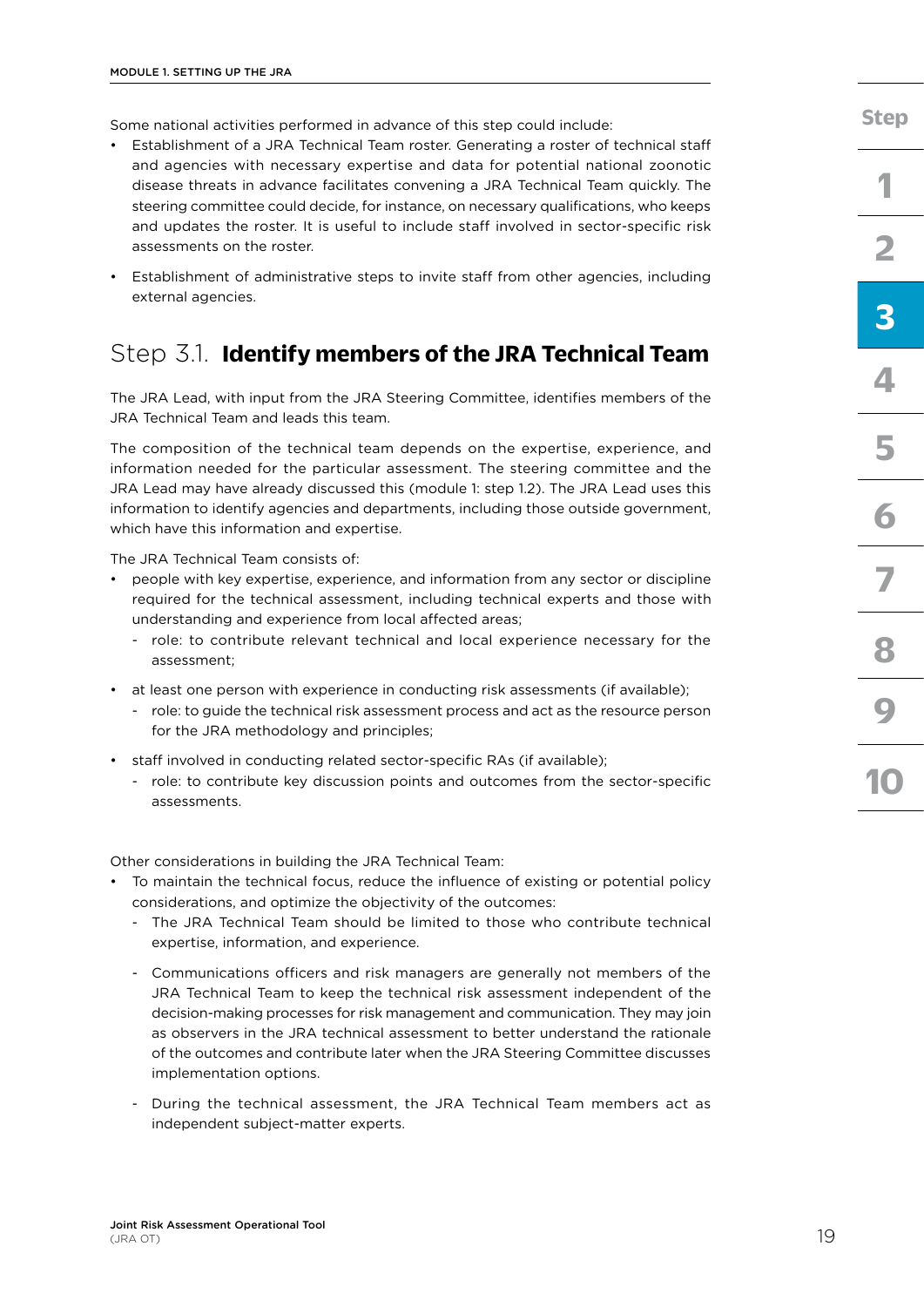Some national activities performed in advance of this step could include:

- Establishment of a JRA Technical Team roster. Generating a roster of technical staff and agencies with necessary expertise and data for potential national zoonotic disease threats in advance facilitates convening a JRA Technical Team quickly. The steering committee could decide, for instance, on necessary qualifications, who keeps and updates the roster. It is useful to include staff involved in sector-specific risk assessments on the roster.
- Establishment of administrative steps to invite staff from other agencies, including external agencies.

## Step 3.1. **Identify members of the JRA Technical Team**

The JRA Lead, with input from the JRA Steering Committee, identifies members of the JRA Technical Team and leads this team.

The composition of the technical team depends on the expertise, experience, and information needed for the particular assessment. The steering committee and the JRA Lead may have already discussed this (module 1: step 1.2). The JRA Lead uses this information to identify agencies and departments, including those outside government, which have this information and expertise.

The JRA Technical Team consists of:

- people with key expertise, experience, and information from any sector or discipline required for the technical assessment, including technical experts and those with understanding and experience from local affected areas;
  - role: to contribute relevant technical and local experience necessary for the assessment;
- at least one person with experience in conducting risk assessments (if available);
  - role: to guide the technical risk assessment process and act as the resource person for the JRA methodology and principles;
- staff involved in conducting related sector-specific RAs (if available);
  - role: to contribute key discussion points and outcomes from the sector-specific assessments.

Other considerations in building the JRA Technical Team:

- To maintain the technical focus, reduce the influence of existing or potential policy considerations, and optimize the objectivity of the outcomes:
  - The JRA Technical Team should be limited to those who contribute technical expertise, information, and experience.
  - Communications officers and risk managers are generally not members of the JRA Technical Team to keep the technical risk assessment independent of the decision-making processes for risk management and communication. They may join as observers in the JRA technical assessment to better understand the rationale of the outcomes and contribute later when the JRA Steering Committee discusses implementation options.
  - During the technical assessment, the JRA Technical Team members act as independent subject-matter experts.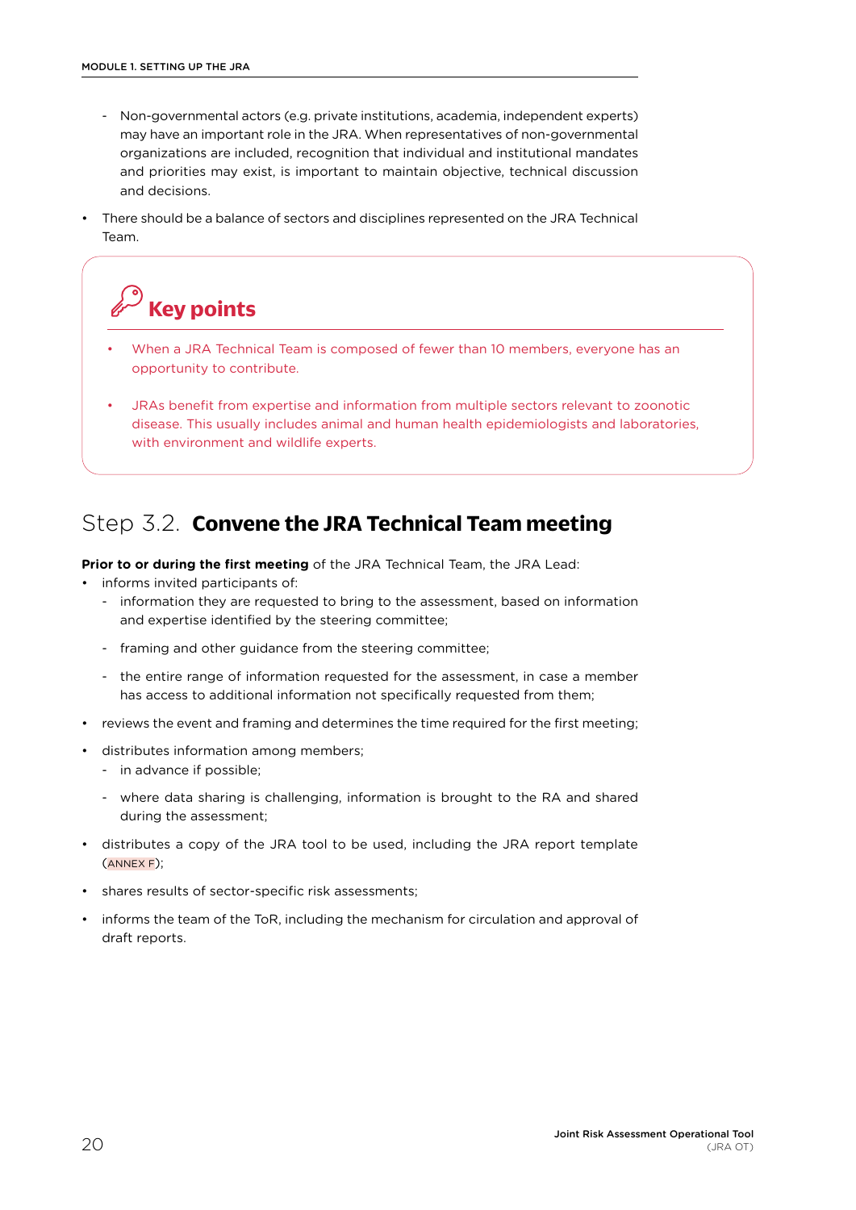- Non-governmental actors (e.g. private institutions, academia, independent experts) may have an important role in the JRA. When representatives of non-governmental organizations are included, recognition that individual and institutional mandates and priorities may exist, is important to maintain objective, technical discussion and decisions.

- There should be a balance of sectors and disciplines represented on the JRA Technical Team.

> **Key points**
>
> - When a JRA Technical Team is composed of fewer than 10 members, everyone has an opportunity to contribute.
> - JRAs benefit from expertise and information from multiple sectors relevant to zoonotic disease. This usually includes animal and human health epidemiologists and laboratories, with environment and wildlife experts.

## Step 3.2. **Convene the JRA Technical Team meeting**

**Prior to or during the first meeting** of the JRA Technical Team, the JRA Lead:

- informs invited participants of:
  - information they are requested to bring to the assessment, based on information and expertise identified by the steering committee;
  - framing and other guidance from the steering committee;
  - the entire range of information requested for the assessment, in case a member has access to additional information not specifically requested from them;
- reviews the event and framing and determines the time required for the first meeting;
- distributes information among members;
  - in advance if possible;
  - where data sharing is challenging, information is brought to the RA and shared during the assessment;
- distributes a copy of the JRA tool to be used, including the JRA report template (ANNEX F);
- shares results of sector-specific risk assessments;
- informs the team of the ToR, including the mechanism for circulation and approval of draft reports.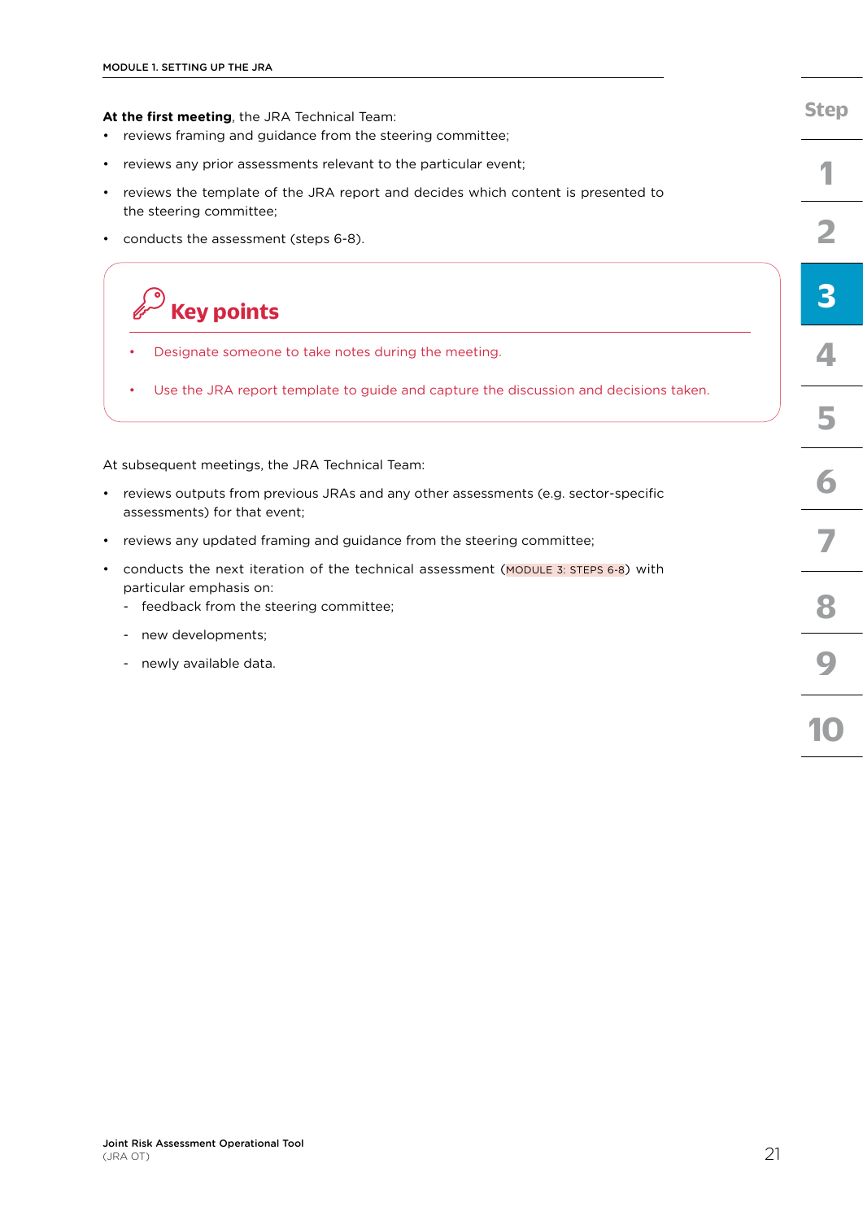**At the first meeting**, the JRA Technical Team:

- reviews framing and guidance from the steering committee;
- reviews any prior assessments relevant to the particular event;
- reviews the template of the JRA report and decides which content is presented to the steering committee;
- conducts the assessment (steps 6-8).

## Key points

- Designate someone to take notes during the meeting.
- Use the JRA report template to guide and capture the discussion and decisions taken.

At subsequent meetings, the JRA Technical Team:

- reviews outputs from previous JRAs and any other assessments (e.g. sector-specific assessments) for that event;
- reviews any updated framing and guidance from the steering committee;
- conducts the next iteration of the technical assessment (MODULE 3: STEPS 6-8) with particular emphasis on:
  - feedback from the steering committee;
  - new developments;
  - newly available data.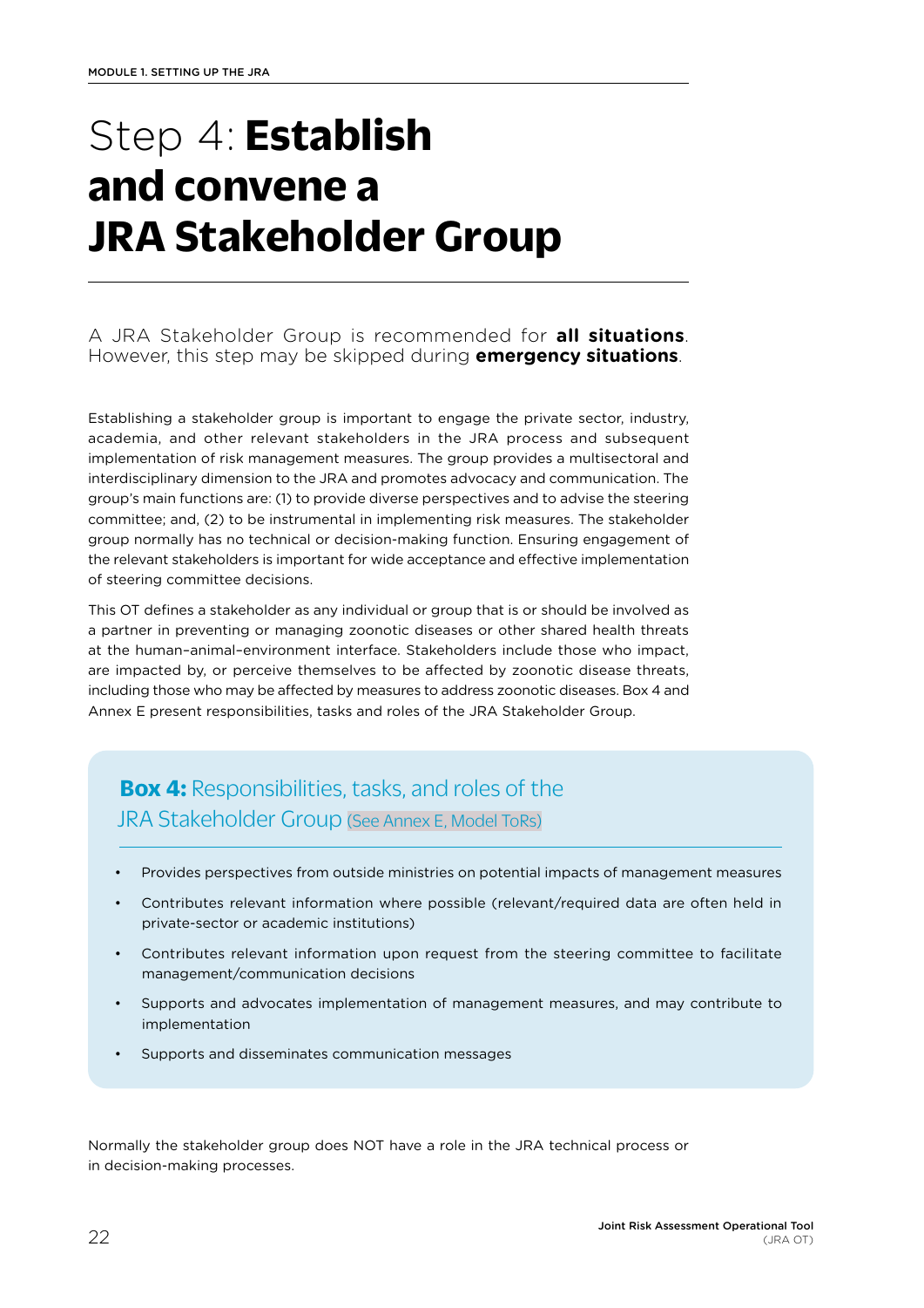# Step 4: **Establish and convene a JRA Stakeholder Group**

A JRA Stakeholder Group is recommended for **all situations**. However, this step may be skipped during **emergency situations**.

Establishing a stakeholder group is important to engage the private sector, industry, academia, and other relevant stakeholders in the JRA process and subsequent implementation of risk management measures. The group provides a multisectoral and interdisciplinary dimension to the JRA and promotes advocacy and communication. The group's main functions are: (1) to provide diverse perspectives and to advise the steering committee; and, (2) to be instrumental in implementing risk measures. The stakeholder group normally has no technical or decision-making function. Ensuring engagement of the relevant stakeholders is important for wide acceptance and effective implementation of steering committee decisions.

This OT defines a stakeholder as any individual or group that is or should be involved as a partner in preventing or managing zoonotic diseases or other shared health threats at the human–animal–environment interface. Stakeholders include those who impact, are impacted by, or perceive themselves to be affected by zoonotic disease threats, including those who may be affected by measures to address zoonotic diseases. Box 4 and Annex E present responsibilities, tasks and roles of the JRA Stakeholder Group.

### **Box 4:** Responsibilities, tasks, and roles of the JRA Stakeholder Group (See Annex E, Model ToRs)

- Provides perspectives from outside ministries on potential impacts of management measures
- Contributes relevant information where possible (relevant/required data are often held in private-sector or academic institutions)
- Contributes relevant information upon request from the steering committee to facilitate management/communication decisions
- Supports and advocates implementation of management measures, and may contribute to implementation
- Supports and disseminates communication messages

Normally the stakeholder group does NOT have a role in the JRA technical process or in decision-making processes.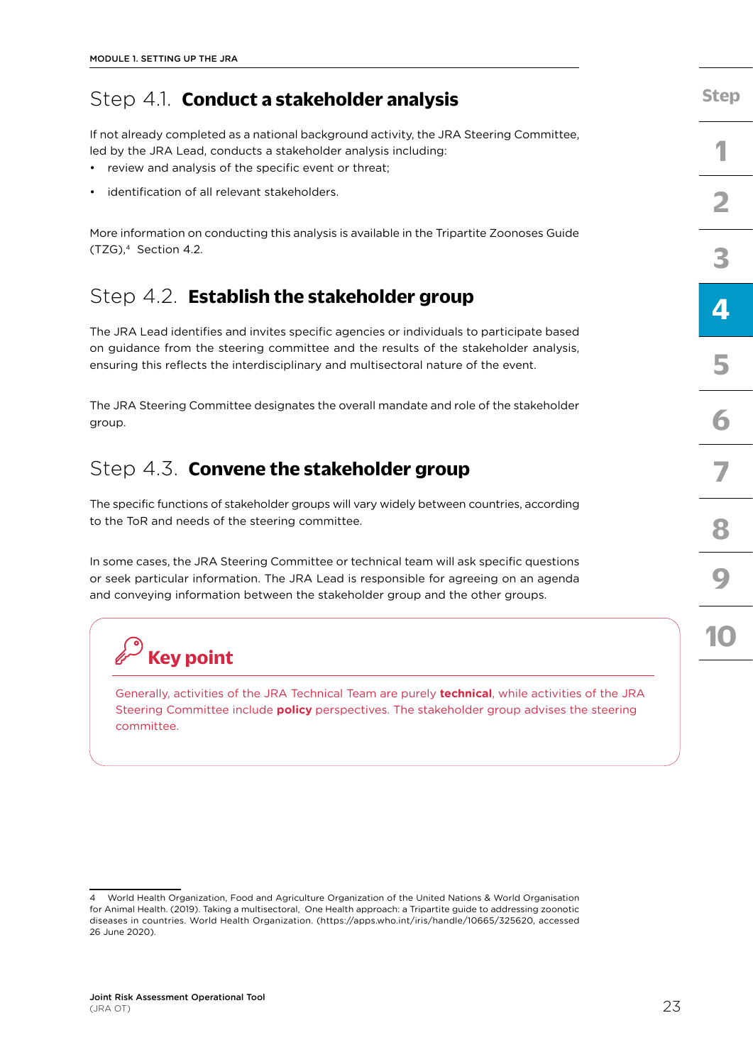## Step 4.1. **Conduct a stakeholder analysis**

If not already completed as a national background activity, the JRA Steering Committee, led by the JRA Lead, conducts a stakeholder analysis including:

- review and analysis of the specific event or threat;
- identification of all relevant stakeholders.

More information on conducting this analysis is available in the Tripartite Zoonoses Guide (TZG),[4] Section 4.2.

## Step 4.2. **Establish the stakeholder group**

The JRA Lead identifies and invites specific agencies or individuals to participate based on guidance from the steering committee and the results of the stakeholder analysis, ensuring this reflects the interdisciplinary and multisectoral nature of the event.

The JRA Steering Committee designates the overall mandate and role of the stakeholder group.

## Step 4.3. **Convene the stakeholder group**

The specific functions of stakeholder groups will vary widely between countries, according to the ToR and needs of the steering committee.

In some cases, the JRA Steering Committee or technical team will ask specific questions or seek particular information. The JRA Lead is responsible for agreeing on an agenda and conveying information between the stakeholder group and the other groups.

> **Key point**
>
> Generally, activities of the JRA Technical Team are purely **technical**, while activities of the JRA Steering Committee include **policy** perspectives. The stakeholder group advises the steering committee.

4 World Health Organization, Food and Agriculture Organization of the United Nations & World Organisation for Animal Health. (2019). Taking a multisectoral, One Health approach: a Tripartite guide to addressing zoonotic diseases in countries. World Health Organization. (https://apps.who.int/iris/handle/10665/325620, accessed 26 June 2020).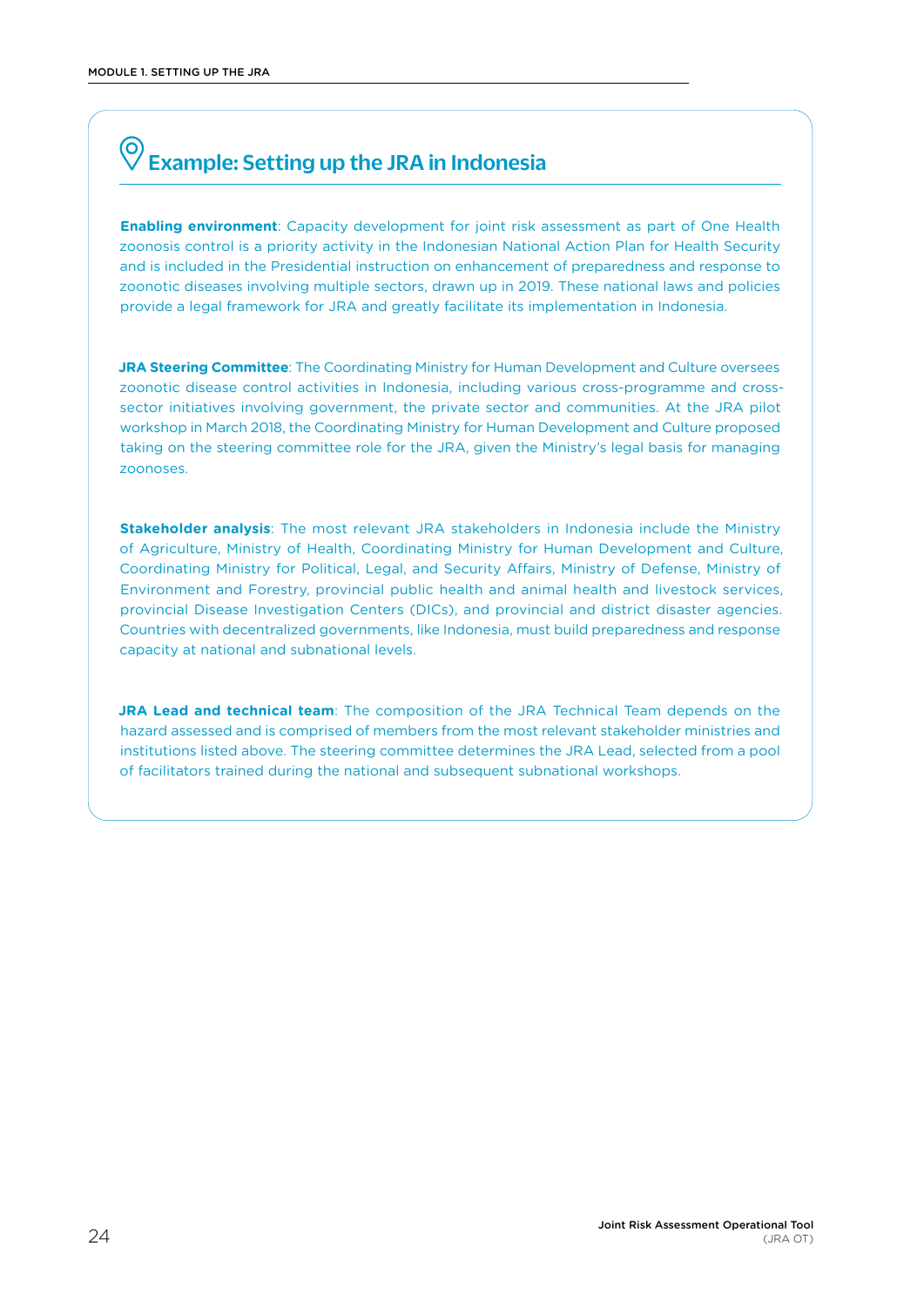## Example: Setting up the JRA in Indonesia

**Enabling environment**: Capacity development for joint risk assessment as part of One Health zoonosis control is a priority activity in the Indonesian National Action Plan for Health Security and is included in the Presidential instruction on enhancement of preparedness and response to zoonotic diseases involving multiple sectors, drawn up in 2019. These national laws and policies provide a legal framework for JRA and greatly facilitate its implementation in Indonesia.

**JRA Steering Committee**: The Coordinating Ministry for Human Development and Culture oversees zoonotic disease control activities in Indonesia, including various cross-programme and cross-sector initiatives involving government, the private sector and communities. At the JRA pilot workshop in March 2018, the Coordinating Ministry for Human Development and Culture proposed taking on the steering committee role for the JRA, given the Ministry's legal basis for managing zoonoses.

**Stakeholder analysis**: The most relevant JRA stakeholders in Indonesia include the Ministry of Agriculture, Ministry of Health, Coordinating Ministry for Human Development and Culture, Coordinating Ministry for Political, Legal, and Security Affairs, Ministry of Defense, Ministry of Environment and Forestry, provincial public health and animal health and livestock services, provincial Disease Investigation Centers (DICs), and provincial and district disaster agencies. Countries with decentralized governments, like Indonesia, must build preparedness and response capacity at national and subnational levels.

**JRA Lead and technical team**: The composition of the JRA Technical Team depends on the hazard assessed and is comprised of members from the most relevant stakeholder ministries and institutions listed above. The steering committee determines the JRA Lead, selected from a pool of facilitators trained during the national and subsequent subnational workshops.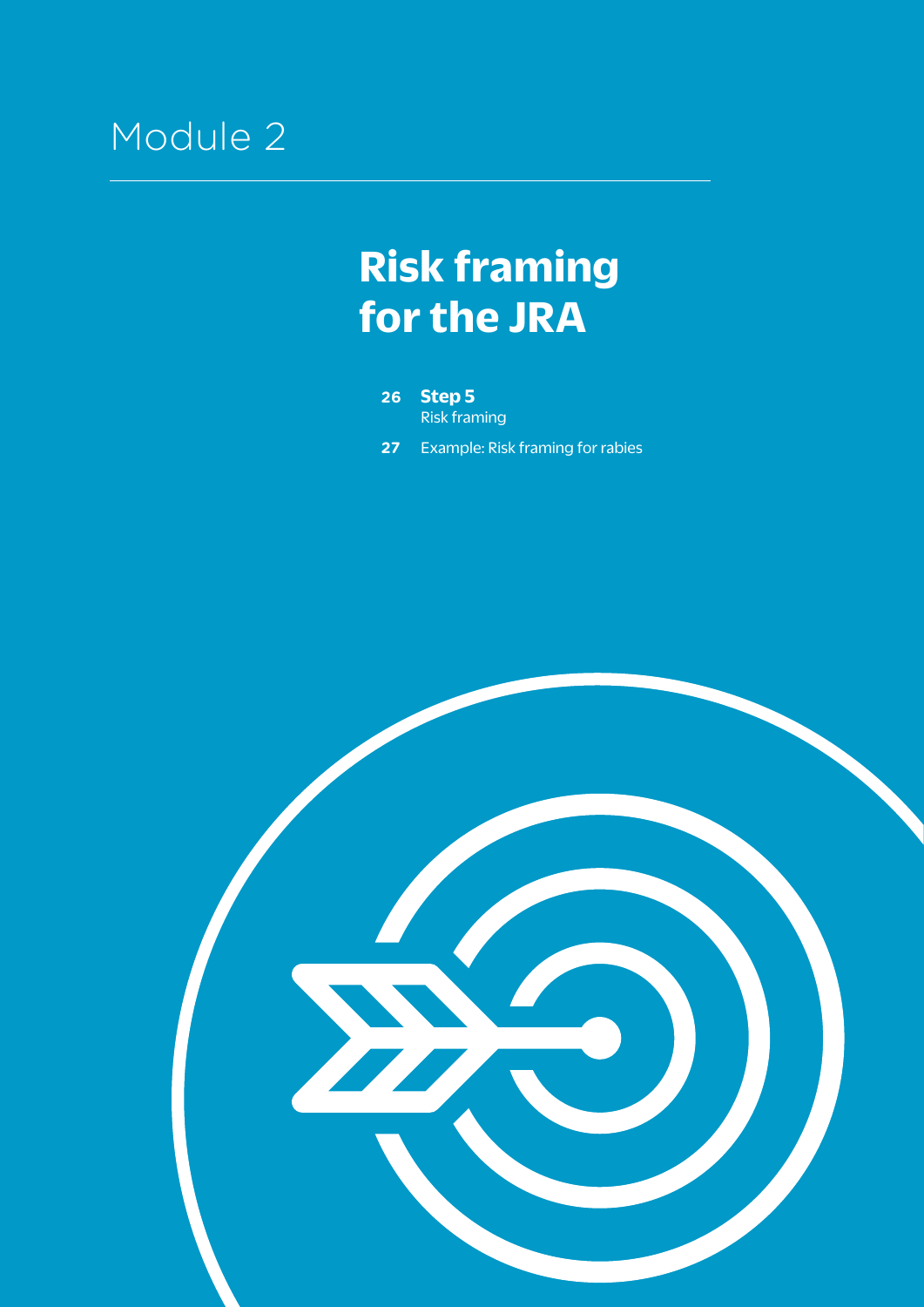# Module 2

## Risk framing for the JRA

**26** **Step 5**
Risk framing

**27** Example: Risk framing for rabies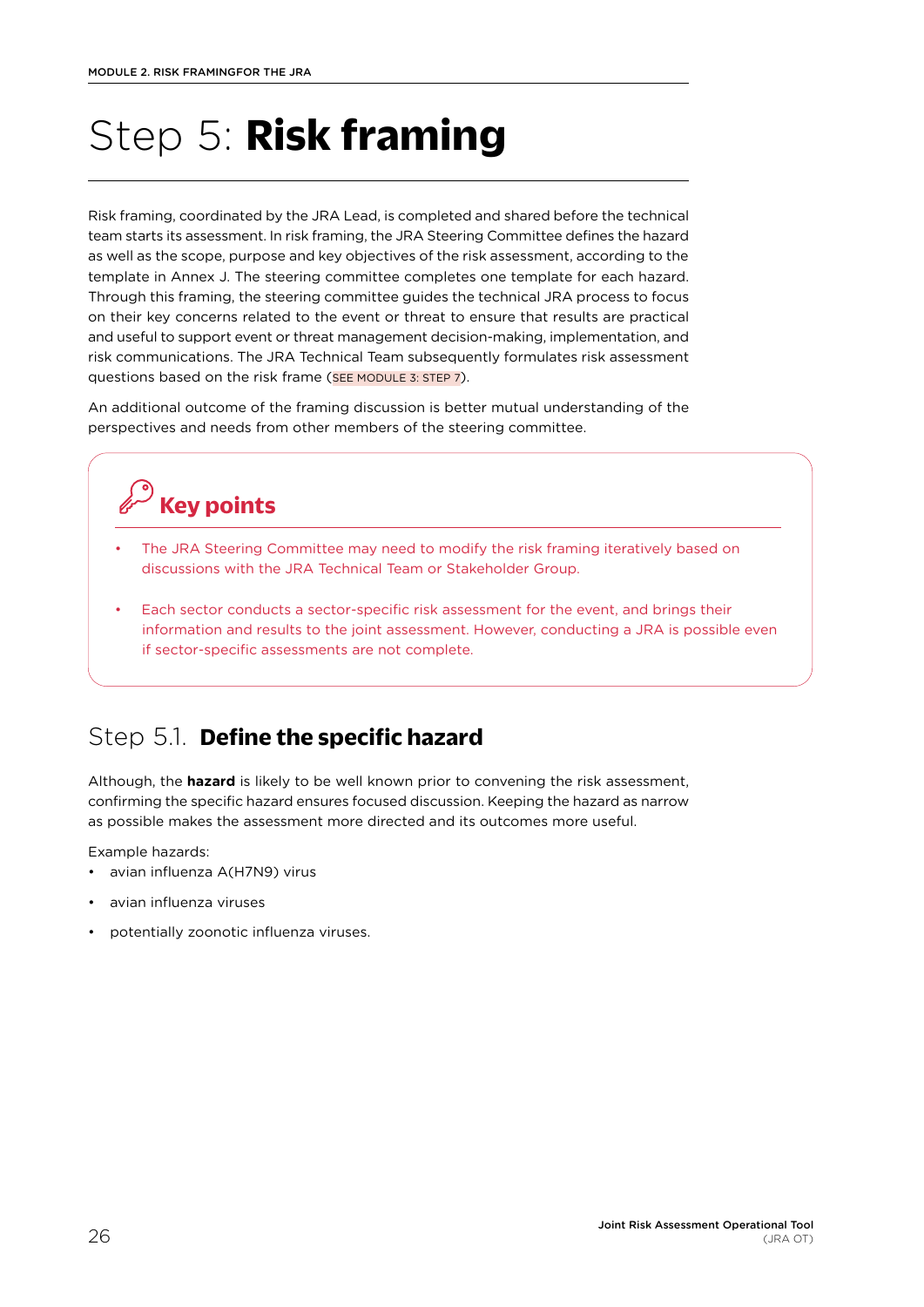# Step 5: **Risk framing**

Risk framing, coordinated by the JRA Lead, is completed and shared before the technical team starts its assessment. In risk framing, the JRA Steering Committee defines the hazard as well as the scope, purpose and key objectives of the risk assessment, according to the template in Annex J. The steering committee completes one template for each hazard. Through this framing, the steering committee guides the technical JRA process to focus on their key concerns related to the event or threat to ensure that results are practical and useful to support event or threat management decision-making, implementation, and risk communications. The JRA Technical Team subsequently formulates risk assessment questions based on the risk frame (SEE MODULE 3: STEP 7).

An additional outcome of the framing discussion is better mutual understanding of the perspectives and needs from other members of the steering committee.

> **Key points**
>
> - The JRA Steering Committee may need to modify the risk framing iteratively based on discussions with the JRA Technical Team or Stakeholder Group.
> - Each sector conducts a sector-specific risk assessment for the event, and brings their information and results to the joint assessment. However, conducting a JRA is possible even if sector-specific assessments are not complete.

## Step 5.1. **Define the specific hazard**

Although, the **hazard** is likely to be well known prior to convening the risk assessment, confirming the specific hazard ensures focused discussion. Keeping the hazard as narrow as possible makes the assessment more directed and its outcomes more useful.

Example hazards:

- avian influenza A(H7N9) virus
- avian influenza viruses
- potentially zoonotic influenza viruses.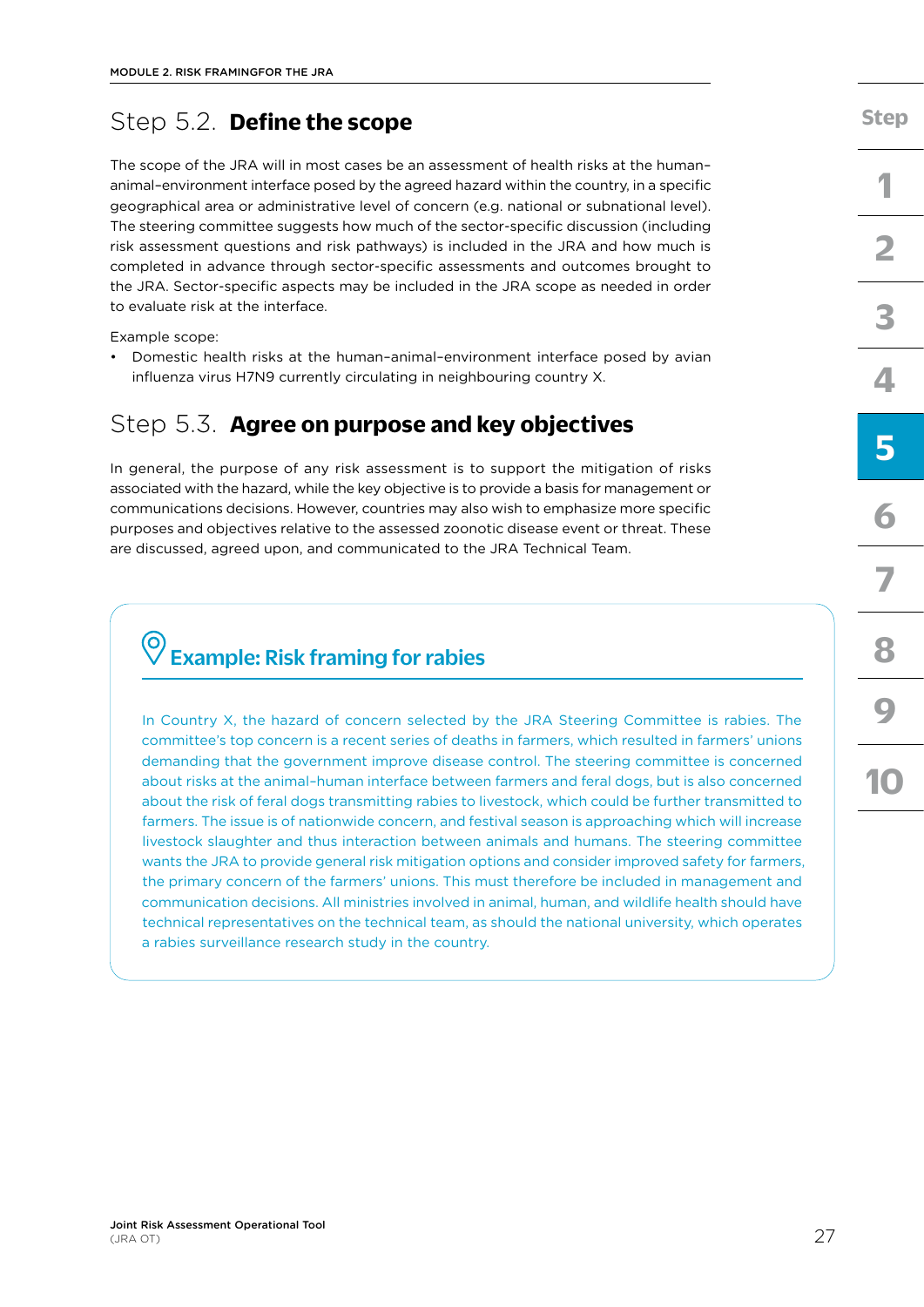## Step 5.2. **Define the scope**

The scope of the JRA will in most cases be an assessment of health risks at the human–animal–environment interface posed by the agreed hazard within the country, in a specific geographical area or administrative level of concern (e.g. national or subnational level). The steering committee suggests how much of the sector-specific discussion (including risk assessment questions and risk pathways) is included in the JRA and how much is completed in advance through sector-specific assessments and outcomes brought to the JRA. Sector-specific aspects may be included in the JRA scope as needed in order to evaluate risk at the interface.

Example scope:

- Domestic health risks at the human–animal–environment interface posed by avian influenza virus H7N9 currently circulating in neighbouring country X.

## Step 5.3. **Agree on purpose and key objectives**

In general, the purpose of any risk assessment is to support the mitigation of risks associated with the hazard, while the key objective is to provide a basis for management or communications decisions. However, countries may also wish to emphasize more specific purposes and objectives relative to the assessed zoonotic disease event or threat. These are discussed, agreed upon, and communicated to the JRA Technical Team.

### Example: Risk framing for rabies

In Country X, the hazard of concern selected by the JRA Steering Committee is rabies. The committee's top concern is a recent series of deaths in farmers, which resulted in farmers' unions demanding that the government improve disease control. The steering committee is concerned about risks at the animal–human interface between farmers and feral dogs, but is also concerned about the risk of feral dogs transmitting rabies to livestock, which could be further transmitted to farmers. The issue is of nationwide concern, and festival season is approaching which will increase livestock slaughter and thus interaction between animals and humans. The steering committee wants the JRA to provide general risk mitigation options and consider improved safety for farmers, the primary concern of the farmers' unions. This must therefore be included in management and communication decisions. All ministries involved in animal, human, and wildlife health should have technical representatives on the technical team, as should the national university, which operates a rabies surveillance research study in the country.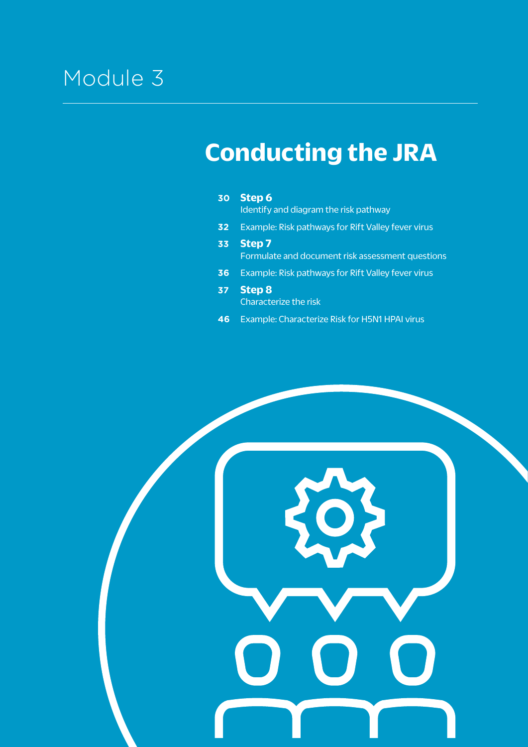Module 3

# Conducting the JRA

- **30** **Step 6**
  Identify and diagram the risk pathway
- **32** Example: Risk pathways for Rift Valley fever virus
- **33** **Step 7**
  Formulate and document risk assessment questions
- **36** Example: Risk pathways for Rift Valley fever virus
- **37** **Step 8**
  Characterize the risk
- **46** Example: Characterize Risk for H5N1 HPAI virus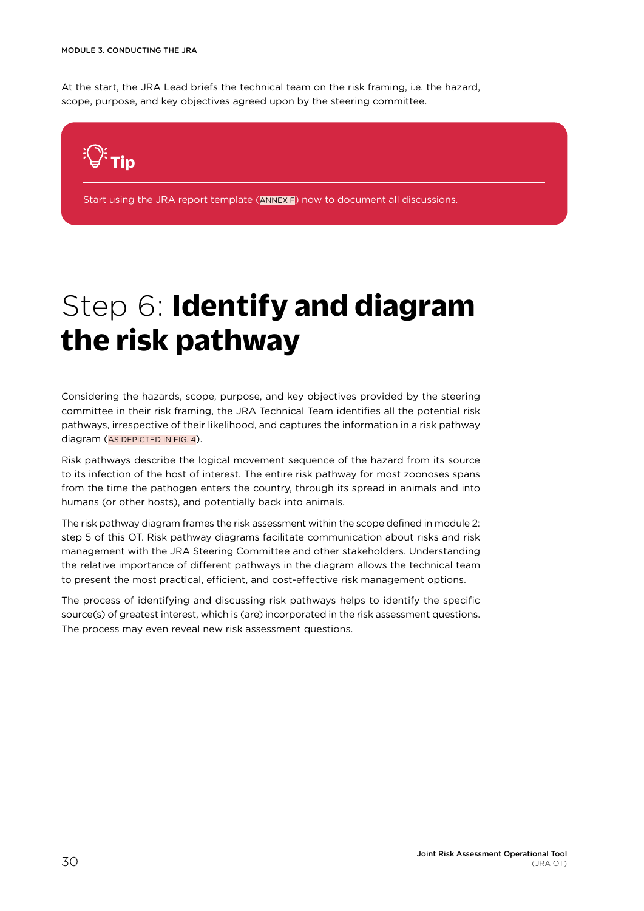At the start, the JRA Lead briefs the technical team on the risk framing, i.e. the hazard, scope, purpose, and key objectives agreed upon by the steering committee.

> **Tip**
>
> Start using the JRA report template (ANNEX F) now to document all discussions.

# Step 6: **Identify and diagram the risk pathway**

Considering the hazards, scope, purpose, and key objectives provided by the steering committee in their risk framing, the JRA Technical Team identifies all the potential risk pathways, irrespective of their likelihood, and captures the information in a risk pathway diagram (AS DEPICTED IN FIG. 4).

Risk pathways describe the logical movement sequence of the hazard from its source to its infection of the host of interest. The entire risk pathway for most zoonoses spans from the time the pathogen enters the country, through its spread in animals and into humans (or other hosts), and potentially back into animals.

The risk pathway diagram frames the risk assessment within the scope defined in module 2: step 5 of this OT. Risk pathway diagrams facilitate communication about risks and risk management with the JRA Steering Committee and other stakeholders. Understanding the relative importance of different pathways in the diagram allows the technical team to present the most practical, efficient, and cost-effective risk management options.

The process of identifying and discussing risk pathways helps to identify the specific source(s) of greatest interest, which is (are) incorporated in the risk assessment questions. The process may even reveal new risk assessment questions.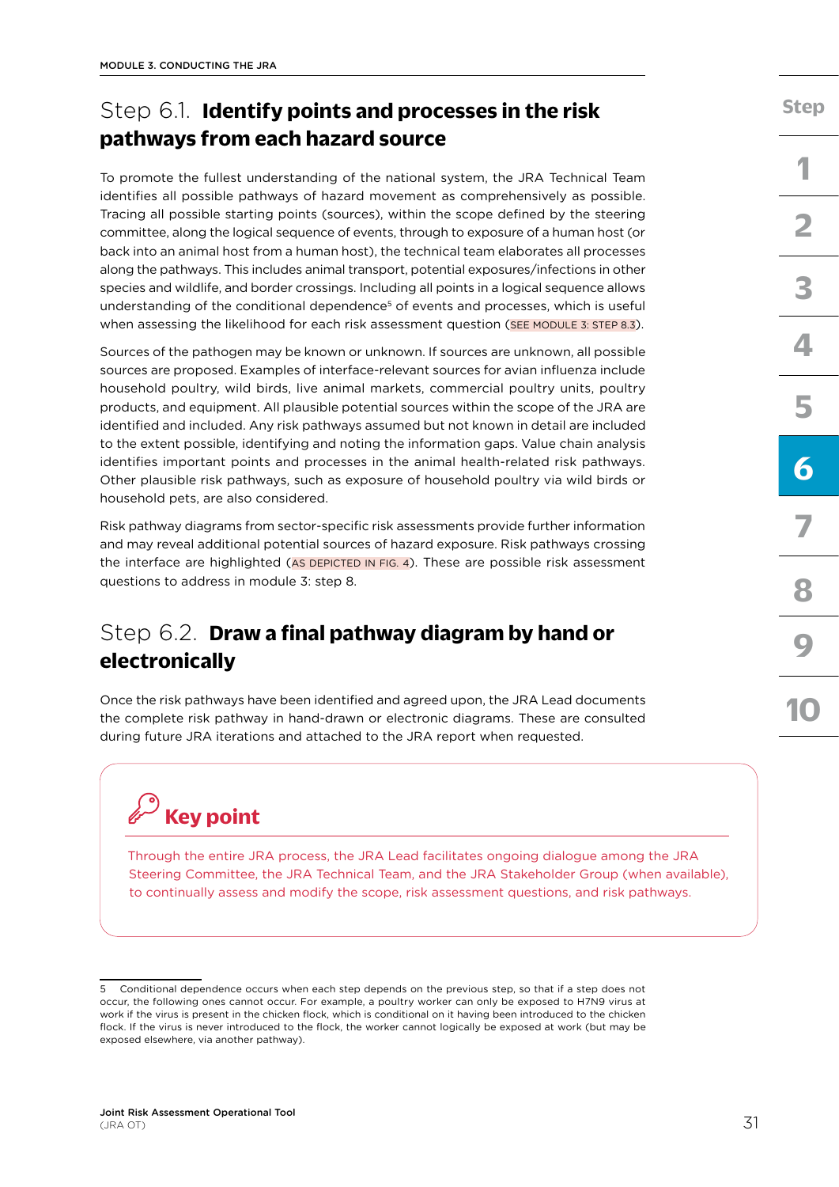## Step 6.1. **Identify points and processes in the risk pathways from each hazard source**

To promote the fullest understanding of the national system, the JRA Technical Team identifies all possible pathways of hazard movement as comprehensively as possible. Tracing all possible starting points (sources), within the scope defined by the steering committee, along the logical sequence of events, through to exposure of a human host (or back into an animal host from a human host), the technical team elaborates all processes along the pathways. This includes animal transport, potential exposures/infections in other species and wildlife, and border crossings. Including all points in a logical sequence allows understanding of the conditional dependence[5] of events and processes, which is useful when assessing the likelihood for each risk assessment question (SEE MODULE 3: STEP 8.3).

Sources of the pathogen may be known or unknown. If sources are unknown, all possible sources are proposed. Examples of interface-relevant sources for avian influenza include household poultry, wild birds, live animal markets, commercial poultry units, poultry products, and equipment. All plausible potential sources within the scope of the JRA are identified and included. Any risk pathways assumed but not known in detail are included to the extent possible, identifying and noting the information gaps. Value chain analysis identifies important points and processes in the animal health-related risk pathways. Other plausible risk pathways, such as exposure of household poultry via wild birds or household pets, are also considered.

Risk pathway diagrams from sector-specific risk assessments provide further information and may reveal additional potential sources of hazard exposure. Risk pathways crossing the interface are highlighted (AS DEPICTED IN FIG. 4). These are possible risk assessment questions to address in module 3: step 8.

## Step 6.2. **Draw a final pathway diagram by hand or electronically**

Once the risk pathways have been identified and agreed upon, the JRA Lead documents the complete risk pathway in hand-drawn or electronic diagrams. These are consulted during future JRA iterations and attached to the JRA report when requested.

### Key point

Through the entire JRA process, the JRA Lead facilitates ongoing dialogue among the JRA Steering Committee, the JRA Technical Team, and the JRA Stakeholder Group (when available), to continually assess and modify the scope, risk assessment questions, and risk pathways.

---

5 Conditional dependence occurs when each step depends on the previous step, so that if a step does not occur, the following ones cannot occur. For example, a poultry worker can only be exposed to H7N9 virus at work if the virus is present in the chicken flock, which is conditional on it having been introduced to the chicken flock. If the virus is never introduced to the flock, the worker cannot logically be exposed at work (but may be exposed elsewhere, via another pathway).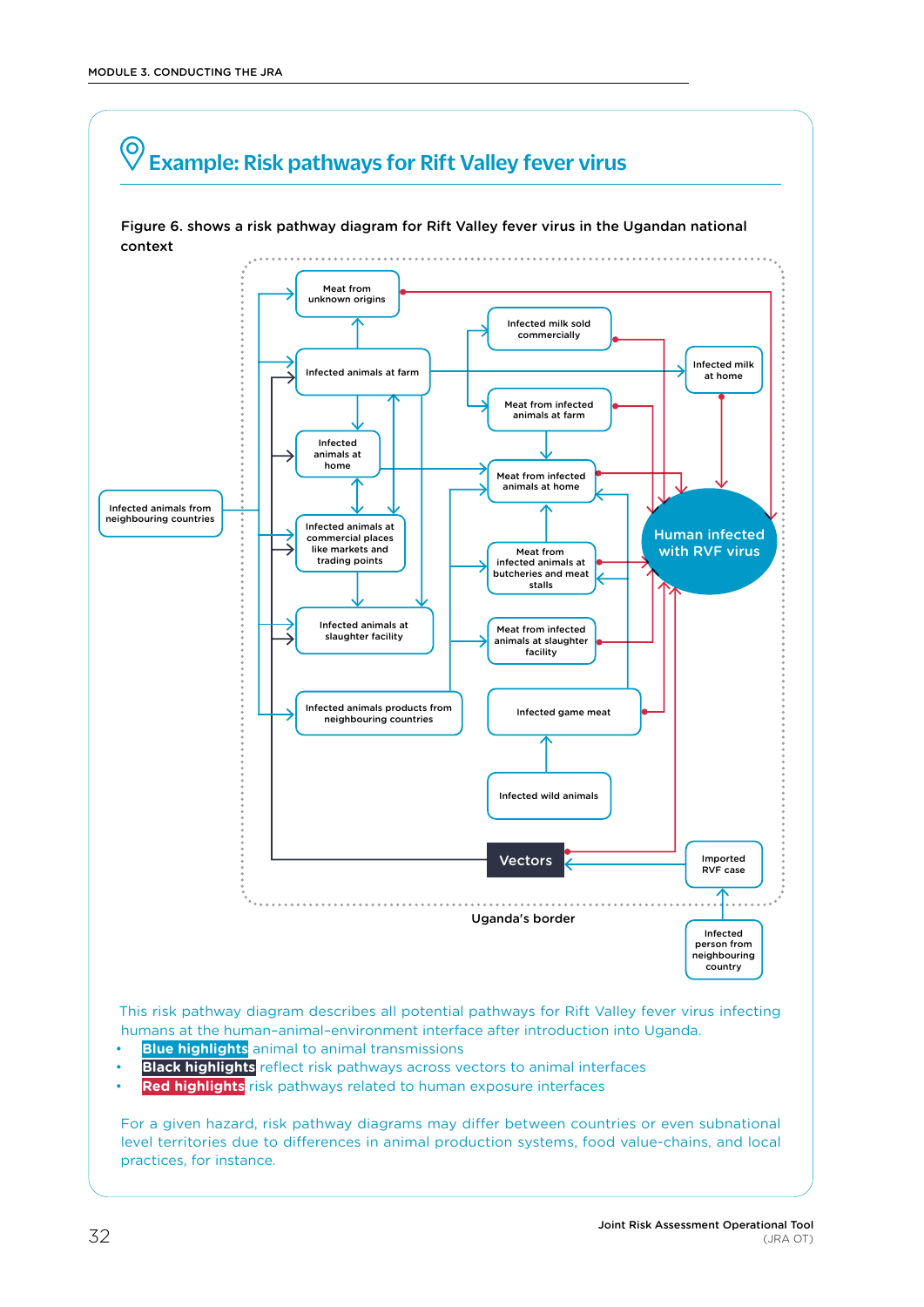## Example: Risk pathways for Rift Valley fever virus

Figure 6. shows a risk pathway diagram for Rift Valley fever virus in the Ugandan national context

Meat from unknown origins

Infected animals at farm

Infected milk sold commercially

Infected milk at home

Meat from infected animals at farm

Infected animals at home

Meat from infected animals at home

Infected animals from neighbouring countries

Infected animals at commercial places like markets and trading points

Human infected with RVF virus

Meat from infected animals at butcheries and meat stalls

Infected animals at slaughter facility

Meat from infected animals at slaughter facility

Infected animals products from neighbouring countries

Infected game meat

Infected wild animals

Vectors

Imported RVF case

Uganda's border

Infected person from neighbouring country

This risk pathway diagram describes all potential pathways for Rift Valley fever virus infecting humans at the human–animal–environment interface after introduction into Uganda.

- **Blue highlights** animal to animal transmissions
- **Black highlights** reflect risk pathways across vectors to animal interfaces
- **Red highlights** risk pathways related to human exposure interfaces

For a given hazard, risk pathway diagrams may differ between countries or even subnational level territories due to differences in animal production systems, food value-chains, and local practices, for instance.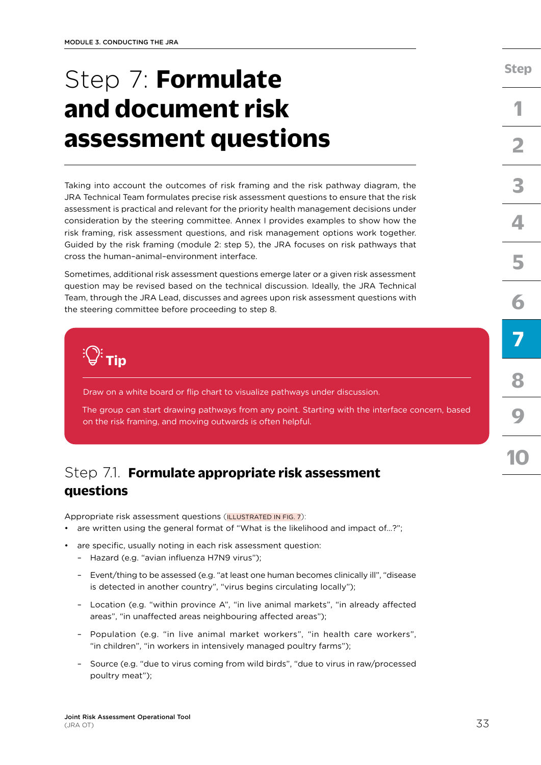# Step 7: **Formulate and document risk assessment questions**

Taking into account the outcomes of risk framing and the risk pathway diagram, the JRA Technical Team formulates precise risk assessment questions to ensure that the risk assessment is practical and relevant for the priority health management decisions under consideration by the steering committee. Annex I provides examples to show how the risk framing, risk assessment questions, and risk management options work together. Guided by the risk framing (module 2: step 5), the JRA focuses on risk pathways that cross the human-animal-environment interface.

Sometimes, additional risk assessment questions emerge later or a given risk assessment question may be revised based on the technical discussion. Ideally, the JRA Technical Team, through the JRA Lead, discusses and agrees upon risk assessment questions with the steering committee before proceeding to step 8.

> **Tip**
>
> Draw on a white board or flip chart to visualize pathways under discussion.
>
> The group can start drawing pathways from any point. Starting with the interface concern, based on the risk framing, and moving outwards is often helpful.

## Step 7.1. **Formulate appropriate risk assessment questions**

Appropriate risk assessment questions (ILLUSTRATED IN FIG. 7):

- are written using the general format of "What is the likelihood and impact of...?";
- are specific, usually noting in each risk assessment question:
  - Hazard (e.g. "avian influenza H7N9 virus");
  - Event/thing to be assessed (e.g. "at least one human becomes clinically ill", "disease is detected in another country", "virus begins circulating locally");
  - Location (e.g. "within province A", "in live animal markets", "in already affected areas", "in unaffected areas neighbouring affected areas");
  - Population (e.g. "in live animal market workers", "in health care workers", "in children", "in workers in intensively managed poultry farms");
  - Source (e.g. "due to virus coming from wild birds", "due to virus in raw/processed poultry meat");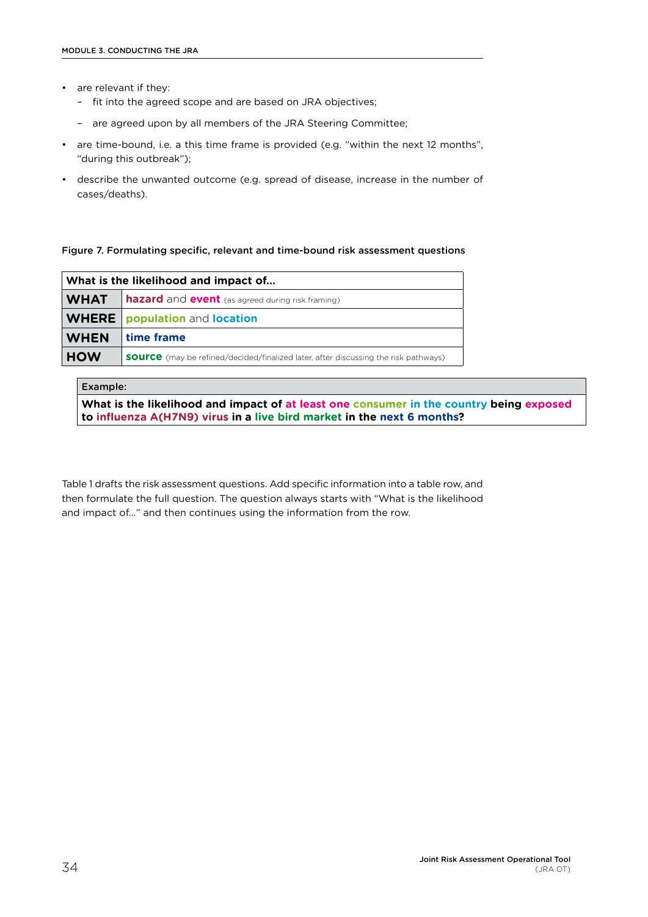- are relevant if they:
  - fit into the agreed scope and are based on JRA objectives;
  - are agreed upon by all members of the JRA Steering Committee;
- are time-bound, i.e. a this time frame is provided (e.g. "within the next 12 months", "during this outbreak");
- describe the unwanted outcome (e.g. spread of disease, increase in the number of cases/deaths).

Figure 7. Formulating specific, relevant and time-bound risk assessment questions

| What is the likelihood and impact of… | |
|---|---|
| **WHAT** | **hazard** and **event** (as agreed during risk framing) |
| **WHERE** | **population** and **location** |
| **WHEN** | **time frame** |
| **HOW** | **source** (may be refined/decided/finalized later, after discussing the risk pathways) |

| Example: |
|---|
| **What is the likelihood and impact of at least one consumer in the country being exposed to influenza A(H7N9) virus in a live bird market in the next 6 months?** |

Table 1 drafts the risk assessment questions. Add specific information into a table row, and then formulate the full question. The question always starts with "What is the likelihood and impact of…" and then continues using the information from the row.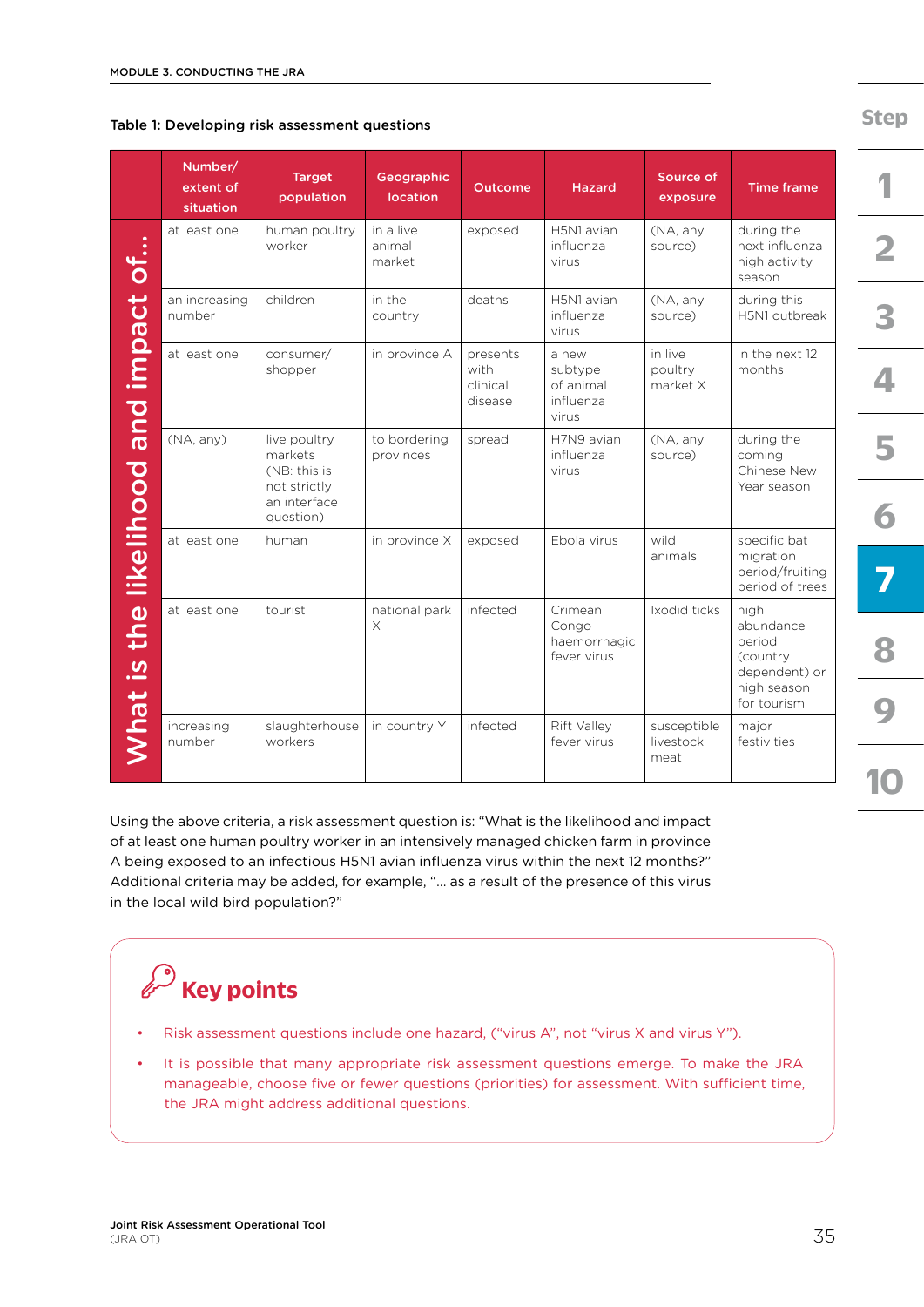Table 1: Developing risk assessment questions

| | Number/ extent of situation | Target population | Geographic location | Outcome | Hazard | Source of exposure | Time frame |
|---|---|---|---|---|---|---|---|
| What is the likelihood and impact of… | at least one | human poultry worker | in a live animal market | exposed | H5N1 avian influenza virus | (NA, any source) | during the next influenza high activity season |
| | an increasing number | children | in the country | deaths | H5N1 avian influenza virus | (NA, any source) | during this H5N1 outbreak |
| | at least one | consumer/ shopper | in province A | presents with clinical disease | a new subtype of animal influenza virus | in live poultry market X | in the next 12 months |
| | (NA, any) | live poultry markets (NB: this is not strictly an interface question) | to bordering provinces | spread | H7N9 avian influenza virus | (NA, any source) | during the coming Chinese New Year season |
| | at least one | human | in province X | exposed | Ebola virus | wild animals | specific bat migration period/fruiting period of trees |
| | at least one | tourist | national park X | infected | Crimean Congo haemorrhagic fever virus | Ixodid ticks | high abundance period (country dependent) or high season for tourism |
| | increasing number | slaughterhouse workers | in country Y | infected | Rift Valley fever virus | susceptible livestock meat | major festivities |

Using the above criteria, a risk assessment question is: "What is the likelihood and impact of at least one human poultry worker in an intensively managed chicken farm in province A being exposed to an infectious H5N1 avian influenza virus within the next 12 months?" Additional criteria may be added, for example, "… as a result of the presence of this virus in the local wild bird population?"

## Key points

- Risk assessment questions include one hazard, ("virus A", not "virus X and virus Y").
- It is possible that many appropriate risk assessment questions emerge. To make the JRA manageable, choose five or fewer questions (priorities) for assessment. With sufficient time, the JRA might address additional questions.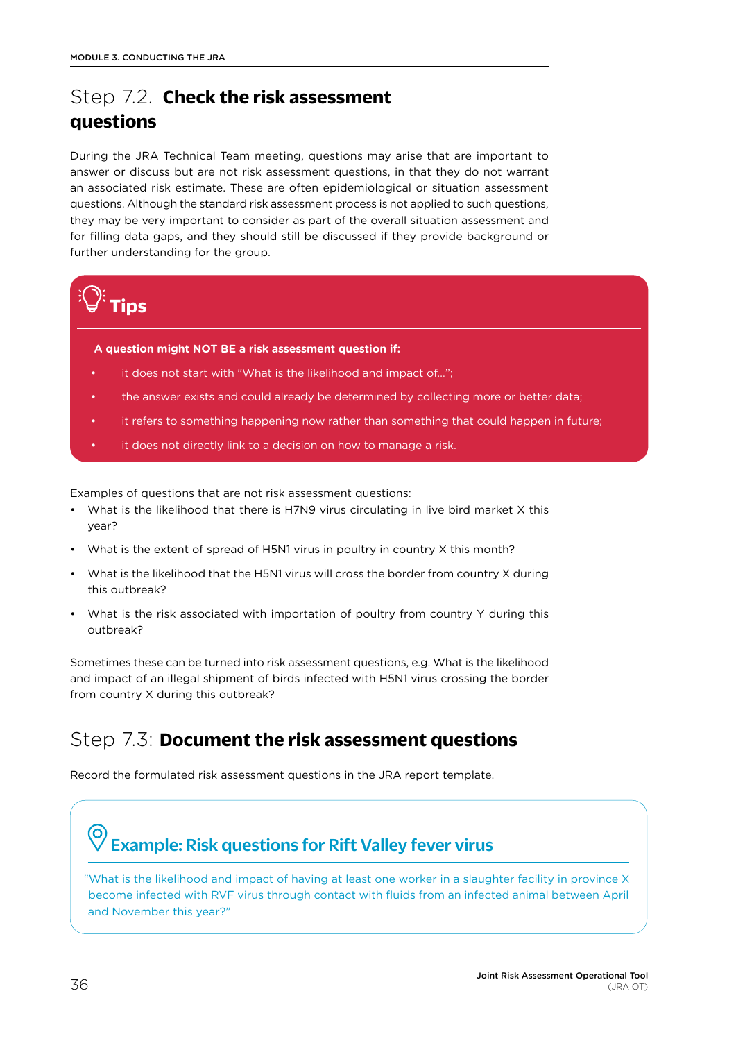## Step 7.2. **Check the risk assessment questions**

During the JRA Technical Team meeting, questions may arise that are important to answer or discuss but are not risk assessment questions, in that they do not warrant an associated risk estimate. These are often epidemiological or situation assessment questions. Although the standard risk assessment process is not applied to such questions, they may be very important to consider as part of the overall situation assessment and for filling data gaps, and they should still be discussed if they provide background or further understanding for the group.

> **Tips**
>
> **A question might NOT BE a risk assessment question if:**
>
> - it does not start with "What is the likelihood and impact of…";
> - the answer exists and could already be determined by collecting more or better data;
> - it refers to something happening now rather than something that could happen in future;
> - it does not directly link to a decision on how to manage a risk.

Examples of questions that are not risk assessment questions:

- What is the likelihood that there is H7N9 virus circulating in live bird market X this year?
- What is the extent of spread of H5N1 virus in poultry in country X this month?
- What is the likelihood that the H5N1 virus will cross the border from country X during this outbreak?
- What is the risk associated with importation of poultry from country Y during this outbreak?

Sometimes these can be turned into risk assessment questions, e.g. What is the likelihood and impact of an illegal shipment of birds infected with H5N1 virus crossing the border from country X during this outbreak?

## Step 7.3: **Document the risk assessment questions**

Record the formulated risk assessment questions in the JRA report template.

> **Example: Risk questions for Rift Valley fever virus**
>
> "What is the likelihood and impact of having at least one worker in a slaughter facility in province X become infected with RVF virus through contact with fluids from an infected animal between April and November this year?"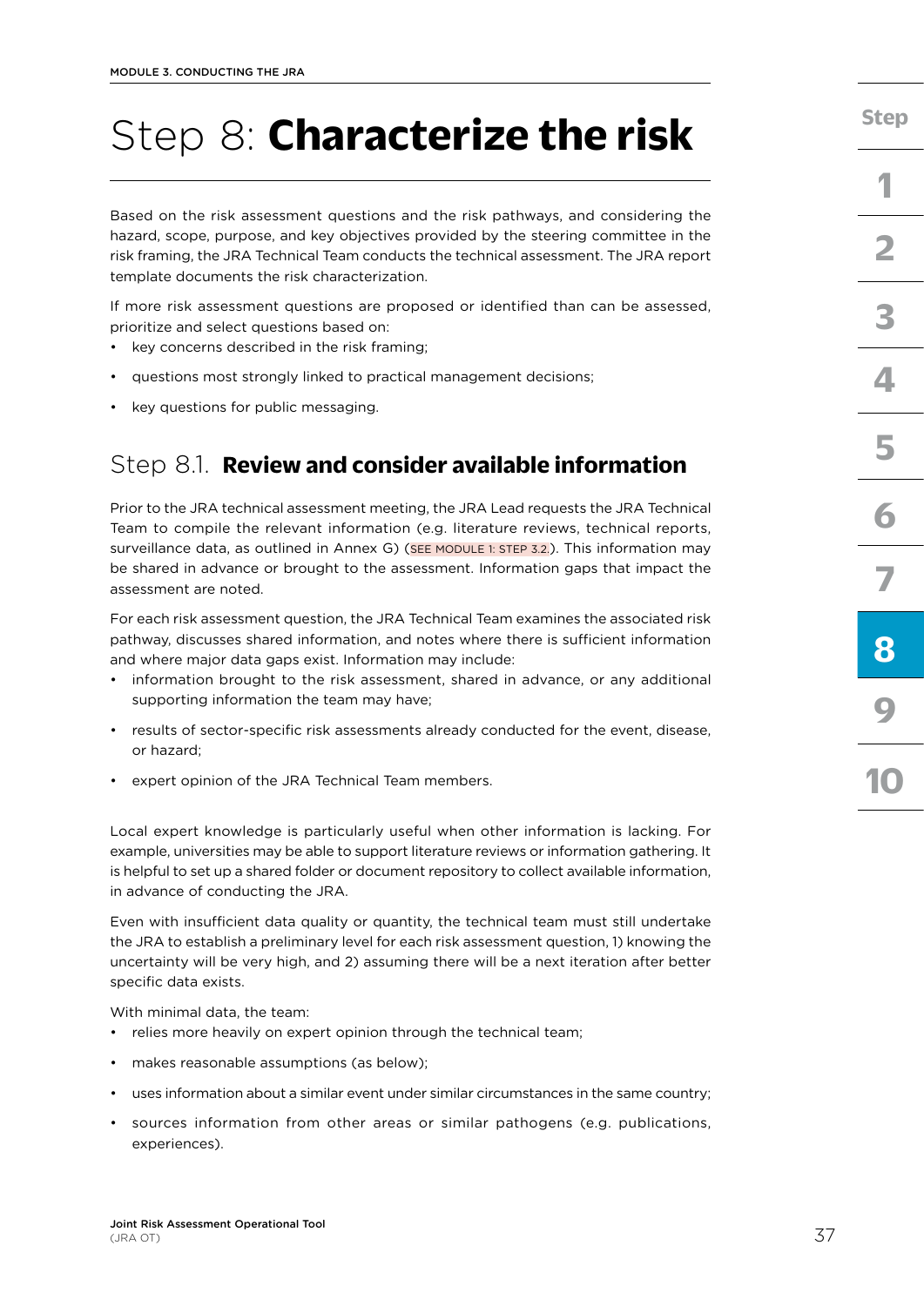# Step 8: **Characterize the risk**

Based on the risk assessment questions and the risk pathways, and considering the hazard, scope, purpose, and key objectives provided by the steering committee in the risk framing, the JRA Technical Team conducts the technical assessment. The JRA report template documents the risk characterization.

If more risk assessment questions are proposed or identified than can be assessed, prioritize and select questions based on:

- key concerns described in the risk framing;
- questions most strongly linked to practical management decisions;
- key questions for public messaging.

## Step 8.1. **Review and consider available information**

Prior to the JRA technical assessment meeting, the JRA Lead requests the JRA Technical Team to compile the relevant information (e.g. literature reviews, technical reports, surveillance data, as outlined in Annex G) (SEE MODULE 1: STEP 3.2.). This information may be shared in advance or brought to the assessment. Information gaps that impact the assessment are noted.

For each risk assessment question, the JRA Technical Team examines the associated risk pathway, discusses shared information, and notes where there is sufficient information and where major data gaps exist. Information may include:

- information brought to the risk assessment, shared in advance, or any additional supporting information the team may have;
- results of sector-specific risk assessments already conducted for the event, disease, or hazard;
- expert opinion of the JRA Technical Team members.

Local expert knowledge is particularly useful when other information is lacking. For example, universities may be able to support literature reviews or information gathering. It is helpful to set up a shared folder or document repository to collect available information, in advance of conducting the JRA.

Even with insufficient data quality or quantity, the technical team must still undertake the JRA to establish a preliminary level for each risk assessment question, 1) knowing the uncertainty will be very high, and 2) assuming there will be a next iteration after better specific data exists.

With minimal data, the team:

- relies more heavily on expert opinion through the technical team;
- makes reasonable assumptions (as below);
- uses information about a similar event under similar circumstances in the same country;
- sources information from other areas or similar pathogens (e.g. publications, experiences).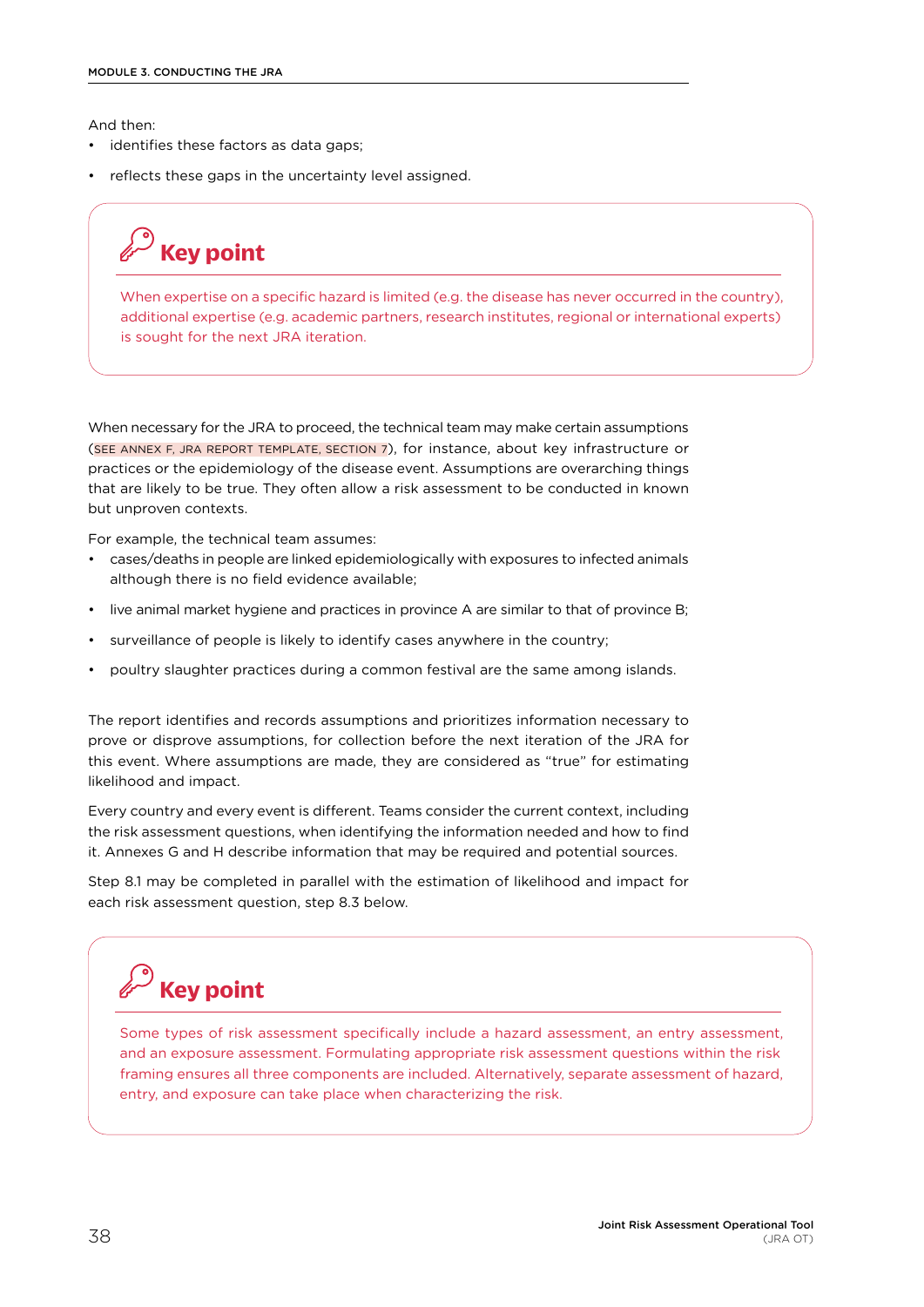And then:

- identifies these factors as data gaps;
- reflects these gaps in the uncertainty level assigned.

> **Key point**
>
> When expertise on a specific hazard is limited (e.g. the disease has never occurred in the country), additional expertise (e.g. academic partners, research institutes, regional or international experts) is sought for the next JRA iteration.

When necessary for the JRA to proceed, the technical team may make certain assumptions (SEE ANNEX F, JRA REPORT TEMPLATE, SECTION 7), for instance, about key infrastructure or practices or the epidemiology of the disease event. Assumptions are overarching things that are likely to be true. They often allow a risk assessment to be conducted in known but unproven contexts.

For example, the technical team assumes:

- cases/deaths in people are linked epidemiologically with exposures to infected animals although there is no field evidence available;
- live animal market hygiene and practices in province A are similar to that of province B;
- surveillance of people is likely to identify cases anywhere in the country;
- poultry slaughter practices during a common festival are the same among islands.

The report identifies and records assumptions and prioritizes information necessary to prove or disprove assumptions, for collection before the next iteration of the JRA for this event. Where assumptions are made, they are considered as "true" for estimating likelihood and impact.

Every country and every event is different. Teams consider the current context, including the risk assessment questions, when identifying the information needed and how to find it. Annexes G and H describe information that may be required and potential sources.

Step 8.1 may be completed in parallel with the estimation of likelihood and impact for each risk assessment question, step 8.3 below.

> **Key point**
>
> Some types of risk assessment specifically include a hazard assessment, an entry assessment, and an exposure assessment. Formulating appropriate risk assessment questions within the risk framing ensures all three components are included. Alternatively, separate assessment of hazard, entry, and exposure can take place when characterizing the risk.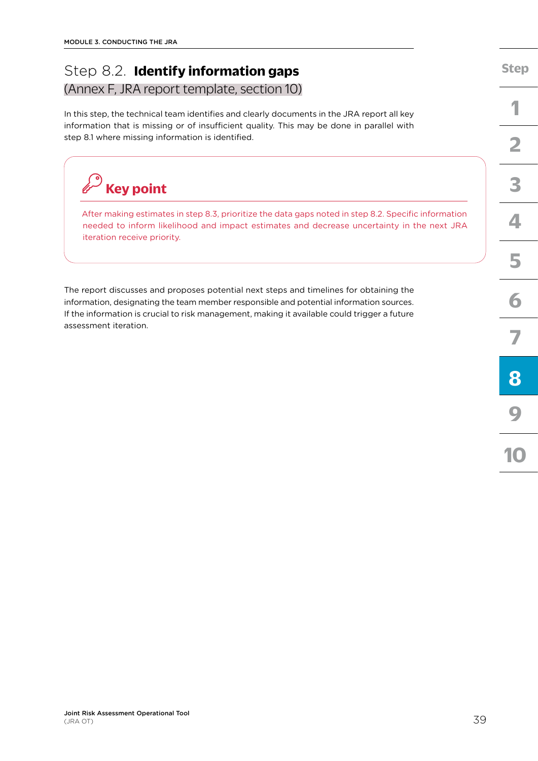## Step 8.2. **Identify information gaps**

(Annex F, JRA report template, section 10)

In this step, the technical team identifies and clearly documents in the JRA report all key information that is missing or of insufficient quality. This may be done in parallel with step 8.1 where missing information is identified.

> **Key point**
>
> After making estimates in step 8.3, prioritize the data gaps noted in step 8.2. Specific information needed to inform likelihood and impact estimates and decrease uncertainty in the next JRA iteration receive priority.

The report discusses and proposes potential next steps and timelines for obtaining the information, designating the team member responsible and potential information sources. If the information is crucial to risk management, making it available could trigger a future assessment iteration.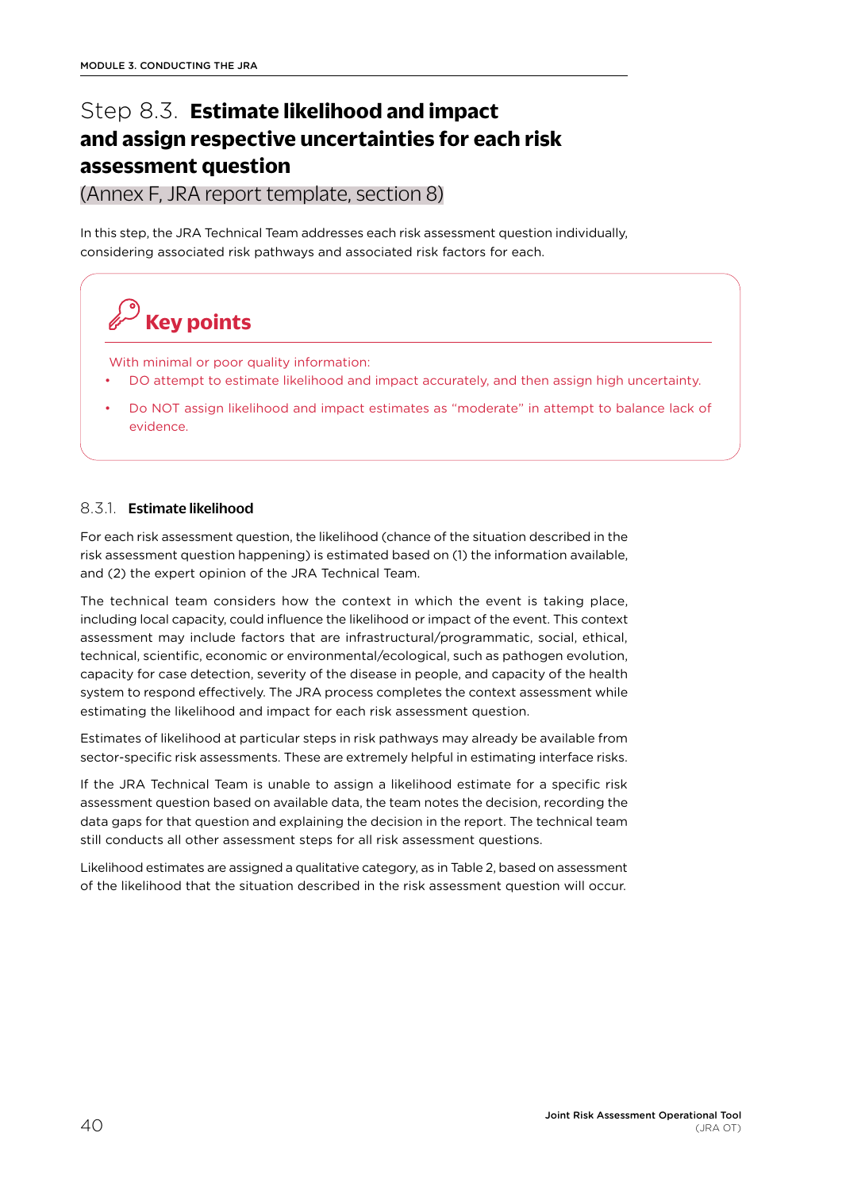# Step 8.3. **Estimate likelihood and impact and assign respective uncertainties for each risk assessment question**

(Annex F, JRA report template, section 8)

In this step, the JRA Technical Team addresses each risk assessment question individually, considering associated risk pathways and associated risk factors for each.

> **Key points**
>
> With minimal or poor quality information:
>
> - DO attempt to estimate likelihood and impact accurately, and then assign high uncertainty.
> - Do NOT assign likelihood and impact estimates as "moderate" in attempt to balance lack of evidence.

### 8.3.1. **Estimate likelihood**

For each risk assessment question, the likelihood (chance of the situation described in the risk assessment question happening) is estimated based on (1) the information available, and (2) the expert opinion of the JRA Technical Team.

The technical team considers how the context in which the event is taking place, including local capacity, could influence the likelihood or impact of the event. This context assessment may include factors that are infrastructural/programmatic, social, ethical, technical, scientific, economic or environmental/ecological, such as pathogen evolution, capacity for case detection, severity of the disease in people, and capacity of the health system to respond effectively. The JRA process completes the context assessment while estimating the likelihood and impact for each risk assessment question.

Estimates of likelihood at particular steps in risk pathways may already be available from sector-specific risk assessments. These are extremely helpful in estimating interface risks.

If the JRA Technical Team is unable to assign a likelihood estimate for a specific risk assessment question based on available data, the team notes the decision, recording the data gaps for that question and explaining the decision in the report. The technical team still conducts all other assessment steps for all risk assessment questions.

Likelihood estimates are assigned a qualitative category, as in Table 2, based on assessment of the likelihood that the situation described in the risk assessment question will occur.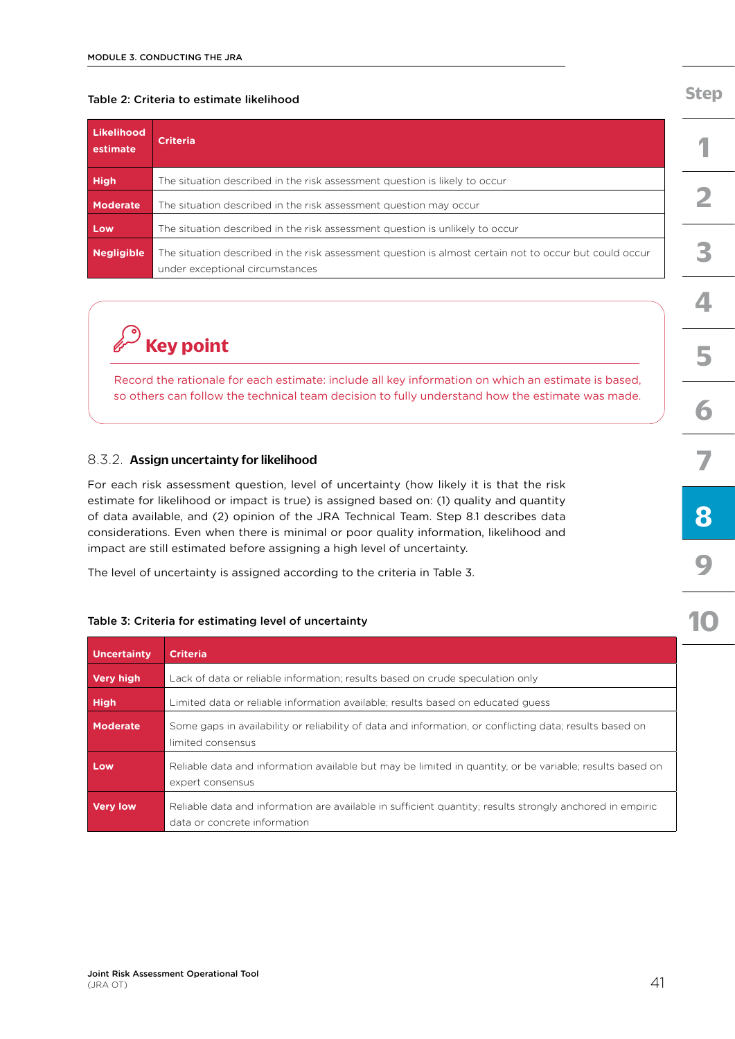Table 2: Criteria to estimate likelihood

| Likelihood estimate | Criteria |
| --- | --- |
| **High** | The situation described in the risk assessment question is likely to occur |
| **Moderate** | The situation described in the risk assessment question may occur |
| **Low** | The situation described in the risk assessment question is unlikely to occur |
| **Negligible** | The situation described in the risk assessment question is almost certain not to occur but could occur under exceptional circumstances |

> **Key point**
>
> Record the rationale for each estimate: include all key information on which an estimate is based, so others can follow the technical team decision to fully understand how the estimate was made.

### 8.3.2. Assign uncertainty for likelihood

For each risk assessment question, level of uncertainty (how likely it is that the risk estimate for likelihood or impact is true) is assigned based on: (1) quality and quantity of data available, and (2) opinion of the JRA Technical Team. Step 8.1 describes data considerations. Even when there is minimal or poor quality information, likelihood and impact are still estimated before assigning a high level of uncertainty.

The level of uncertainty is assigned according to the criteria in Table 3.

Table 3: Criteria for estimating level of uncertainty

| Uncertainty | Criteria |
| --- | --- |
| **Very high** | Lack of data or reliable information; results based on crude speculation only |
| **High** | Limited data or reliable information available; results based on educated guess |
| **Moderate** | Some gaps in availability or reliability of data and information, or conflicting data; results based on limited consensus |
| **Low** | Reliable data and information available but may be limited in quantity, or be variable; results based on expert consensus |
| **Very low** | Reliable data and information are available in sufficient quantity; results strongly anchored in empiric data or concrete information |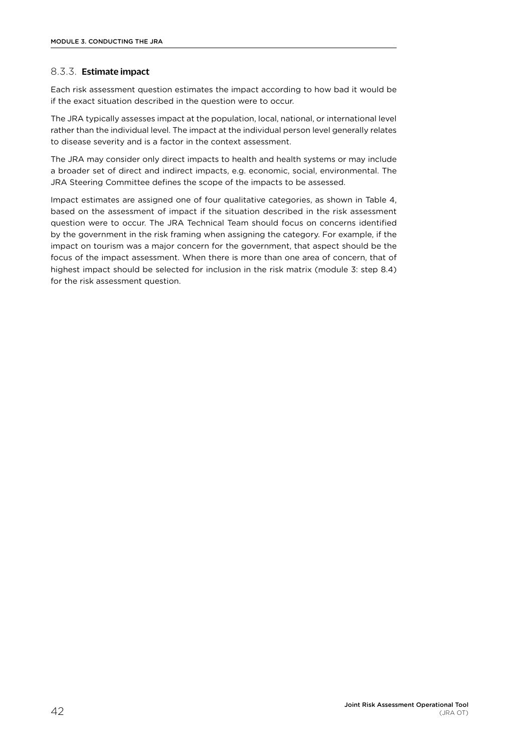### 8.3.3. Estimate impact

Each risk assessment question estimates the impact according to how bad it would be if the exact situation described in the question were to occur.

The JRA typically assesses impact at the population, local, national, or international level rather than the individual level. The impact at the individual person level generally relates to disease severity and is a factor in the context assessment.

The JRA may consider only direct impacts to health and health systems or may include a broader set of direct and indirect impacts, e.g. economic, social, environmental. The JRA Steering Committee defines the scope of the impacts to be assessed.

Impact estimates are assigned one of four qualitative categories, as shown in Table 4, based on the assessment of impact if the situation described in the risk assessment question were to occur. The JRA Technical Team should focus on concerns identified by the government in the risk framing when assigning the category. For example, if the impact on tourism was a major concern for the government, that aspect should be the focus of the impact assessment. When there is more than one area of concern, that of highest impact should be selected for inclusion in the risk matrix (module 3: step 8.4) for the risk assessment question.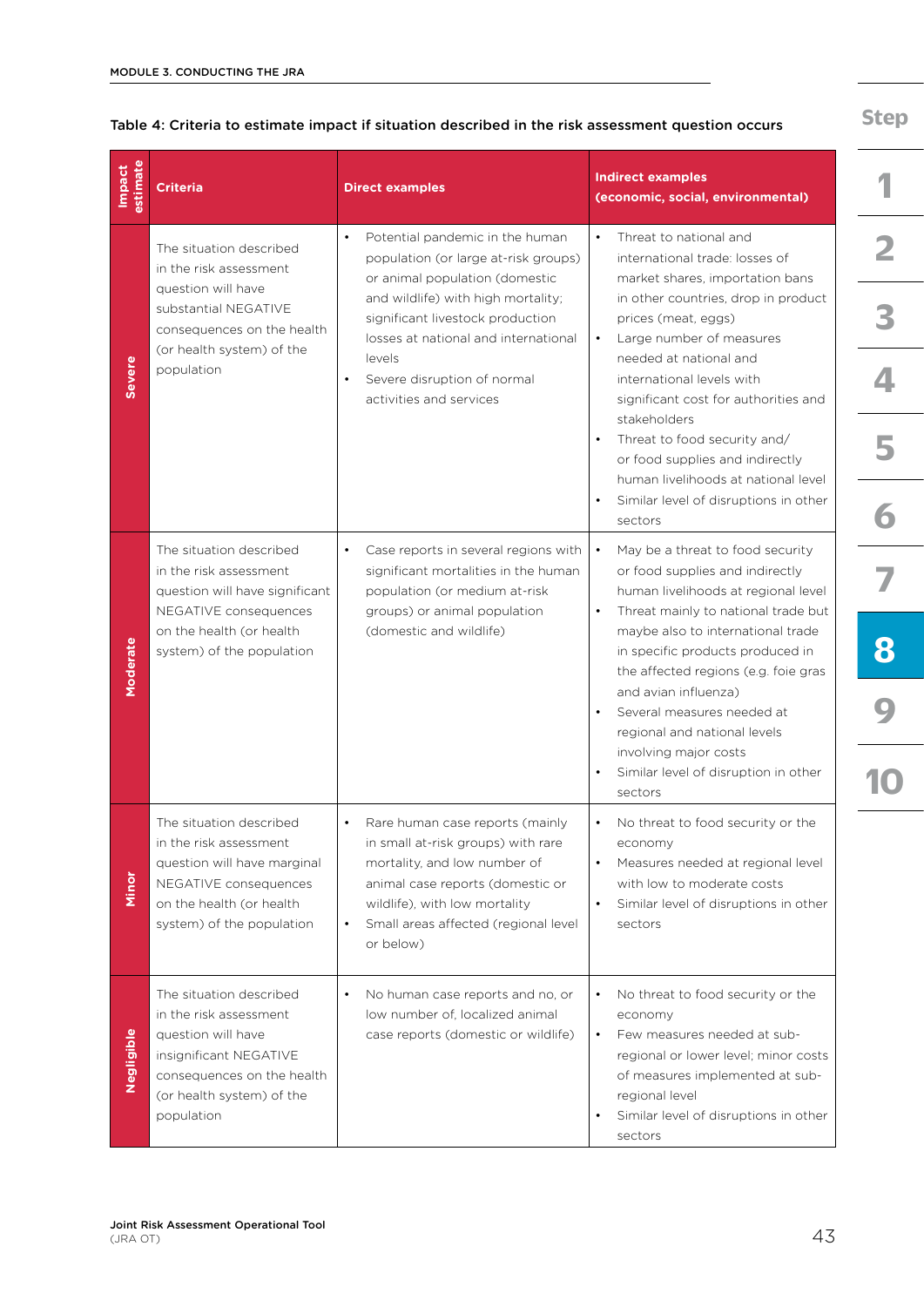**Table 4: Criteria to estimate impact if situation described in the risk assessment question occurs**

| Impact estimate | Criteria | Direct examples | Indirect examples (economic, social, environmental) |
|---|---|---|---|
| Severe | The situation described in the risk assessment question will have substantial NEGATIVE consequences on the health (or health system) of the population | • Potential pandemic in the human population (or large at-risk groups) or animal population (domestic and wildlife) with high mortality; significant livestock production losses at national and international levels<br>• Severe disruption of normal activities and services | • Threat to national and international trade: losses of market shares, importation bans in other countries, drop in product prices (meat, eggs)<br>• Large number of measures needed at national and international levels with significant cost for authorities and stakeholders<br>• Threat to food security and/ or food supplies and indirectly human livelihoods at national level<br>• Similar level of disruptions in other sectors |
| Moderate | The situation described in the risk assessment question will have significant NEGATIVE consequences on the health (or health system) of the population | • Case reports in several regions with significant mortalities in the human population (or medium at-risk groups) or animal population (domestic and wildlife) | • May be a threat to food security or food supplies and indirectly human livelihoods at regional level<br>• Threat mainly to national trade but maybe also to international trade in specific products produced in the affected regions (e.g. foie gras and avian influenza)<br>• Several measures needed at regional and national levels involving major costs<br>• Similar level of disruption in other sectors |
| Minor | The situation described in the risk assessment question will have marginal NEGATIVE consequences on the health (or health system) of the population | • Rare human case reports (mainly in small at-risk groups) with rare mortality, and low number of animal case reports (domestic or wildlife), with low mortality<br>• Small areas affected (regional level or below) | • No threat to food security or the economy<br>• Measures needed at regional level with low to moderate costs<br>• Similar level of disruptions in other sectors |
| Negligible | The situation described in the risk assessment question will have insignificant NEGATIVE consequences on the health (or health system) of the population | • No human case reports and no, or low number of, localized animal case reports (domestic or wildlife) | • No threat to food security or the economy<br>• Few measures needed at sub-regional or lower level; minor costs of measures implemented at sub-regional level<br>• Similar level of disruptions in other sectors |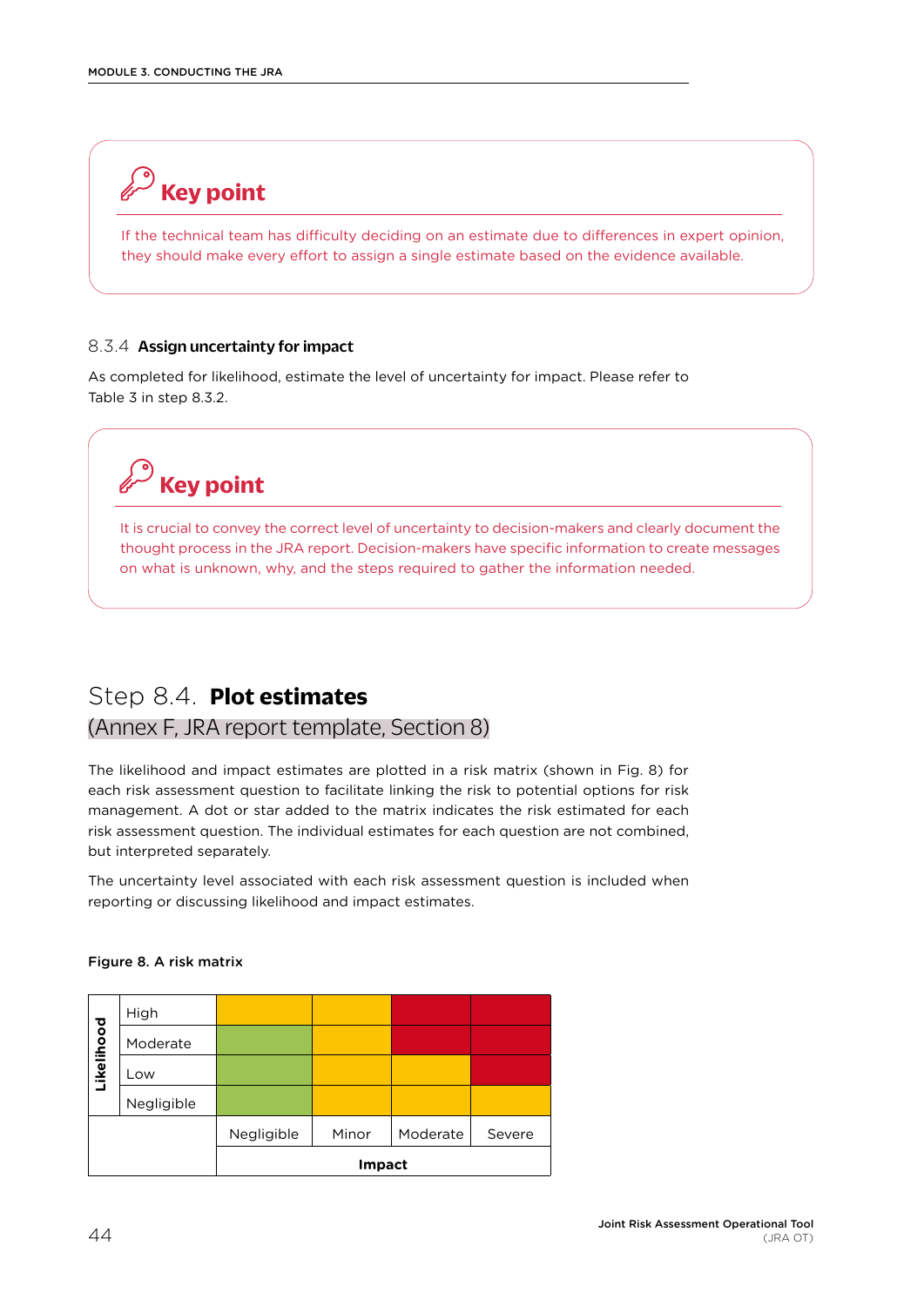> **Key point**
>
> If the technical team has difficulty deciding on an estimate due to differences in expert opinion, they should make every effort to assign a single estimate based on the evidence available.

#### 8.3.4 **Assign uncertainty for impact**

As completed for likelihood, estimate the level of uncertainty for impact. Please refer to Table 3 in step 8.3.2.

> **Key point**
>
> It is crucial to convey the correct level of uncertainty to decision-makers and clearly document the thought process in the JRA report. Decision-makers have specific information to create messages on what is unknown, why, and the steps required to gather the information needed.

## Step 8.4. **Plot estimates**

### (Annex F, JRA report template, Section 8)

The likelihood and impact estimates are plotted in a risk matrix (shown in Fig. 8) for each risk assessment question to facilitate linking the risk to potential options for risk management. A dot or star added to the matrix indicates the risk estimated for each risk assessment question. The individual estimates for each question are not combined, but interpreted separately.

The uncertainty level associated with each risk assessment question is included when reporting or discussing likelihood and impact estimates.

**Figure 8. A risk matrix**

| Likelihood | | | | | |
|---|---|---|---|---|---|
| | High | Yellow | Yellow | Red | Red |
| | Moderate | Green | Yellow | Red | Red |
| | Low | Green | Yellow | Yellow | Red |
| | Negligible | Green | Yellow | Yellow | Yellow |
| | | Negligible | Minor | Moderate | Severe |
| | | **Impact** | | | |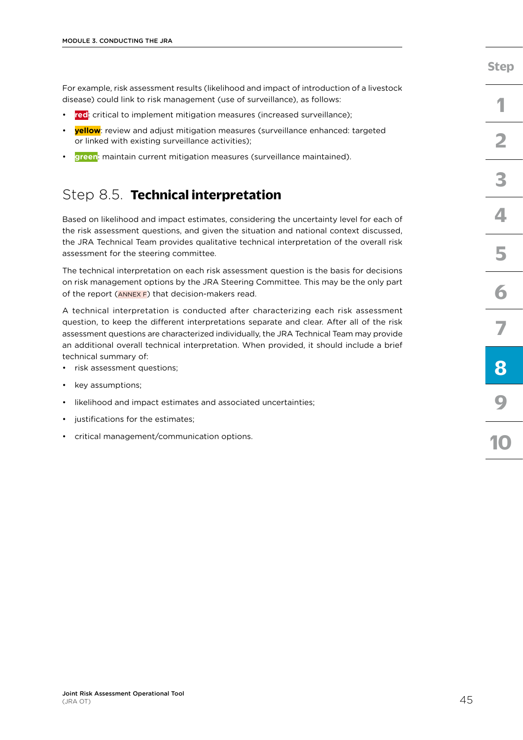For example, risk assessment results (likelihood and impact of introduction of a livestock disease) could link to risk management (use of surveillance), as follows:

- **red**: critical to implement mitigation measures (increased surveillance);
- **yellow**: review and adjust mitigation measures (surveillance enhanced: targeted or linked with existing surveillance activities);
- **green**: maintain current mitigation measures (surveillance maintained).

## Step 8.5. **Technical interpretation**

Based on likelihood and impact estimates, considering the uncertainty level for each of the risk assessment questions, and given the situation and national context discussed, the JRA Technical Team provides qualitative technical interpretation of the overall risk assessment for the steering committee.

The technical interpretation on each risk assessment question is the basis for decisions on risk management options by the JRA Steering Committee. This may be the only part of the report (ANNEX F) that decision-makers read.

A technical interpretation is conducted after characterizing each risk assessment question, to keep the different interpretations separate and clear. After all of the risk assessment questions are characterized individually, the JRA Technical Team may provide an additional overall technical interpretation. When provided, it should include a brief technical summary of:

- risk assessment questions;
- key assumptions;
- likelihood and impact estimates and associated uncertainties;
- justifications for the estimates;
- critical management/communication options.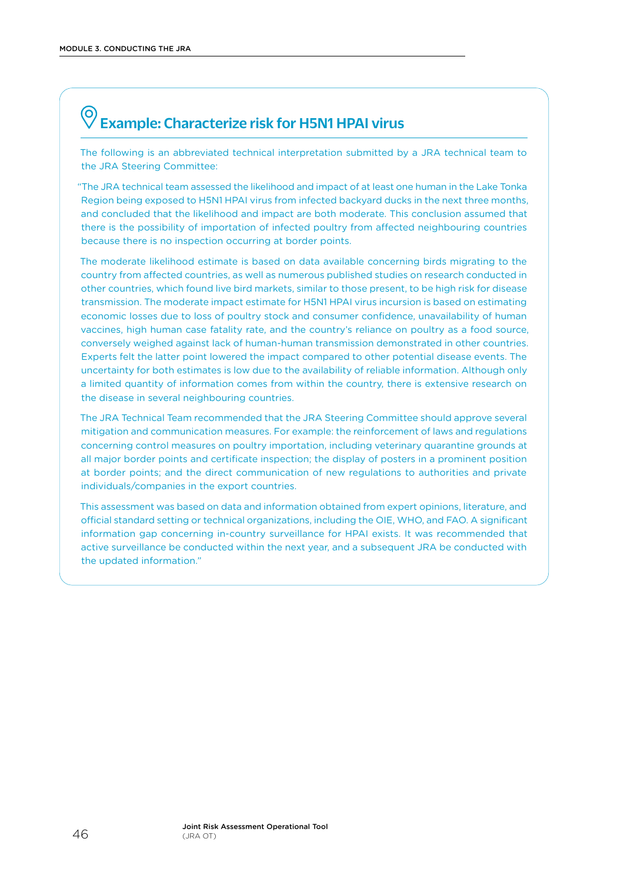## Example: Characterize risk for H5N1 HPAI virus

The following is an abbreviated technical interpretation submitted by a JRA technical team to the JRA Steering Committee:

"The JRA technical team assessed the likelihood and impact of at least one human in the Lake Tonka Region being exposed to H5N1 HPAI virus from infected backyard ducks in the next three months, and concluded that the likelihood and impact are both moderate. This conclusion assumed that there is the possibility of importation of infected poultry from affected neighbouring countries because there is no inspection occurring at border points.

The moderate likelihood estimate is based on data available concerning birds migrating to the country from affected countries, as well as numerous published studies on research conducted in other countries, which found live bird markets, similar to those present, to be high risk for disease transmission. The moderate impact estimate for H5N1 HPAI virus incursion is based on estimating economic losses due to loss of poultry stock and consumer confidence, unavailability of human vaccines, high human case fatality rate, and the country's reliance on poultry as a food source, conversely weighed against lack of human-human transmission demonstrated in other countries. Experts felt the latter point lowered the impact compared to other potential disease events. The uncertainty for both estimates is low due to the availability of reliable information. Although only a limited quantity of information comes from within the country, there is extensive research on the disease in several neighbouring countries.

The JRA Technical Team recommended that the JRA Steering Committee should approve several mitigation and communication measures. For example: the reinforcement of laws and regulations concerning control measures on poultry importation, including veterinary quarantine grounds at all major border points and certificate inspection; the display of posters in a prominent position at border points; and the direct communication of new regulations to authorities and private individuals/companies in the export countries.

This assessment was based on data and information obtained from expert opinions, literature, and official standard setting or technical organizations, including the OIE, WHO, and FAO. A significant information gap concerning in-country surveillance for HPAI exists. It was recommended that active surveillance be conducted within the next year, and a subsequent JRA be conducted with the updated information."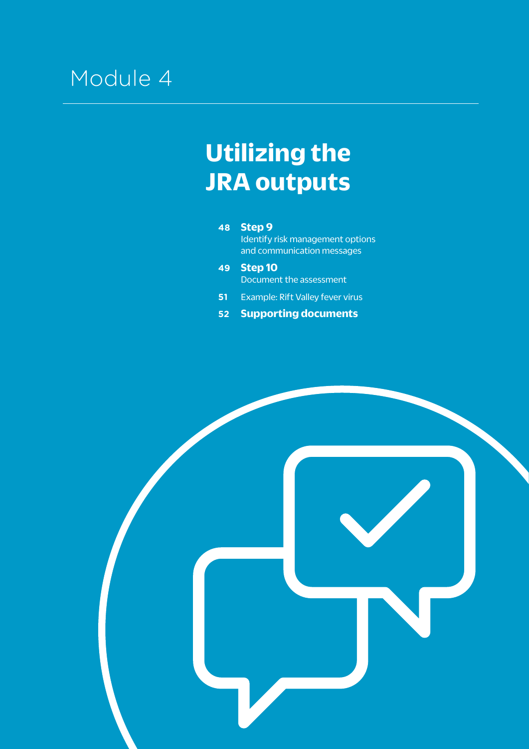# Module 4

## Utilizing the JRA outputs

- **48** **Step 9** Identify risk management options and communication messages
- **49** **Step 10** Document the assessment
- **51** Example: Rift Valley fever virus
- **52** **Supporting documents**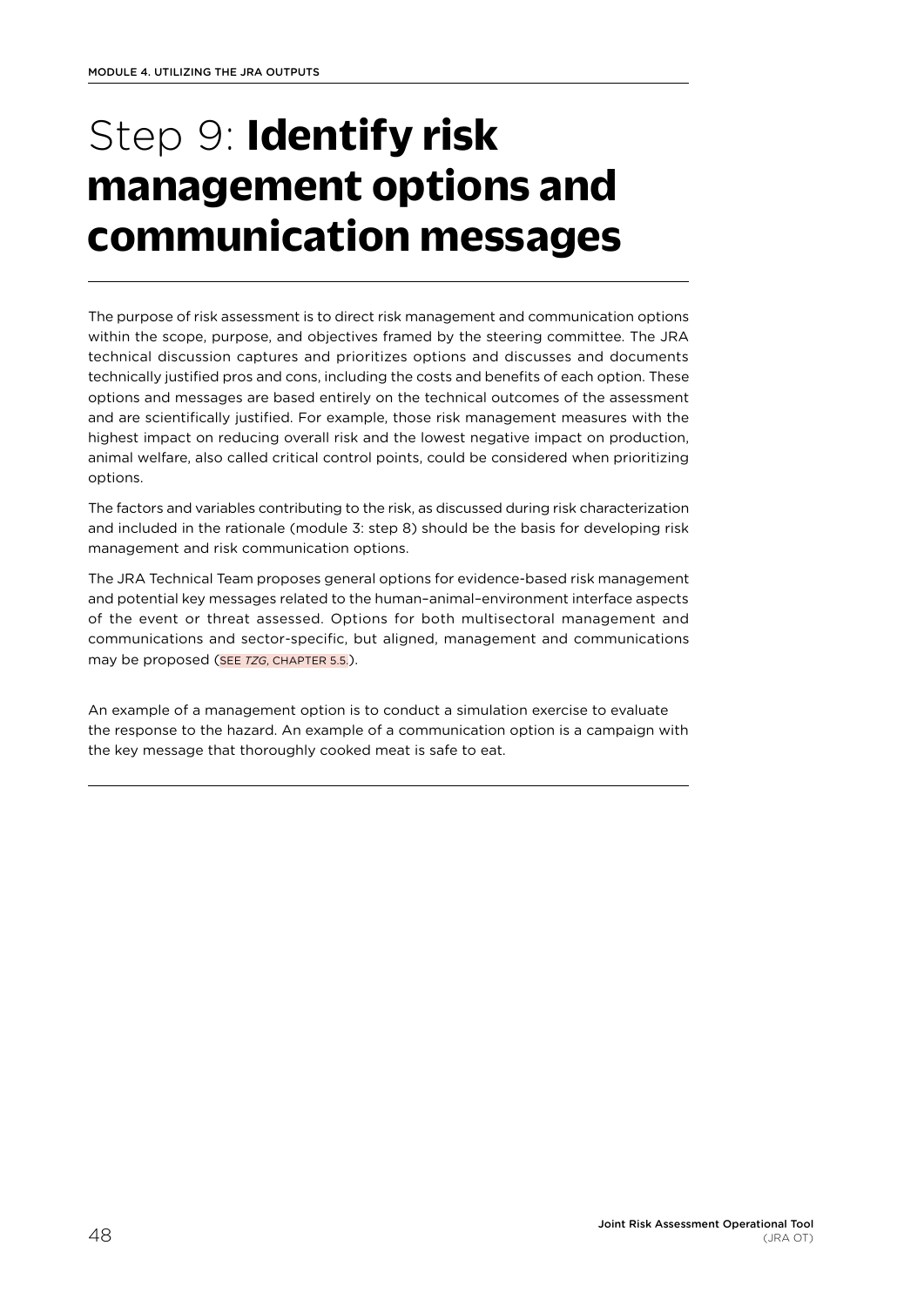# Step 9: **Identify risk management options and communication messages**

The purpose of risk assessment is to direct risk management and communication options within the scope, purpose, and objectives framed by the steering committee. The JRA technical discussion captures and prioritizes options and discusses and documents technically justified pros and cons, including the costs and benefits of each option. These options and messages are based entirely on the technical outcomes of the assessment and are scientifically justified. For example, those risk management measures with the highest impact on reducing overall risk and the lowest negative impact on production, animal welfare, also called critical control points, could be considered when prioritizing options.

The factors and variables contributing to the risk, as discussed during risk characterization and included in the rationale (module 3: step 8) should be the basis for developing risk management and risk communication options.

The JRA Technical Team proposes general options for evidence-based risk management and potential key messages related to the human–animal–environment interface aspects of the event or threat assessed. Options for both multisectoral management and communications and sector-specific, but aligned, management and communications may be proposed (SEE *TZG*, CHAPTER 5.5.).

An example of a management option is to conduct a simulation exercise to evaluate the response to the hazard. An example of a communication option is a campaign with the key message that thoroughly cooked meat is safe to eat.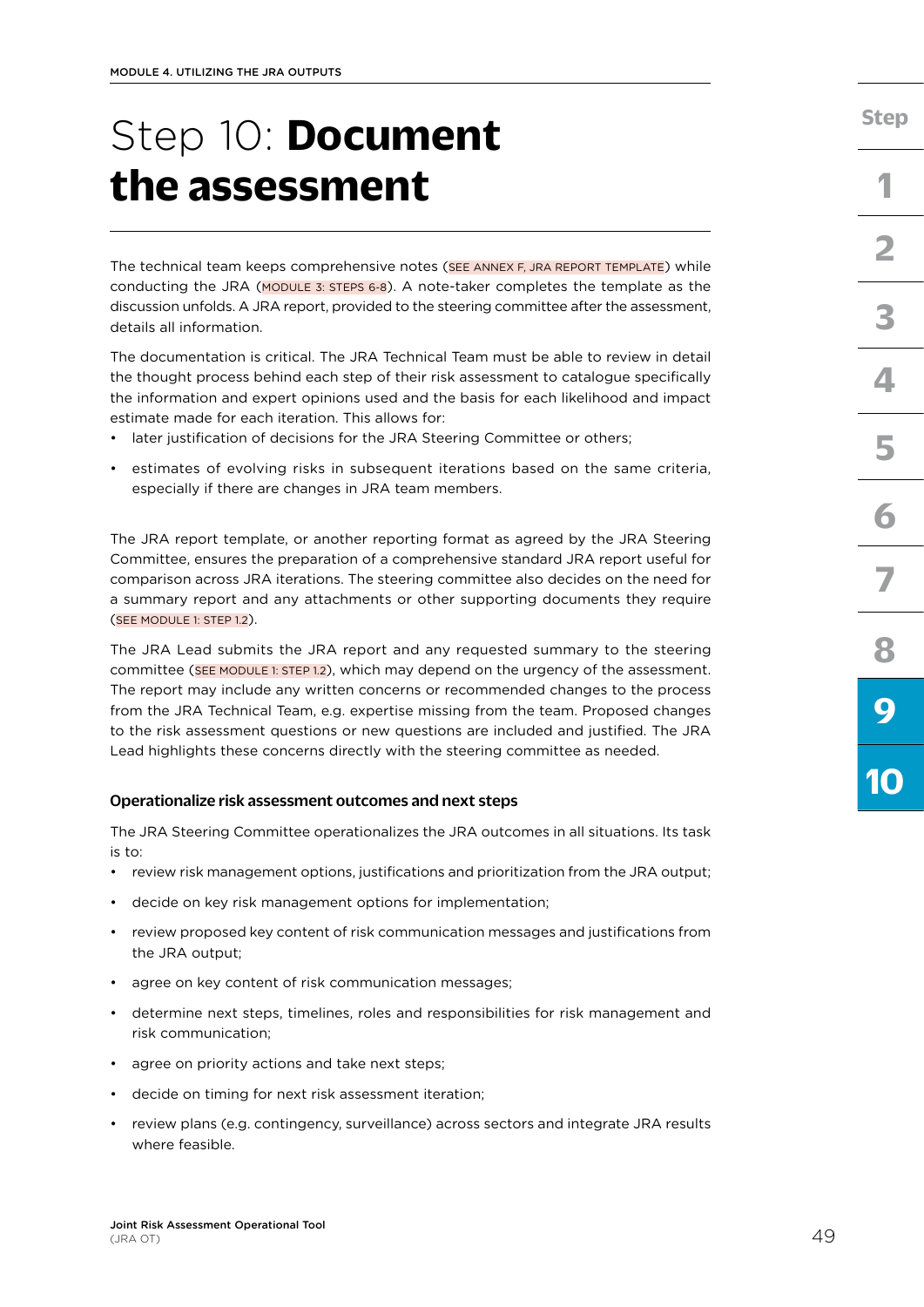# Step 10: **Document the assessment**

The technical team keeps comprehensive notes (SEE ANNEX F, JRA REPORT TEMPLATE) while conducting the JRA (MODULE 3: STEPS 6-8). A note-taker completes the template as the discussion unfolds. A JRA report, provided to the steering committee after the assessment, details all information.

The documentation is critical. The JRA Technical Team must be able to review in detail the thought process behind each step of their risk assessment to catalogue specifically the information and expert opinions used and the basis for each likelihood and impact estimate made for each iteration. This allows for:

- later justification of decisions for the JRA Steering Committee or others;
- estimates of evolving risks in subsequent iterations based on the same criteria, especially if there are changes in JRA team members.

The JRA report template, or another reporting format as agreed by the JRA Steering Committee, ensures the preparation of a comprehensive standard JRA report useful for comparison across JRA iterations. The steering committee also decides on the need for a summary report and any attachments or other supporting documents they require (SEE MODULE 1: STEP 1.2).

The JRA Lead submits the JRA report and any requested summary to the steering committee (SEE MODULE 1: STEP 1.2), which may depend on the urgency of the assessment. The report may include any written concerns or recommended changes to the process from the JRA Technical Team, e.g. expertise missing from the team. Proposed changes to the risk assessment questions or new questions are included and justified. The JRA Lead highlights these concerns directly with the steering committee as needed.

### Operationalize risk assessment outcomes and next steps

The JRA Steering Committee operationalizes the JRA outcomes in all situations. Its task is to:

- review risk management options, justifications and prioritization from the JRA output;
- decide on key risk management options for implementation;
- review proposed key content of risk communication messages and justifications from the JRA output;
- agree on key content of risk communication messages;
- determine next steps, timelines, roles and responsibilities for risk management and risk communication;
- agree on priority actions and take next steps;
- decide on timing for next risk assessment iteration;
- review plans (e.g. contingency, surveillance) across sectors and integrate JRA results where feasible.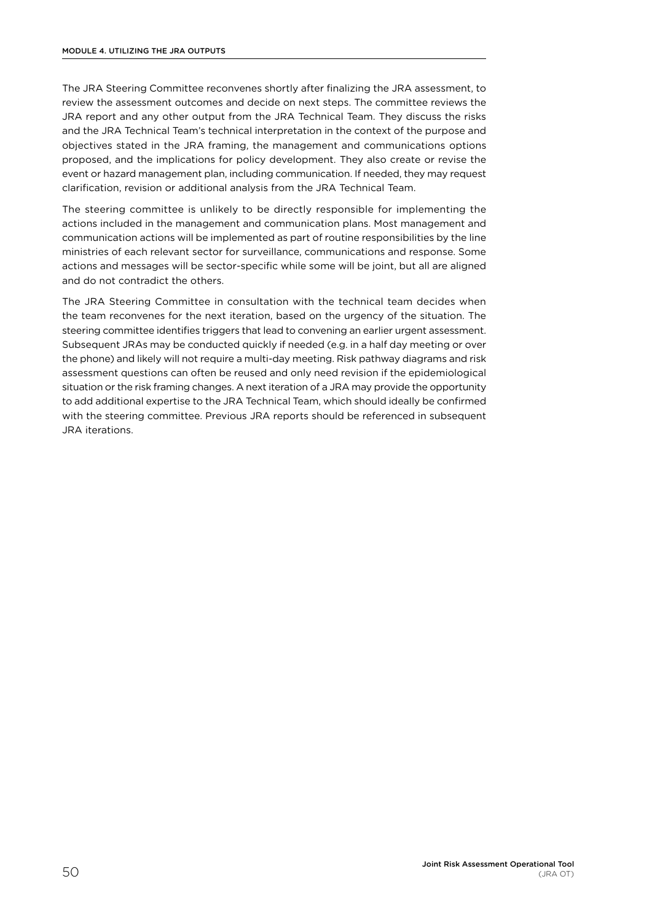The JRA Steering Committee reconvenes shortly after finalizing the JRA assessment, to review the assessment outcomes and decide on next steps. The committee reviews the JRA report and any other output from the JRA Technical Team. They discuss the risks and the JRA Technical Team's technical interpretation in the context of the purpose and objectives stated in the JRA framing, the management and communications options proposed, and the implications for policy development. They also create or revise the event or hazard management plan, including communication. If needed, they may request clarification, revision or additional analysis from the JRA Technical Team.

The steering committee is unlikely to be directly responsible for implementing the actions included in the management and communication plans. Most management and communication actions will be implemented as part of routine responsibilities by the line ministries of each relevant sector for surveillance, communications and response. Some actions and messages will be sector-specific while some will be joint, but all are aligned and do not contradict the others.

The JRA Steering Committee in consultation with the technical team decides when the team reconvenes for the next iteration, based on the urgency of the situation. The steering committee identifies triggers that lead to convening an earlier urgent assessment. Subsequent JRAs may be conducted quickly if needed (e.g. in a half day meeting or over the phone) and likely will not require a multi-day meeting. Risk pathway diagrams and risk assessment questions can often be reused and only need revision if the epidemiological situation or the risk framing changes. A next iteration of a JRA may provide the opportunity to add additional expertise to the JRA Technical Team, which should ideally be confirmed with the steering committee. Previous JRA reports should be referenced in subsequent JRA iterations.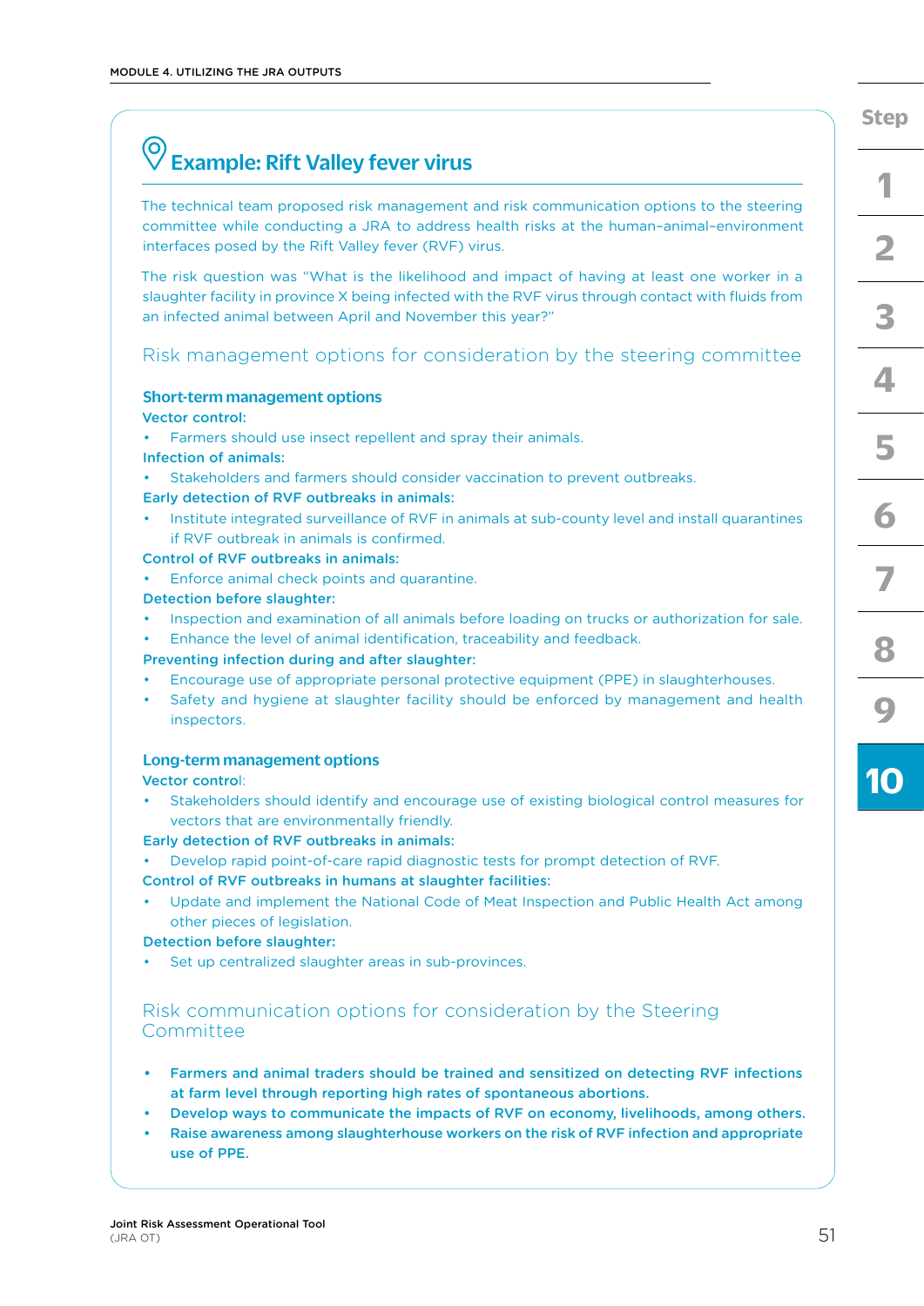## Example: Rift Valley fever virus

The technical team proposed risk management and risk communication options to the steering committee while conducting a JRA to address health risks at the human–animal–environment interfaces posed by the Rift Valley fever (RVF) virus.

The risk question was "What is the likelihood and impact of having at least one worker in a slaughter facility in province X being infected with the RVF virus through contact with fluids from an infected animal between April and November this year?"

### Risk management options for consideration by the steering committee

**Short-term management options**

**Vector control:**

- Farmers should use insect repellent and spray their animals.

**Infection of animals:**

- Stakeholders and farmers should consider vaccination to prevent outbreaks.

**Early detection of RVF outbreaks in animals:**

- Institute integrated surveillance of RVF in animals at sub-county level and install quarantines if RVF outbreak in animals is confirmed.

**Control of RVF outbreaks in animals:**

- Enforce animal check points and quarantine.

**Detection before slaughter:**

- Inspection and examination of all animals before loading on trucks or authorization for sale.
- Enhance the level of animal identification, traceability and feedback.

**Preventing infection during and after slaughter:**

- Encourage use of appropriate personal protective equipment (PPE) in slaughterhouses.
- Safety and hygiene at slaughter facility should be enforced by management and health inspectors.

**Long-term management options**

**Vector control:**

- Stakeholders should identify and encourage use of existing biological control measures for vectors that are environmentally friendly.

**Early detection of RVF outbreaks in animals:**

- Develop rapid point-of-care rapid diagnostic tests for prompt detection of RVF.

**Control of RVF outbreaks in humans at slaughter facilities:**

- Update and implement the National Code of Meat Inspection and Public Health Act among other pieces of legislation.

**Detection before slaughter:**

- Set up centralized slaughter areas in sub-provinces.

### Risk communication options for consideration by the Steering Committee

- **Farmers and animal traders should be trained and sensitized on detecting RVF infections at farm level through reporting high rates of spontaneous abortions.**
- **Develop ways to communicate the impacts of RVF on economy, livelihoods, among others.**
- **Raise awareness among slaughterhouse workers on the risk of RVF infection and appropriate use of PPE.**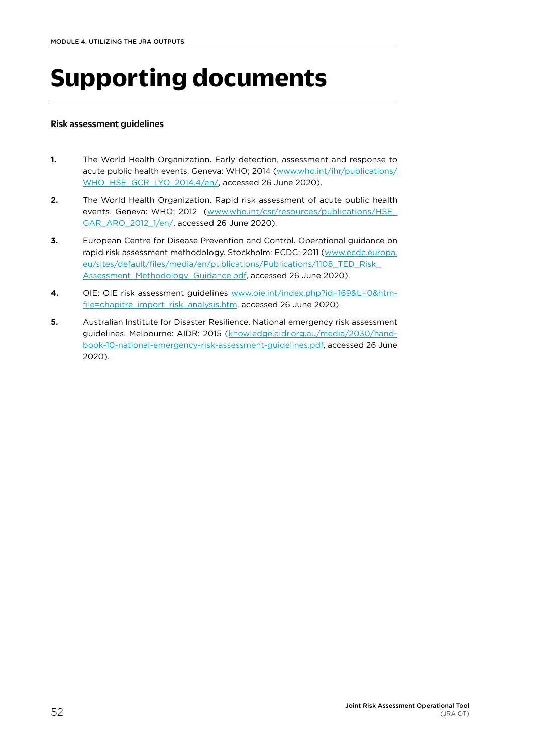# Supporting documents

**Risk assessment guidelines**

1. The World Health Organization. Early detection, assessment and response to acute public health events. Geneva: WHO; 2014 (www.who.int/ihr/publications/WHO_HSE_GCR_LYO_2014.4/en/, accessed 26 June 2020).

2. The World Health Organization. Rapid risk assessment of acute public health events. Geneva: WHO; 2012 (www.who.int/csr/resources/publications/HSE_GAR_ARO_2012_1/en/, accessed 26 June 2020).

3. European Centre for Disease Prevention and Control. Operational guidance on rapid risk assessment methodology. Stockholm: ECDC; 2011 (www.ecdc.europa.eu/sites/default/files/media/en/publications/Publications/1108_TED_Risk_Assessment_Methodology_Guidance.pdf, accessed 26 June 2020).

4. OIE: OIE risk assessment guidelines www.oie.int/index.php?id=169&L=0&htmfile=chapitre_import_risk_analysis.htm, accessed 26 June 2020).

5. Australian Institute for Disaster Resilience. National emergency risk assessment guidelines. Melbourne: AIDR: 2015 (knowledge.aidr.org.au/media/2030/handbook-10-national-emergency-risk-assessment-guidelines.pdf, accessed 26 June 2020).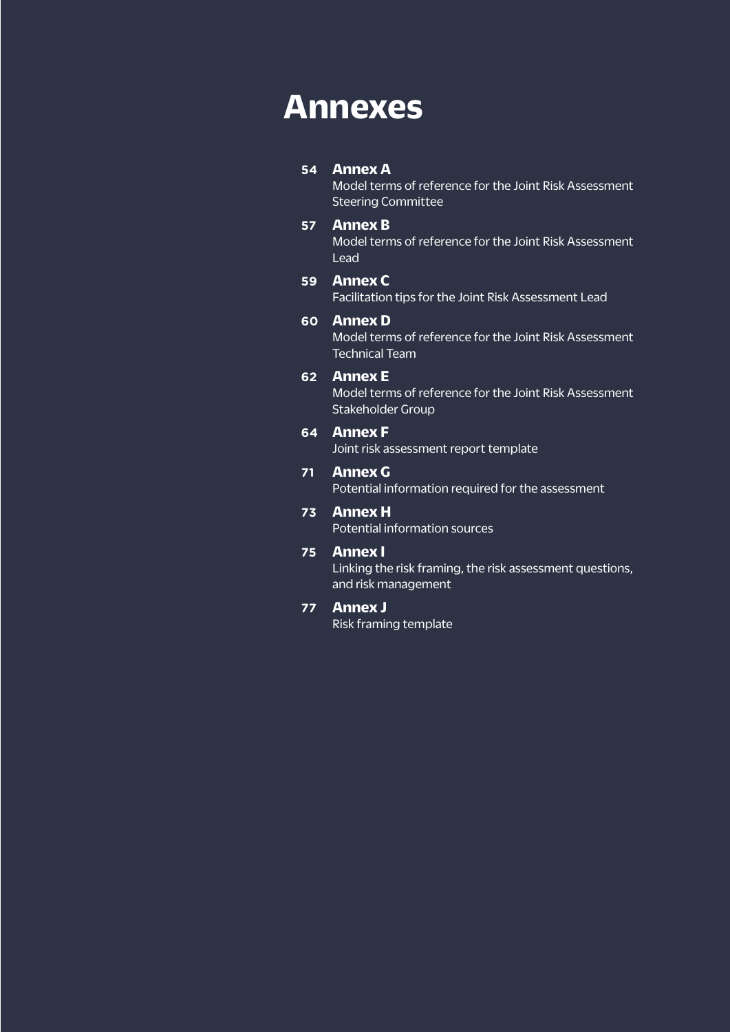# Annexes

54 **Annex A**
Model terms of reference for the Joint Risk Assessment Steering Committee

57 **Annex B**
Model terms of reference for the Joint Risk Assessment Lead

59 **Annex C**
Facilitation tips for the Joint Risk Assessment Lead

60 **Annex D**
Model terms of reference for the Joint Risk Assessment Technical Team

62 **Annex E**
Model terms of reference for the Joint Risk Assessment Stakeholder Group

64 **Annex F**
Joint risk assessment report template

71 **Annex G**
Potential information required for the assessment

73 **Annex H**
Potential information sources

75 **Annex I**
Linking the risk framing, the risk assessment questions, and risk management

77 **Annex J**
Risk framing template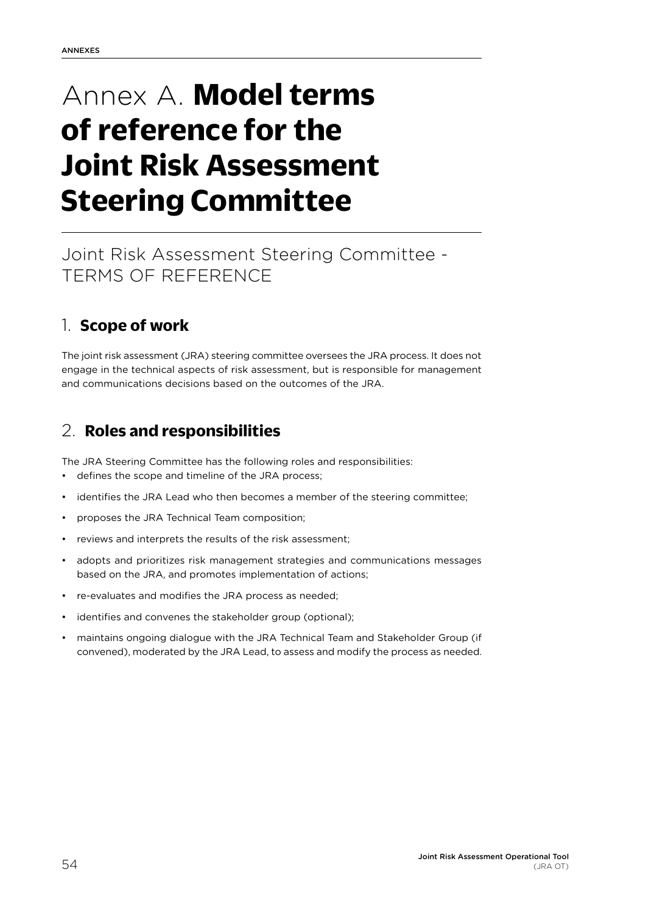# Annex A. **Model terms of reference for the Joint Risk Assessment Steering Committee**

## Joint Risk Assessment Steering Committee - TERMS OF REFERENCE

### 1. **Scope of work**

The joint risk assessment (JRA) steering committee oversees the JRA process. It does not engage in the technical aspects of risk assessment, but is responsible for management and communications decisions based on the outcomes of the JRA.

### 2. **Roles and responsibilities**

The JRA Steering Committee has the following roles and responsibilities:

- defines the scope and timeline of the JRA process;
- identifies the JRA Lead who then becomes a member of the steering committee;
- proposes the JRA Technical Team composition;
- reviews and interprets the results of the risk assessment;
- adopts and prioritizes risk management strategies and communications messages based on the JRA, and promotes implementation of actions;
- re-evaluates and modifies the JRA process as needed;
- identifies and convenes the stakeholder group (optional);
- maintains ongoing dialogue with the JRA Technical Team and Stakeholder Group (if convened), moderated by the JRA Lead, to assess and modify the process as needed.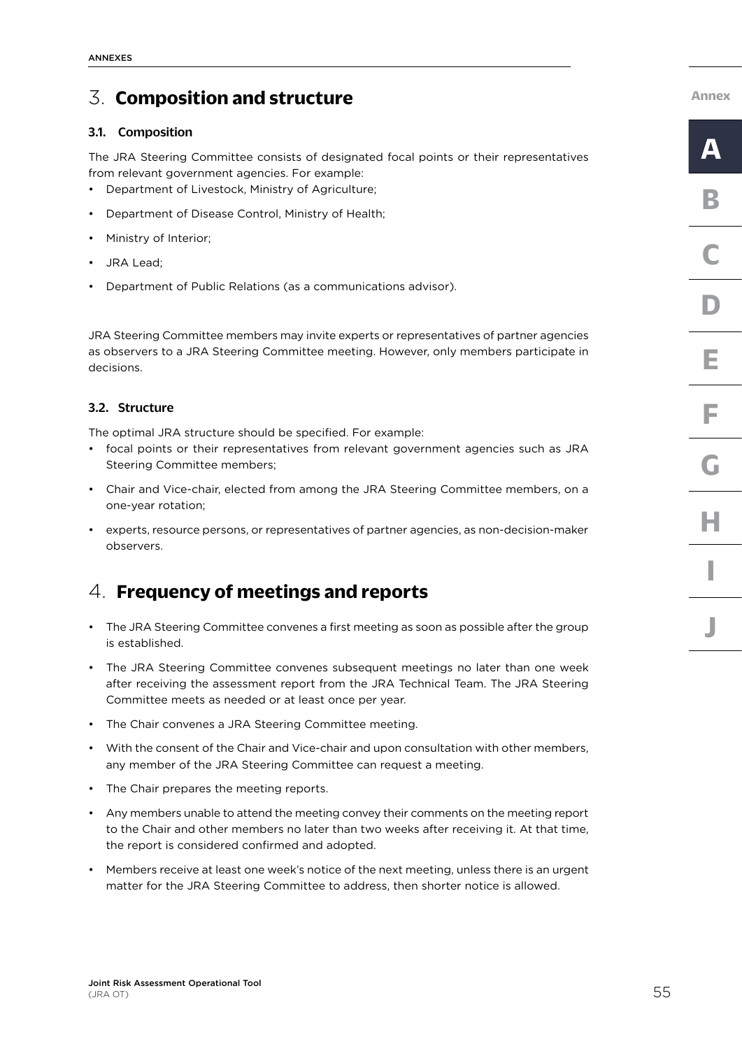## 3. **Composition and structure**

### 3.1. Composition

The JRA Steering Committee consists of designated focal points or their representatives from relevant government agencies. For example:

- Department of Livestock, Ministry of Agriculture;
- Department of Disease Control, Ministry of Health;
- Ministry of Interior;
- JRA Lead;
- Department of Public Relations (as a communications advisor).

JRA Steering Committee members may invite experts or representatives of partner agencies as observers to a JRA Steering Committee meeting. However, only members participate in decisions.

### 3.2. Structure

The optimal JRA structure should be specified. For example:

- focal points or their representatives from relevant government agencies such as JRA Steering Committee members;
- Chair and Vice-chair, elected from among the JRA Steering Committee members, on a one-year rotation;
- experts, resource persons, or representatives of partner agencies, as non-decision-maker observers.

## 4. **Frequency of meetings and reports**

- The JRA Steering Committee convenes a first meeting as soon as possible after the group is established.
- The JRA Steering Committee convenes subsequent meetings no later than one week after receiving the assessment report from the JRA Technical Team. The JRA Steering Committee meets as needed or at least once per year.
- The Chair convenes a JRA Steering Committee meeting.
- With the consent of the Chair and Vice-chair and upon consultation with other members, any member of the JRA Steering Committee can request a meeting.
- The Chair prepares the meeting reports.
- Any members unable to attend the meeting convey their comments on the meeting report to the Chair and other members no later than two weeks after receiving it. At that time, the report is considered confirmed and adopted.
- Members receive at least one week's notice of the next meeting, unless there is an urgent matter for the JRA Steering Committee to address, then shorter notice is allowed.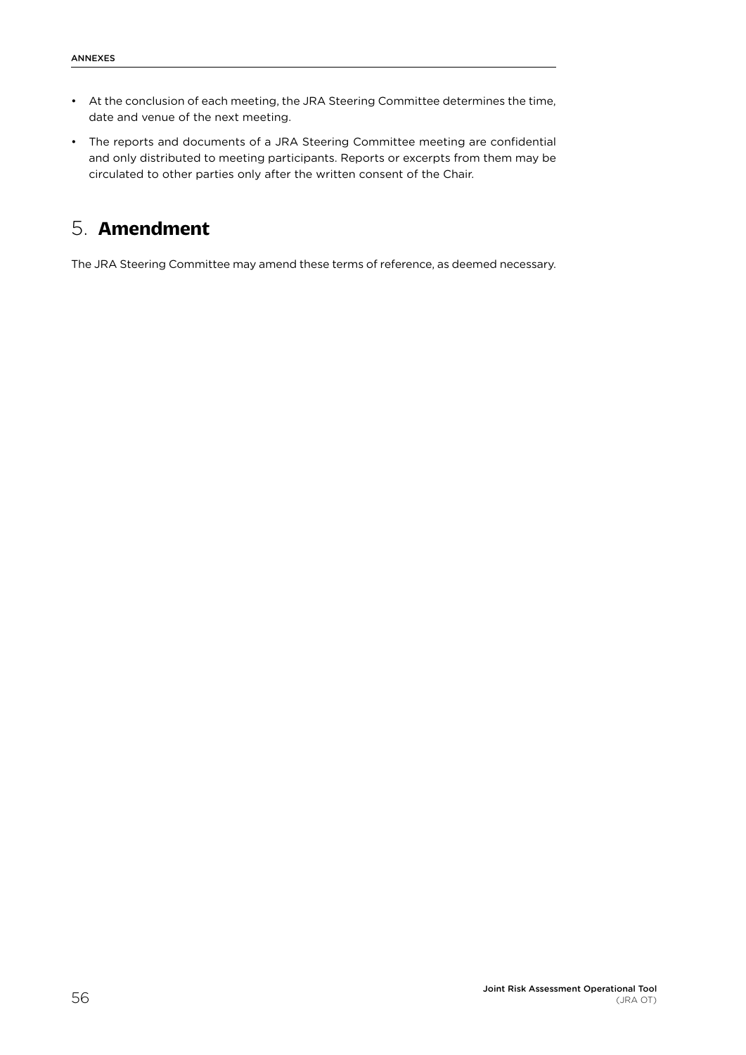- At the conclusion of each meeting, the JRA Steering Committee determines the time, date and venue of the next meeting.
- The reports and documents of a JRA Steering Committee meeting are confidential and only distributed to meeting participants. Reports or excerpts from them may be circulated to other parties only after the written consent of the Chair.

## 5. Amendment

The JRA Steering Committee may amend these terms of reference, as deemed necessary.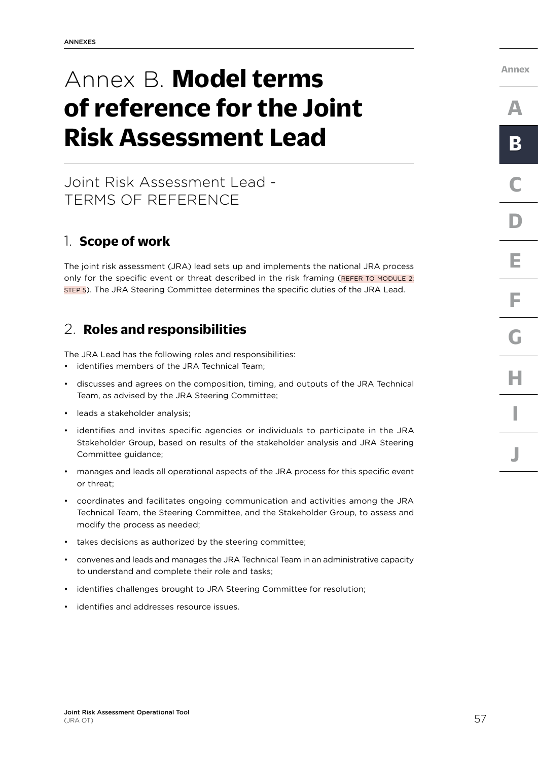# Annex B. **Model terms of reference for the Joint Risk Assessment Lead**

## Joint Risk Assessment Lead - TERMS OF REFERENCE

### 1. **Scope of work**

The joint risk assessment (JRA) lead sets up and implements the national JRA process only for the specific event or threat described in the risk framing (REFER TO MODULE 2: STEP 5). The JRA Steering Committee determines the specific duties of the JRA Lead.

### 2. **Roles and responsibilities**

The JRA Lead has the following roles and responsibilities:

- identifies members of the JRA Technical Team;
- discusses and agrees on the composition, timing, and outputs of the JRA Technical Team, as advised by the JRA Steering Committee;
- leads a stakeholder analysis;
- identifies and invites specific agencies or individuals to participate in the JRA Stakeholder Group, based on results of the stakeholder analysis and JRA Steering Committee guidance;
- manages and leads all operational aspects of the JRA process for this specific event or threat;
- coordinates and facilitates ongoing communication and activities among the JRA Technical Team, the Steering Committee, and the Stakeholder Group, to assess and modify the process as needed;
- takes decisions as authorized by the steering committee;
- convenes and leads and manages the JRA Technical Team in an administrative capacity to understand and complete their role and tasks;
- identifies challenges brought to JRA Steering Committee for resolution;
- identifies and addresses resource issues.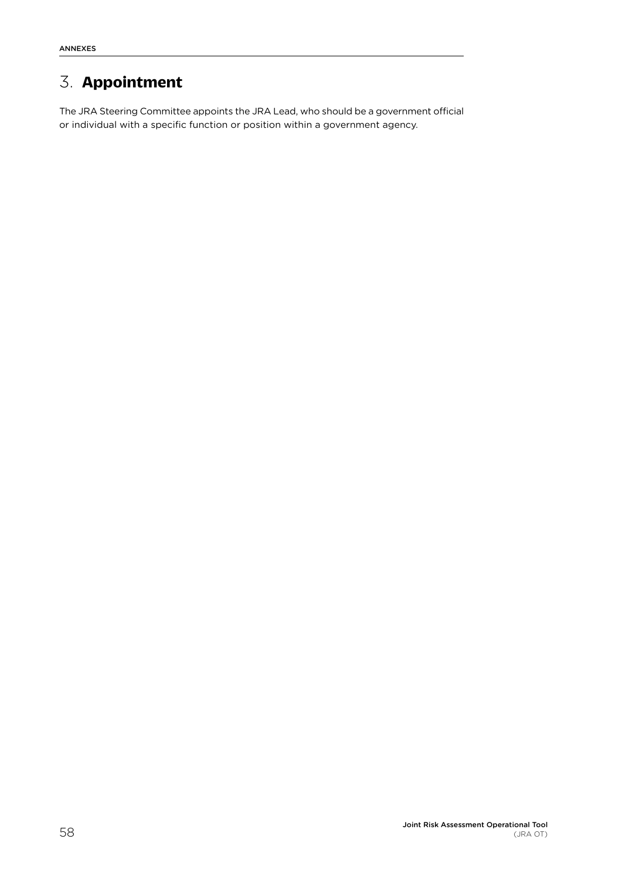## 3. **Appointment**

The JRA Steering Committee appoints the JRA Lead, who should be a government official or individual with a specific function or position within a government agency.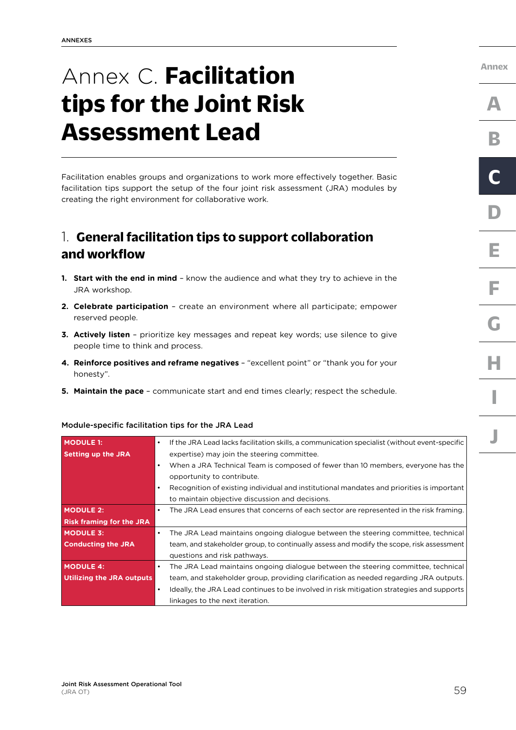# Annex C. **Facilitation tips for the Joint Risk Assessment Lead**

Facilitation enables groups and organizations to work more effectively together. Basic facilitation tips support the setup of the four joint risk assessment (JRA) modules by creating the right environment for collaborative work.

## 1. General facilitation tips to support collaboration and workflow

1. **Start with the end in mind** – know the audience and what they try to achieve in the JRA workshop.
2. **Celebrate participation** – create an environment where all participate; empower reserved people.
3. **Actively listen** – prioritize key messages and repeat key words; use silence to give people time to think and process.
4. **Reinforce positives and reframe negatives** – "excellent point" or "thank you for your honesty".
5. **Maintain the pace** – communicate start and end times clearly; respect the schedule.

Module-specific facilitation tips for the JRA Lead

| Module | Tips |
|---|---|
| **MODULE 1: Setting up the JRA** | • If the JRA Lead lacks facilitation skills, a communication specialist (without event-specific expertise) may join the steering committee.<br>• When a JRA Technical Team is composed of fewer than 10 members, everyone has the opportunity to contribute.<br>• Recognition of existing individual and institutional mandates and priorities is important to maintain objective discussion and decisions. |
| **MODULE 2: Risk framing for the JRA** | • The JRA Lead ensures that concerns of each sector are represented in the risk framing. |
| **MODULE 3: Conducting the JRA** | • The JRA Lead maintains ongoing dialogue between the steering committee, technical team, and stakeholder group, to continually assess and modify the scope, risk assessment questions and risk pathways. |
| **MODULE 4: Utilizing the JRA outputs** | • The JRA Lead maintains ongoing dialogue between the steering committee, technical team, and stakeholder group, providing clarification as needed regarding JRA outputs.<br>• Ideally, the JRA Lead continues to be involved in risk mitigation strategies and supports linkages to the next iteration. |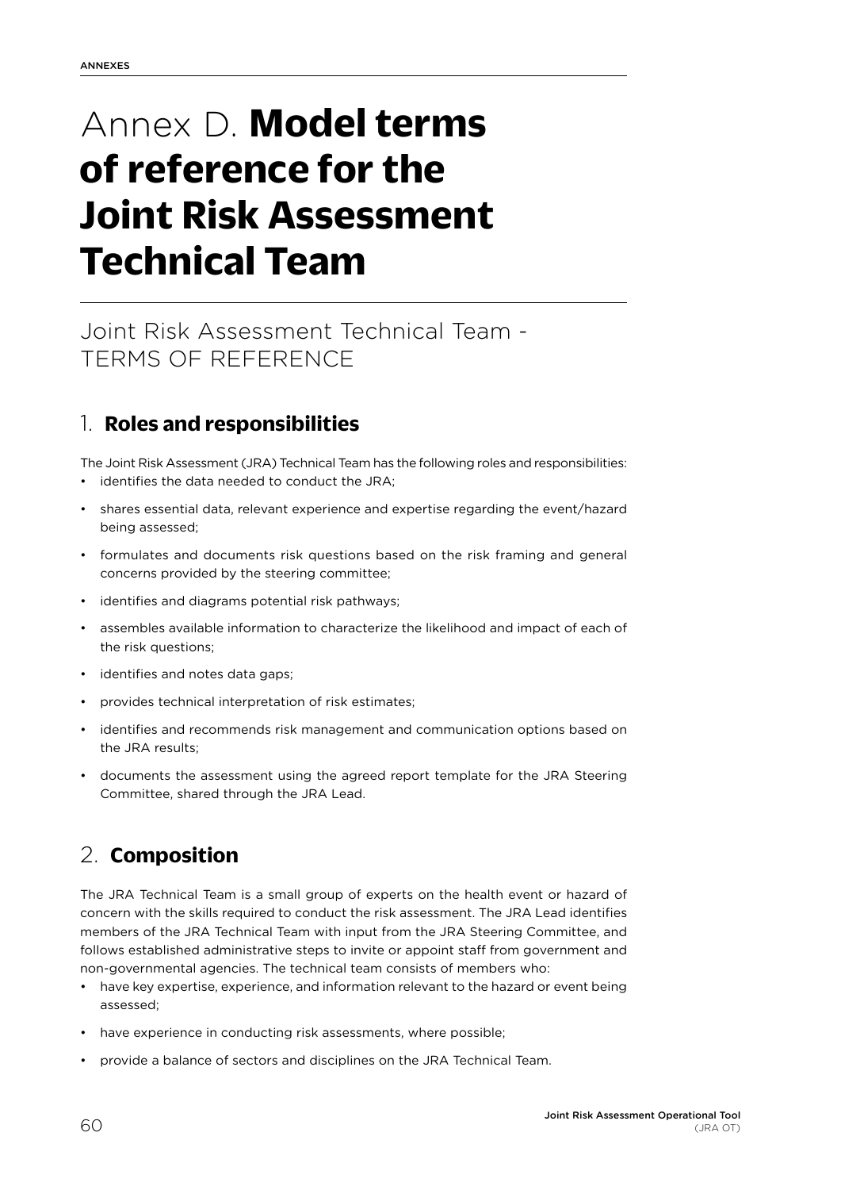# Annex D. **Model terms of reference for the Joint Risk Assessment Technical Team**

## Joint Risk Assessment Technical Team - TERMS OF REFERENCE

### 1. **Roles and responsibilities**

The Joint Risk Assessment (JRA) Technical Team has the following roles and responsibilities:

- identifies the data needed to conduct the JRA;
- shares essential data, relevant experience and expertise regarding the event/hazard being assessed;
- formulates and documents risk questions based on the risk framing and general concerns provided by the steering committee;
- identifies and diagrams potential risk pathways;
- assembles available information to characterize the likelihood and impact of each of the risk questions;
- identifies and notes data gaps;
- provides technical interpretation of risk estimates;
- identifies and recommends risk management and communication options based on the JRA results;
- documents the assessment using the agreed report template for the JRA Steering Committee, shared through the JRA Lead.

### 2. **Composition**

The JRA Technical Team is a small group of experts on the health event or hazard of concern with the skills required to conduct the risk assessment. The JRA Lead identifies members of the JRA Technical Team with input from the JRA Steering Committee, and follows established administrative steps to invite or appoint staff from government and non-governmental agencies. The technical team consists of members who:

- have key expertise, experience, and information relevant to the hazard or event being assessed;
- have experience in conducting risk assessments, where possible;
- provide a balance of sectors and disciplines on the JRA Technical Team.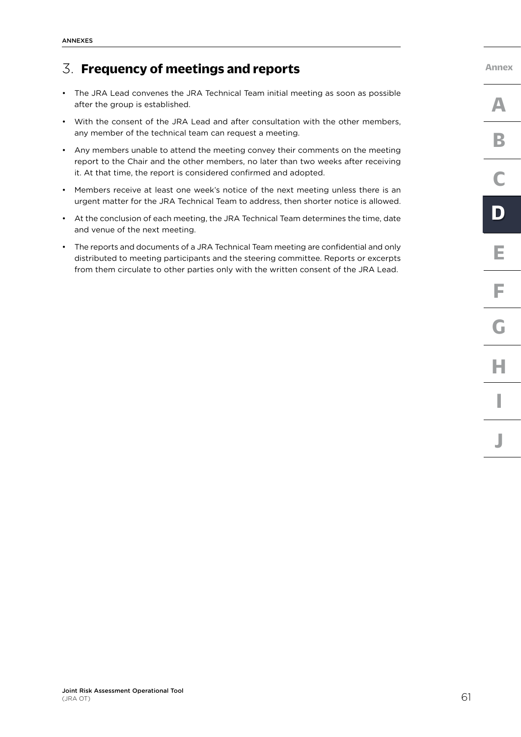## 3. Frequency of meetings and reports

- The JRA Lead convenes the JRA Technical Team initial meeting as soon as possible after the group is established.
- With the consent of the JRA Lead and after consultation with the other members, any member of the technical team can request a meeting.
- Any members unable to attend the meeting convey their comments on the meeting report to the Chair and the other members, no later than two weeks after receiving it. At that time, the report is considered confirmed and adopted.
- Members receive at least one week's notice of the next meeting unless there is an urgent matter for the JRA Technical Team to address, then shorter notice is allowed.
- At the conclusion of each meeting, the JRA Technical Team determines the time, date and venue of the next meeting.
- The reports and documents of a JRA Technical Team meeting are confidential and only distributed to meeting participants and the steering committee. Reports or excerpts from them circulate to other parties only with the written consent of the JRA Lead.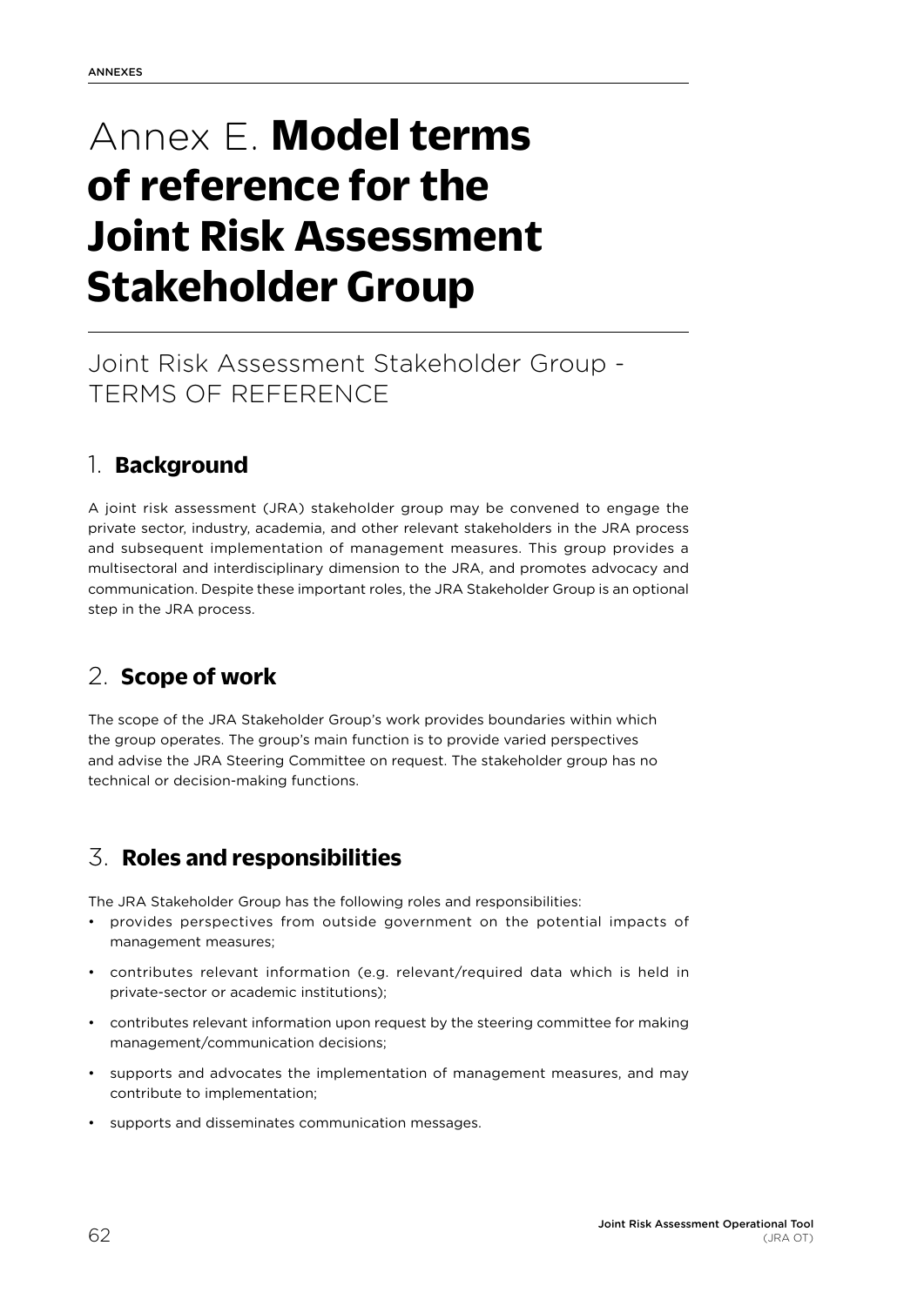# Annex E. **Model terms of reference for the Joint Risk Assessment Stakeholder Group**

## Joint Risk Assessment Stakeholder Group - TERMS OF REFERENCE

### 1. **Background**

A joint risk assessment (JRA) stakeholder group may be convened to engage the private sector, industry, academia, and other relevant stakeholders in the JRA process and subsequent implementation of management measures. This group provides a multisectoral and interdisciplinary dimension to the JRA, and promotes advocacy and communication. Despite these important roles, the JRA Stakeholder Group is an optional step in the JRA process.

### 2. **Scope of work**

The scope of the JRA Stakeholder Group's work provides boundaries within which the group operates. The group's main function is to provide varied perspectives and advise the JRA Steering Committee on request. The stakeholder group has no technical or decision-making functions.

### 3. **Roles and responsibilities**

The JRA Stakeholder Group has the following roles and responsibilities:

- provides perspectives from outside government on the potential impacts of management measures;
- contributes relevant information (e.g. relevant/required data which is held in private-sector or academic institutions);
- contributes relevant information upon request by the steering committee for making management/communication decisions;
- supports and advocates the implementation of management measures, and may contribute to implementation;
- supports and disseminates communication messages.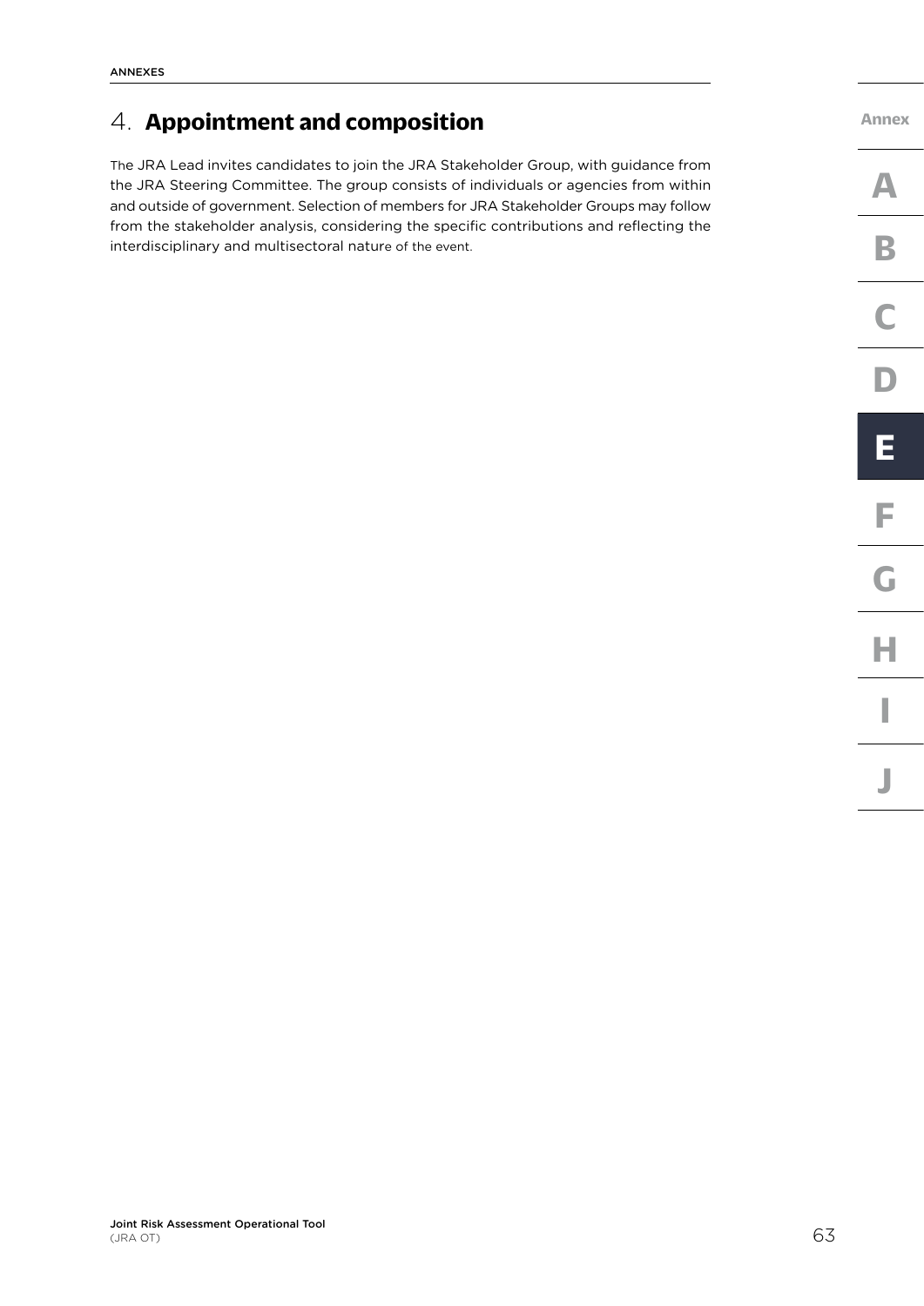## 4. **Appointment and composition**

The JRA Lead invites candidates to join the JRA Stakeholder Group, with guidance from the JRA Steering Committee. The group consists of individuals or agencies from within and outside of government. Selection of members for JRA Stakeholder Groups may follow from the stakeholder analysis, considering the specific contributions and reflecting the interdisciplinary and multisectoral nature of the event.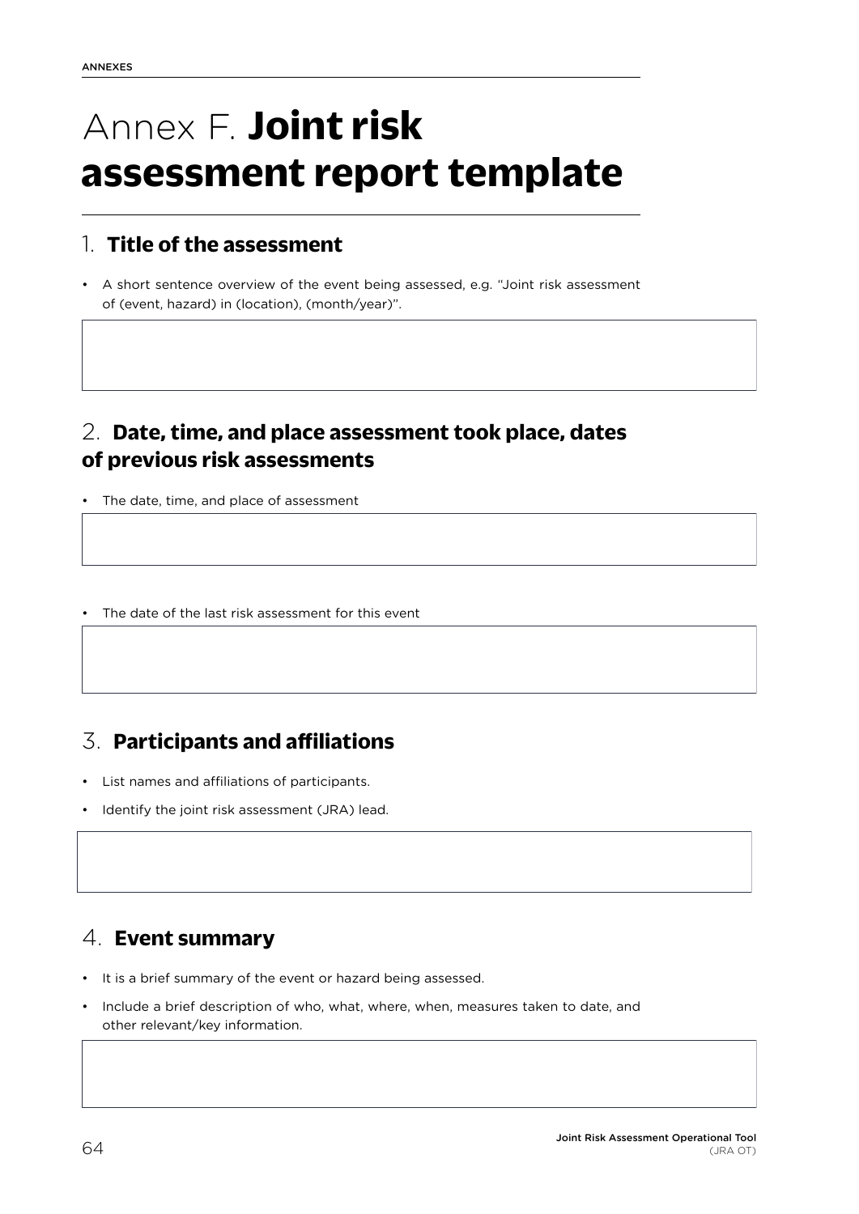# Annex F. **Joint risk assessment report template**

## 1. **Title of the assessment**

- A short sentence overview of the event being assessed, e.g. "Joint risk assessment of (event, hazard) in (location), (month/year)".

## 2. **Date, time, and place assessment took place, dates of previous risk assessments**

- The date, time, and place of assessment

- The date of the last risk assessment for this event

## 3. **Participants and affiliations**

- List names and affiliations of participants.
- Identify the joint risk assessment (JRA) lead.

## 4. **Event summary**

- It is a brief summary of the event or hazard being assessed.
- Include a brief description of who, what, where, when, measures taken to date, and other relevant/key information.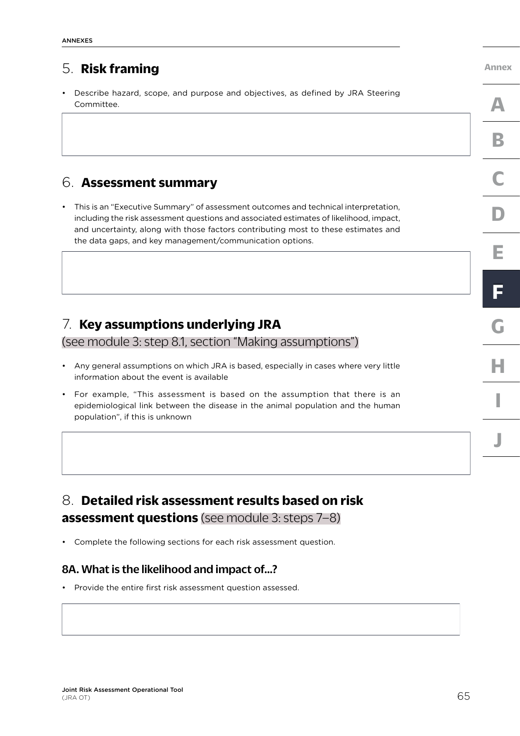## 5. **Risk framing**

- Describe hazard, scope, and purpose and objectives, as defined by JRA Steering Committee.

## 6. **Assessment summary**

- This is an "Executive Summary" of assessment outcomes and technical interpretation, including the risk assessment questions and associated estimates of likelihood, impact, and uncertainty, along with those factors contributing most to these estimates and the data gaps, and key management/communication options.

## 7. **Key assumptions underlying JRA**

(see module 3: step 8.1, section "Making assumptions")

- Any general assumptions on which JRA is based, especially in cases where very little information about the event is available
- For example, "This assessment is based on the assumption that there is an epidemiological link between the disease in the animal population and the human population", if this is unknown

## 8. **Detailed risk assessment results based on risk assessment questions** (see module 3: steps 7–8)

- Complete the following sections for each risk assessment question.

### 8A. What is the likelihood and impact of...?

- Provide the entire first risk assessment question assessed.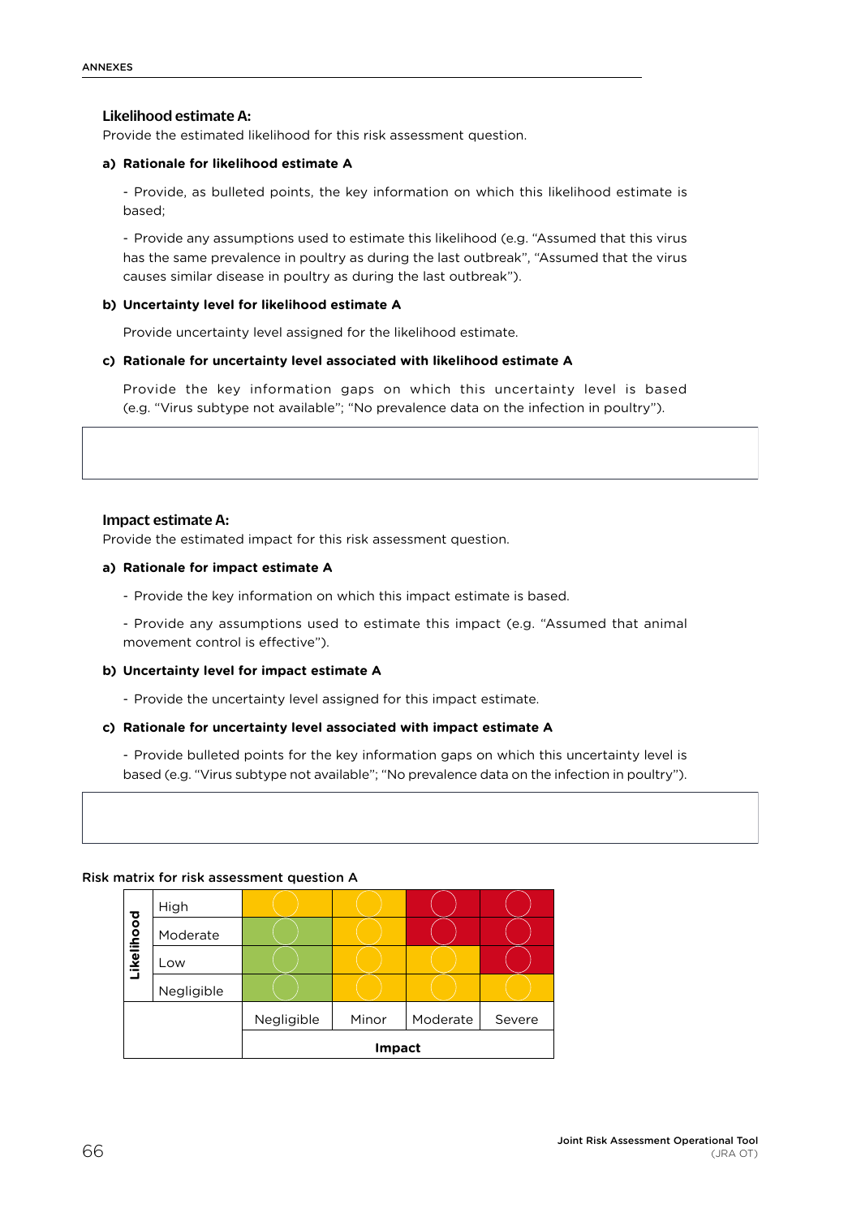## Likelihood estimate A:

Provide the estimated likelihood for this risk assessment question.

**a) Rationale for likelihood estimate A**

- Provide, as bulleted points, the key information on which this likelihood estimate is based;

- Provide any assumptions used to estimate this likelihood (e.g. "Assumed that this virus has the same prevalence in poultry as during the last outbreak", "Assumed that the virus causes similar disease in poultry as during the last outbreak").

**b) Uncertainty level for likelihood estimate A**

Provide uncertainty level assigned for the likelihood estimate.

**c) Rationale for uncertainty level associated with likelihood estimate A**

Provide the key information gaps on which this uncertainty level is based (e.g. "Virus subtype not available"; "No prevalence data on the infection in poultry").

| |
|---|
| |

## Impact estimate A:

Provide the estimated impact for this risk assessment question.

**a) Rationale for impact estimate A**

- Provide the key information on which this impact estimate is based.

- Provide any assumptions used to estimate this impact (e.g. "Assumed that animal movement control is effective").

**b) Uncertainty level for impact estimate A**

- Provide the uncertainty level assigned for this impact estimate.

**c) Rationale for uncertainty level associated with impact estimate A**

- Provide bulleted points for the key information gaps on which this uncertainty level is based (e.g. "Virus subtype not available"; "No prevalence data on the infection in poultry").

| |
|---|
| |

Risk matrix for risk assessment question A

| Likelihood | | | | | |
|---|---|---|---|---|---|
| | High | (yellow) | (yellow) | (red) | (red) |
| | Moderate | (green) | (yellow) | (red) | (red) |
| | Low | (green) | (yellow) | (yellow) | (red) |
| | Negligible | (green) | (yellow) | (yellow) | (yellow) |
| | | Negligible | Minor | Moderate | Severe |
| | | **Impact** | | | |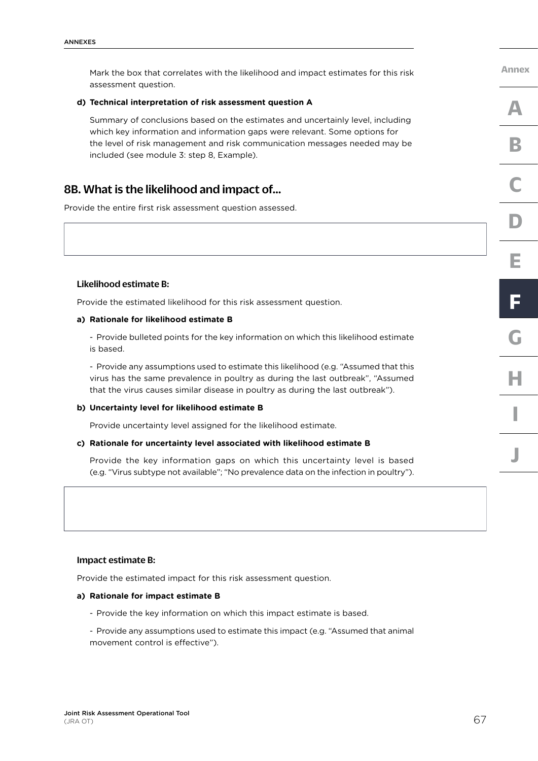Mark the box that correlates with the likelihood and impact estimates for this risk assessment question.

**d) Technical interpretation of risk assessment question A**

Summary of conclusions based on the estimates and uncertainly level, including which key information and information gaps were relevant. Some options for the level of risk management and risk communication messages needed may be included (see module 3: step 8, Example).

## 8B. What is the likelihood and impact of...

Provide the entire first risk assessment question assessed.

### Likelihood estimate B:

Provide the estimated likelihood for this risk assessment question.

**a) Rationale for likelihood estimate B**

- Provide bulleted points for the key information on which this likelihood estimate is based.
- Provide any assumptions used to estimate this likelihood (e.g. "Assumed that this virus has the same prevalence in poultry as during the last outbreak", "Assumed that the virus causes similar disease in poultry as during the last outbreak").

**b) Uncertainty level for likelihood estimate B**

Provide uncertainty level assigned for the likelihood estimate.

**c) Rationale for uncertainty level associated with likelihood estimate B**

Provide the key information gaps on which this uncertainty level is based (e.g. "Virus subtype not available"; "No prevalence data on the infection in poultry").

### Impact estimate B:

Provide the estimated impact for this risk assessment question.

**a) Rationale for impact estimate B**

- Provide the key information on which this impact estimate is based.
- Provide any assumptions used to estimate this impact (e.g. "Assumed that animal movement control is effective").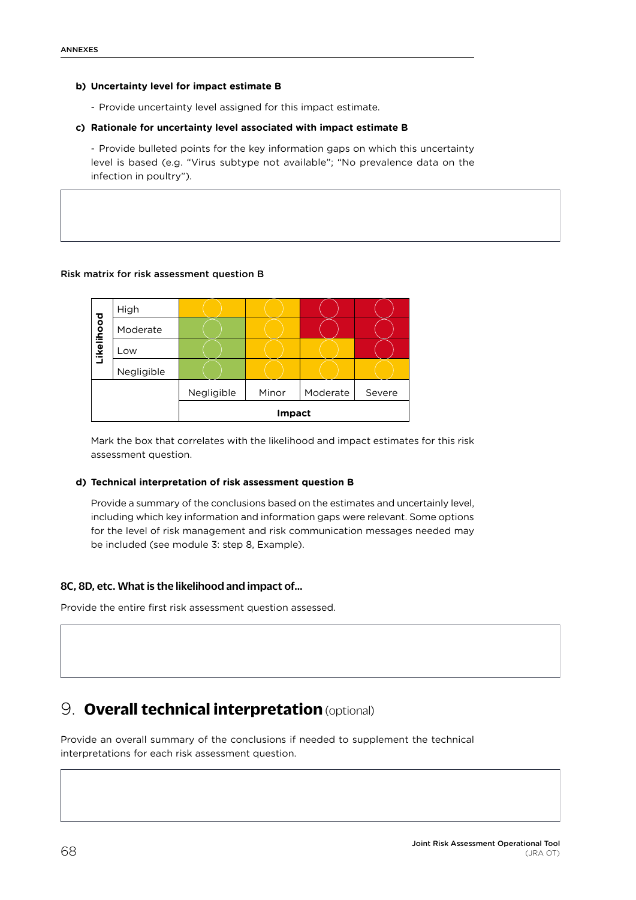**b) Uncertainty level for impact estimate B**

- Provide uncertainty level assigned for this impact estimate.

**c) Rationale for uncertainty level associated with impact estimate B**

- Provide bulleted points for the key information gaps on which this uncertainty level is based (e.g. "Virus subtype not available"; "No prevalence data on the infection in poultry").

Risk matrix for risk assessment question B

| Likelihood | | | | | |
|---|---|---|---|---|---|
| | High | | | | |
| | Moderate | | | | |
| | Low | | | | |
| | Negligible | | | | |
| | | Negligible | Minor | Moderate | Severe |
| | | **Impact** | | | |

Mark the box that correlates with the likelihood and impact estimates for this risk assessment question.

**d) Technical interpretation of risk assessment question B**

Provide a summary of the conclusions based on the estimates and uncertainly level, including which key information and information gaps were relevant. Some options for the level of risk management and risk communication messages needed may be included (see module 3: step 8, Example).

### 8C, 8D, etc. What is the likelihood and impact of...

Provide the entire first risk assessment question assessed.

## 9. Overall technical interpretation (optional)

Provide an overall summary of the conclusions if needed to supplement the technical interpretations for each risk assessment question.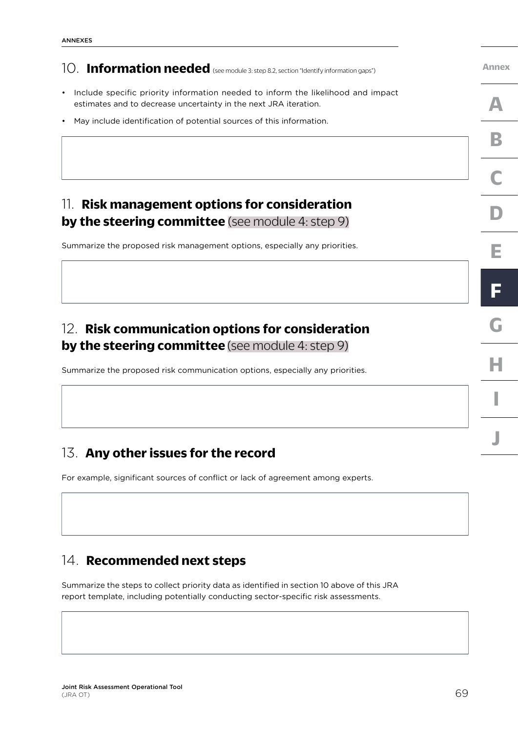## 10. **Information needed** (see module 3: step 8.2, section "Identify information gaps")

- Include specific priority information needed to inform the likelihood and impact estimates and to decrease uncertainty in the next JRA iteration.
- May include identification of potential sources of this information.

## 11. **Risk management options for consideration by the steering committee** (see module 4: step 9)

Summarize the proposed risk management options, especially any priorities.

## 12. **Risk communication options for consideration by the steering committee** (see module 4: step 9)

Summarize the proposed risk communication options, especially any priorities.

## 13. **Any other issues for the record**

For example, significant sources of conflict or lack of agreement among experts.

## 14. **Recommended next steps**

Summarize the steps to collect priority data as identified in section 10 above of this JRA report template, including potentially conducting sector-specific risk assessments.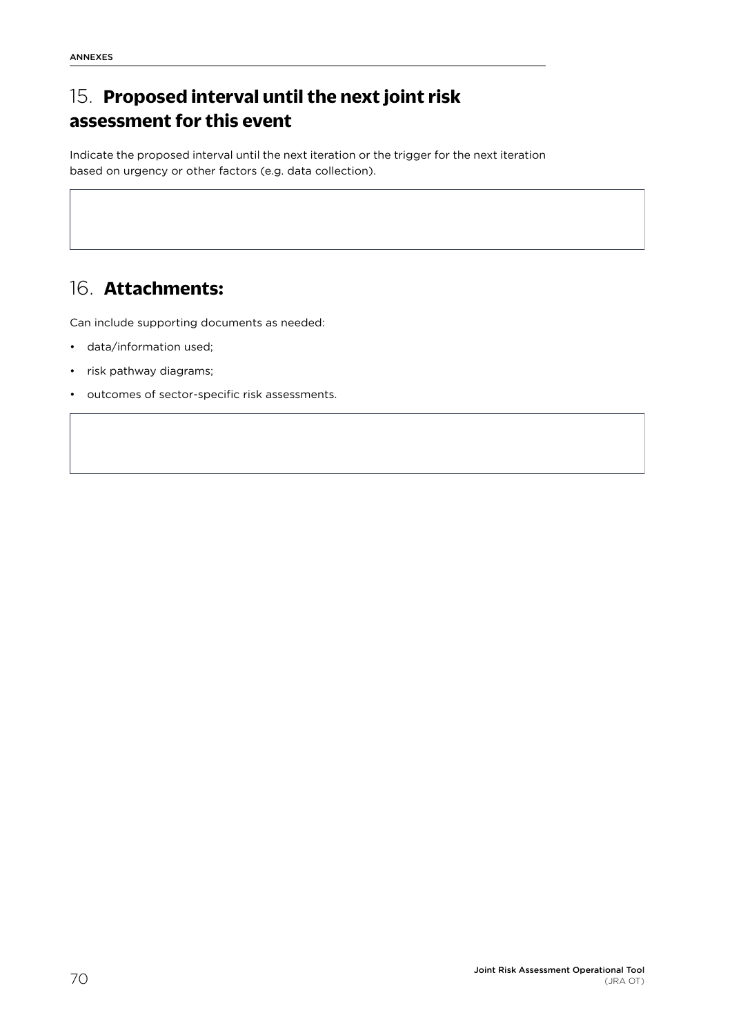## 15. **Proposed interval until the next joint risk assessment for this event**

Indicate the proposed interval until the next iteration or the trigger for the next iteration based on urgency or other factors (e.g. data collection).

## 16. **Attachments:**

Can include supporting documents as needed:

- data/information used;
- risk pathway diagrams;
- outcomes of sector-specific risk assessments.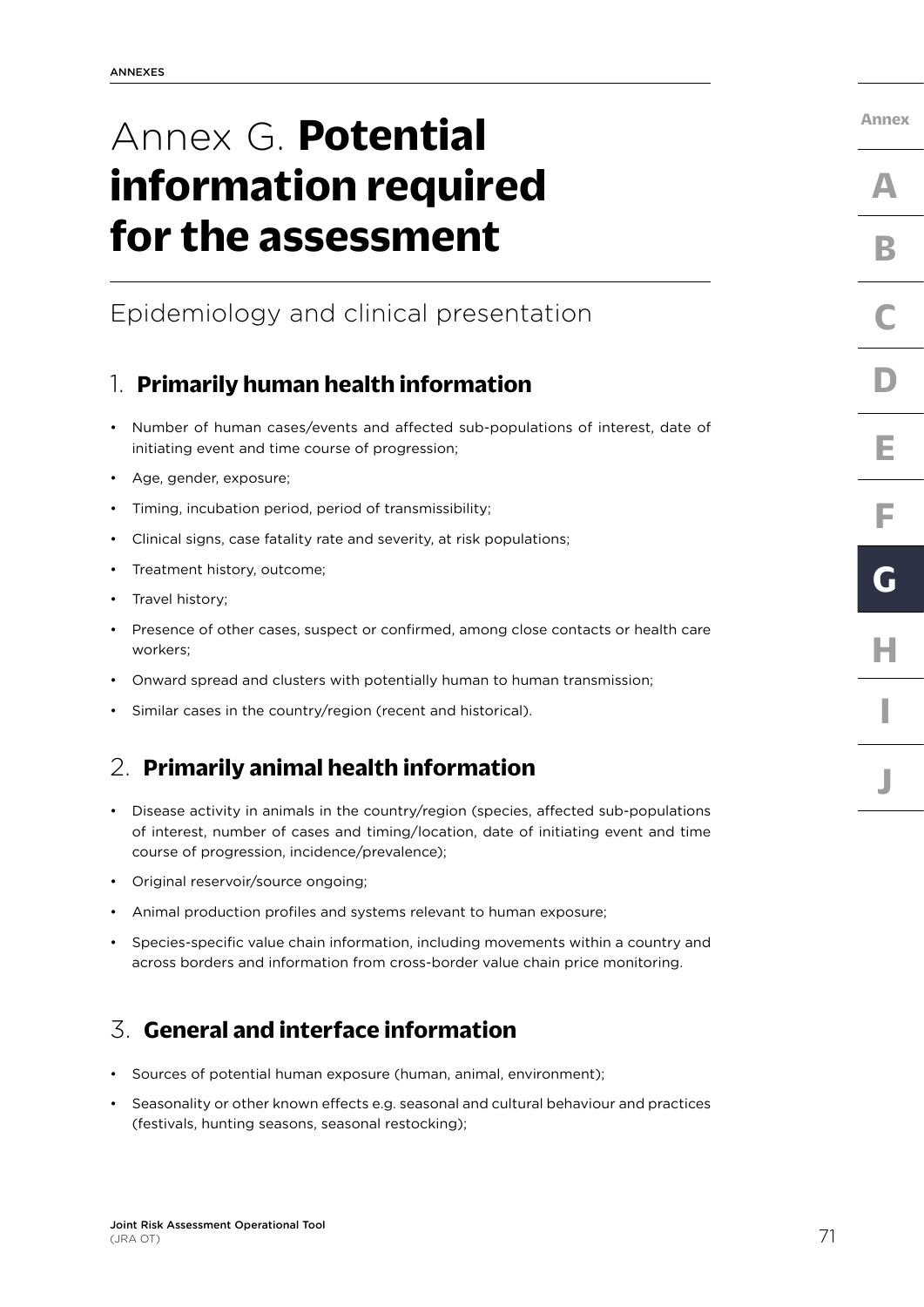# Annex G. **Potential information required for the assessment**

## Epidemiology and clinical presentation

### 1. **Primarily human health information**

- Number of human cases/events and affected sub-populations of interest, date of initiating event and time course of progression;
- Age, gender, exposure;
- Timing, incubation period, period of transmissibility;
- Clinical signs, case fatality rate and severity, at risk populations;
- Treatment history, outcome;
- Travel history;
- Presence of other cases, suspect or confirmed, among close contacts or health care workers;
- Onward spread and clusters with potentially human to human transmission;
- Similar cases in the country/region (recent and historical).

### 2. **Primarily animal health information**

- Disease activity in animals in the country/region (species, affected sub-populations of interest, number of cases and timing/location, date of initiating event and time course of progression, incidence/prevalence);
- Original reservoir/source ongoing;
- Animal production profiles and systems relevant to human exposure;
- Species-specific value chain information, including movements within a country and across borders and information from cross-border value chain price monitoring.

### 3. **General and interface information**

- Sources of potential human exposure (human, animal, environment);
- Seasonality or other known effects e.g. seasonal and cultural behaviour and practices (festivals, hunting seasons, seasonal restocking);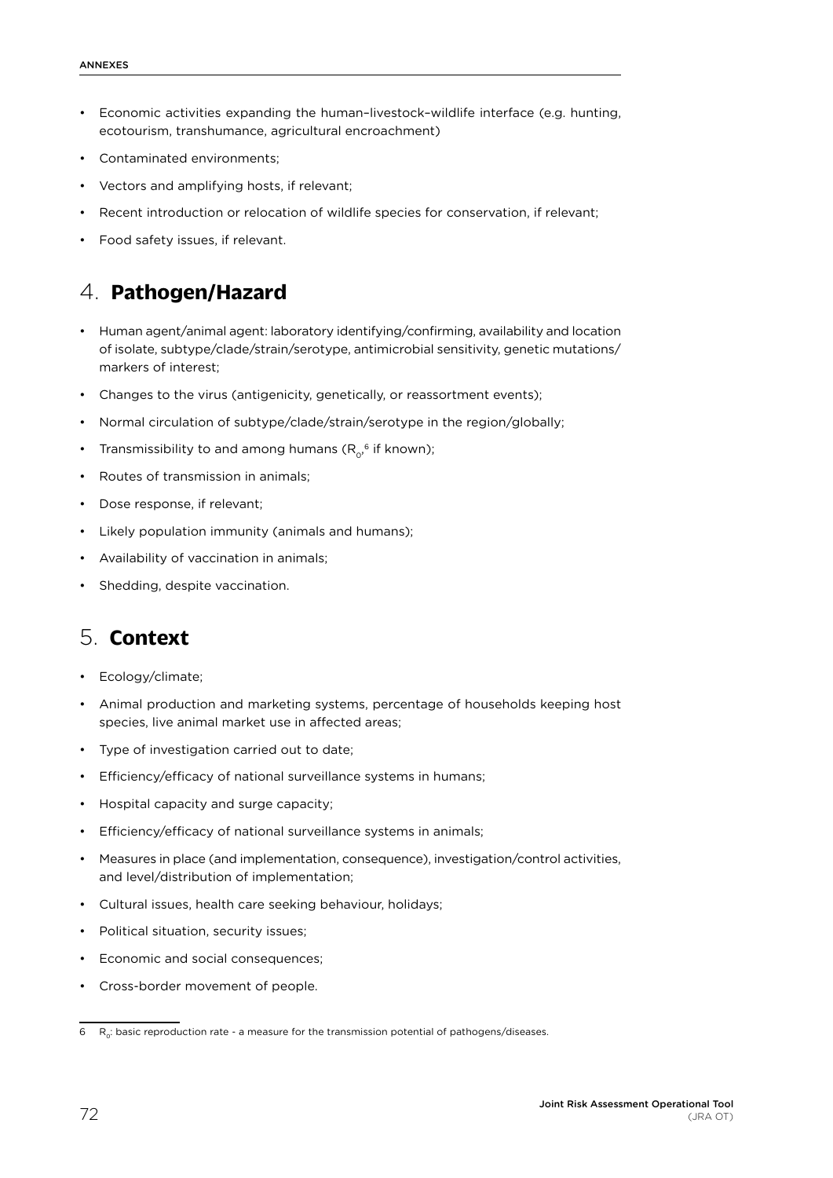- Economic activities expanding the human–livestock–wildlife interface (e.g. hunting, ecotourism, transhumance, agricultural encroachment)
- Contaminated environments;
- Vectors and amplifying hosts, if relevant;
- Recent introduction or relocation of wildlife species for conservation, if relevant;
- Food safety issues, if relevant.

## 4. **Pathogen/Hazard**

- Human agent/animal agent: laboratory identifying/confirming, availability and location of isolate, subtype/clade/strain/serotype, antimicrobial sensitivity, genetic mutations/ markers of interest;
- Changes to the virus (antigenicity, genetically, or reassortment events);
- Normal circulation of subtype/clade/strain/serotype in the region/globally;
- Transmissibility to and among humans ($R_0$,[6] if known);
- Routes of transmission in animals;
- Dose response, if relevant;
- Likely population immunity (animals and humans);
- Availability of vaccination in animals;
- Shedding, despite vaccination.

## 5. **Context**

- Ecology/climate;
- Animal production and marketing systems, percentage of households keeping host species, live animal market use in affected areas;
- Type of investigation carried out to date;
- Efficiency/efficacy of national surveillance systems in humans;
- Hospital capacity and surge capacity;
- Efficiency/efficacy of national surveillance systems in animals;
- Measures in place (and implementation, consequence), investigation/control activities, and level/distribution of implementation;
- Cultural issues, health care seeking behaviour, holidays;
- Political situation, security issues;
- Economic and social consequences;
- Cross-border movement of people.

---

6 $R_0$: basic reproduction rate - a measure for the transmission potential of pathogens/diseases.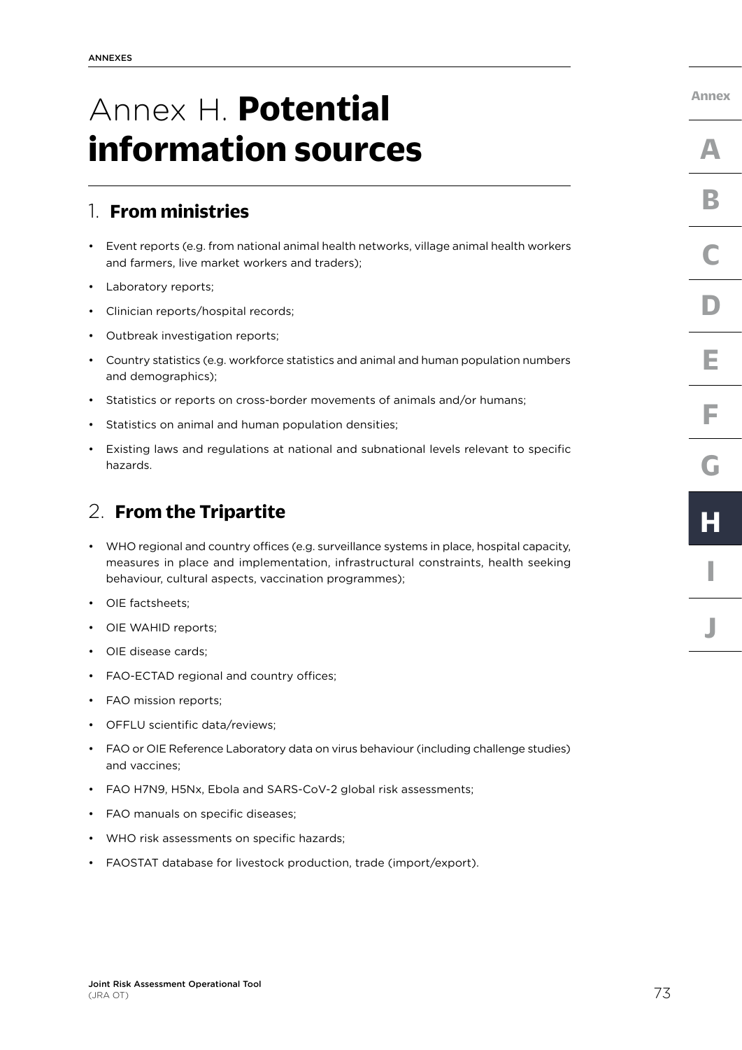# Annex H. **Potential information sources**

## 1. From ministries

- Event reports (e.g. from national animal health networks, village animal health workers and farmers, live market workers and traders);
- Laboratory reports;
- Clinician reports/hospital records;
- Outbreak investigation reports;
- Country statistics (e.g. workforce statistics and animal and human population numbers and demographics);
- Statistics or reports on cross-border movements of animals and/or humans;
- Statistics on animal and human population densities;
- Existing laws and regulations at national and subnational levels relevant to specific hazards.

## 2. From the Tripartite

- WHO regional and country offices (e.g. surveillance systems in place, hospital capacity, measures in place and implementation, infrastructural constraints, health seeking behaviour, cultural aspects, vaccination programmes);
- OIE factsheets;
- OIE WAHID reports;
- OIE disease cards;
- FAO-ECTAD regional and country offices;
- FAO mission reports;
- OFFLU scientific data/reviews;
- FAO or OIE Reference Laboratory data on virus behaviour (including challenge studies) and vaccines;
- FAO H7N9, H5Nx, Ebola and SARS-CoV-2 global risk assessments;
- FAO manuals on specific diseases;
- WHO risk assessments on specific hazards;
- FAOSTAT database for livestock production, trade (import/export).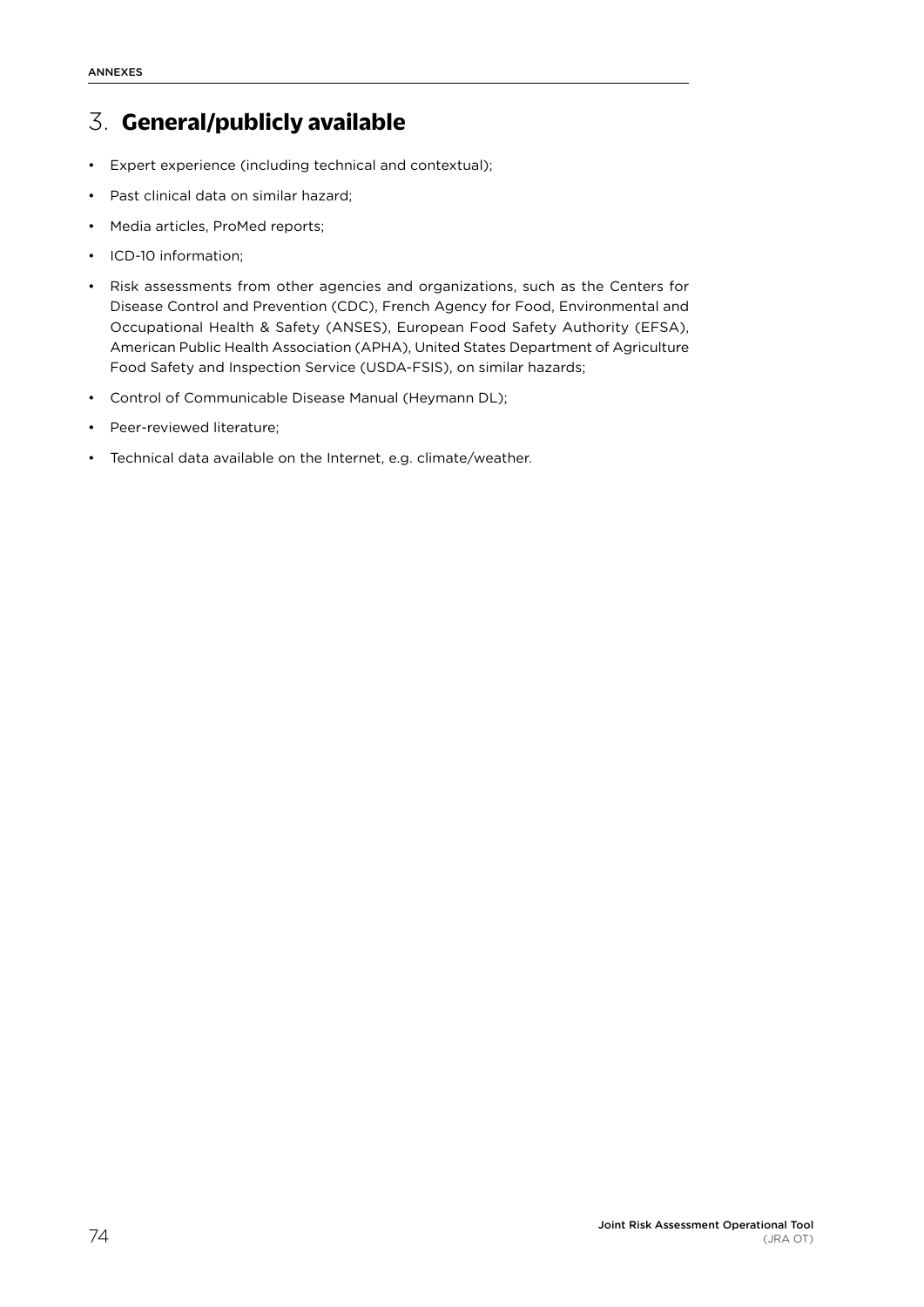## 3. General/publicly available

- Expert experience (including technical and contextual);
- Past clinical data on similar hazard;
- Media articles, ProMed reports;
- ICD-10 information;
- Risk assessments from other agencies and organizations, such as the Centers for Disease Control and Prevention (CDC), French Agency for Food, Environmental and Occupational Health & Safety (ANSES), European Food Safety Authority (EFSA), American Public Health Association (APHA), United States Department of Agriculture Food Safety and Inspection Service (USDA-FSIS), on similar hazards;
- Control of Communicable Disease Manual (Heymann DL);
- Peer-reviewed literature;
- Technical data available on the Internet, e.g. climate/weather.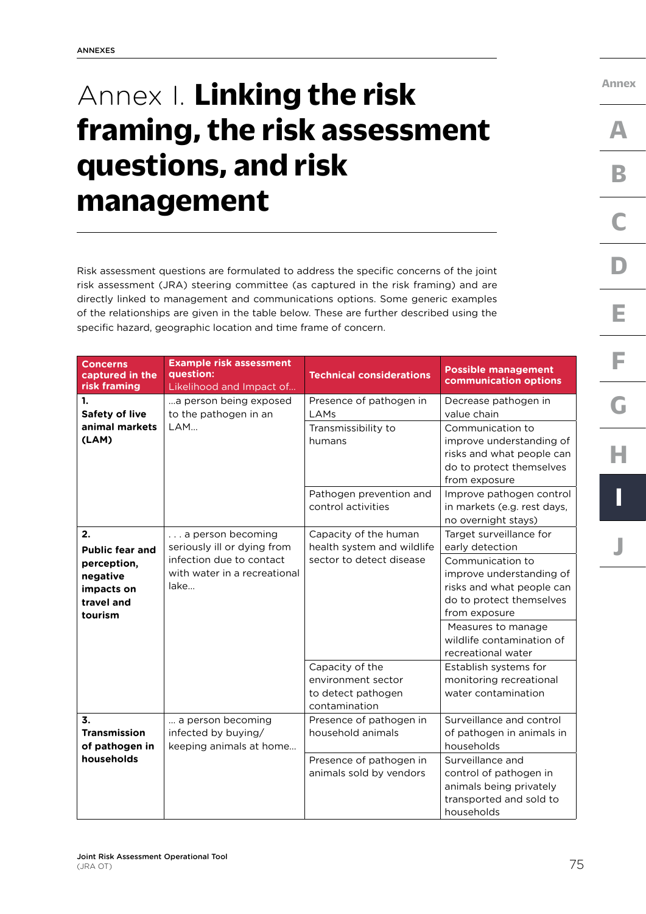# Annex I. **Linking the risk framing, the risk assessment questions, and risk management**

Risk assessment questions are formulated to address the specific concerns of the joint risk assessment (JRA) steering committee (as captured in the risk framing) and are directly linked to management and communications options. Some generic examples of the relationships are given in the table below. These are further described using the specific hazard, geographic location and time frame of concern.

| Concerns captured in the risk framing | Example risk assessment question: Likelihood and Impact of… | Technical considerations | Possible management communication options |
|---|---|---|---|
| **1. Safety of live animal markets (LAM)** | …a person being exposed to the pathogen in an LAM… | Presence of pathogen in LAMs | Decrease pathogen in value chain |
| | | Transmissibility to humans | Communication to improve understanding of risks and what people can do to protect themselves from exposure |
| | | Pathogen prevention and control activities | Improve pathogen control in markets (e.g. rest days, no overnight stays) |
| **2. Public fear and perception, negative impacts on travel and tourism** | . . . a person becoming seriously ill or dying from infection due to contact with water in a recreational lake… | Capacity of the human health system and wildlife sector to detect disease | Target surveillance for early detection |
| | | | Communication to improve understanding of risks and what people can do to protect themselves from exposure |
| | | | Measures to manage wildlife contamination of recreational water |
| | | Capacity of the environment sector to detect pathogen contamination | Establish systems for monitoring recreational water contamination |
| **3. Transmission of pathogen in households** | … a person becoming infected by buying/ keeping animals at home… | Presence of pathogen in household animals | Surveillance and control of pathogen in animals in households |
| | | Presence of pathogen in animals sold by vendors | Surveillance and control of pathogen in animals being privately transported and sold to households |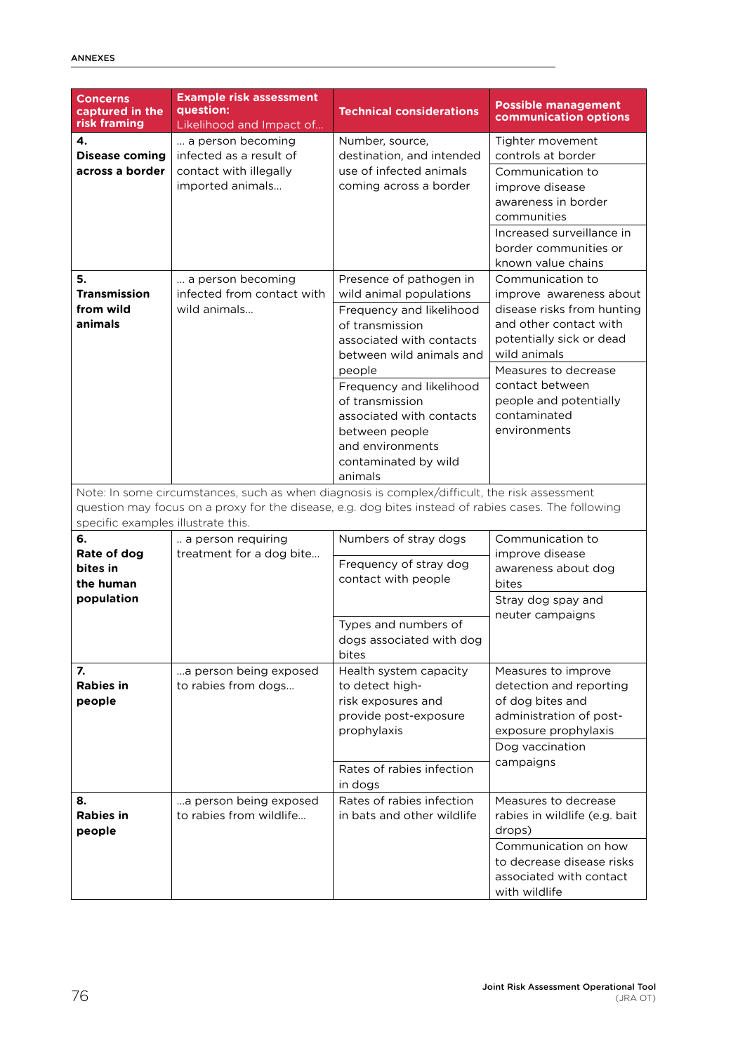| Concerns captured in the risk framing | Example risk assessment question: Likelihood and Impact of… | Technical considerations | Possible management communication options |
|---|---|---|---|
| **4. Disease coming across a border** | … a person becoming infected as a result of contact with illegally imported animals… | Number, source, destination, and intended use of infected animals coming across a border | Tighter movement controls at border<br>Communication to improve disease awareness in border communities<br>Increased surveillance in border communities or known value chains |
| **5. Transmission from wild animals** | … a person becoming infected from contact with wild animals… | Presence of pathogen in wild animal populations<br>Frequency and likelihood of transmission associated with contacts between wild animals and people<br>Frequency and likelihood of transmission associated with contacts between people and environments contaminated by wild animals | Communication to improve awareness about disease risks from hunting and other contact with potentially sick or dead wild animals<br>Measures to decrease contact between people and potentially contaminated environments |
| Note: In some circumstances, such as when diagnosis is complex/difficult, the risk assessment question may focus on a proxy for the disease, e.g. dog bites instead of rabies cases. The following specific examples illustrate this. | | | |
| **6. Rate of dog bites in the human population** | .. a person requiring treatment for a dog bite… | Numbers of stray dogs<br>Frequency of stray dog contact with people<br>Types and numbers of dogs associated with dog bites | Communication to improve disease awareness about dog bites<br>Stray dog spay and neuter campaigns |
| **7. Rabies in people** | …a person being exposed to rabies from dogs… | Health system capacity to detect high-risk exposures and provide post-exposure prophylaxis<br>Rates of rabies infection in dogs | Measures to improve detection and reporting of dog bites and administration of post-exposure prophylaxis<br>Dog vaccination campaigns |
| **8. Rabies in people** | …a person being exposed to rabies from wildlife… | Rates of rabies infection in bats and other wildlife | Measures to decrease rabies in wildlife (e.g. bait drops)<br>Communication on how to decrease disease risks associated with contact with wildlife |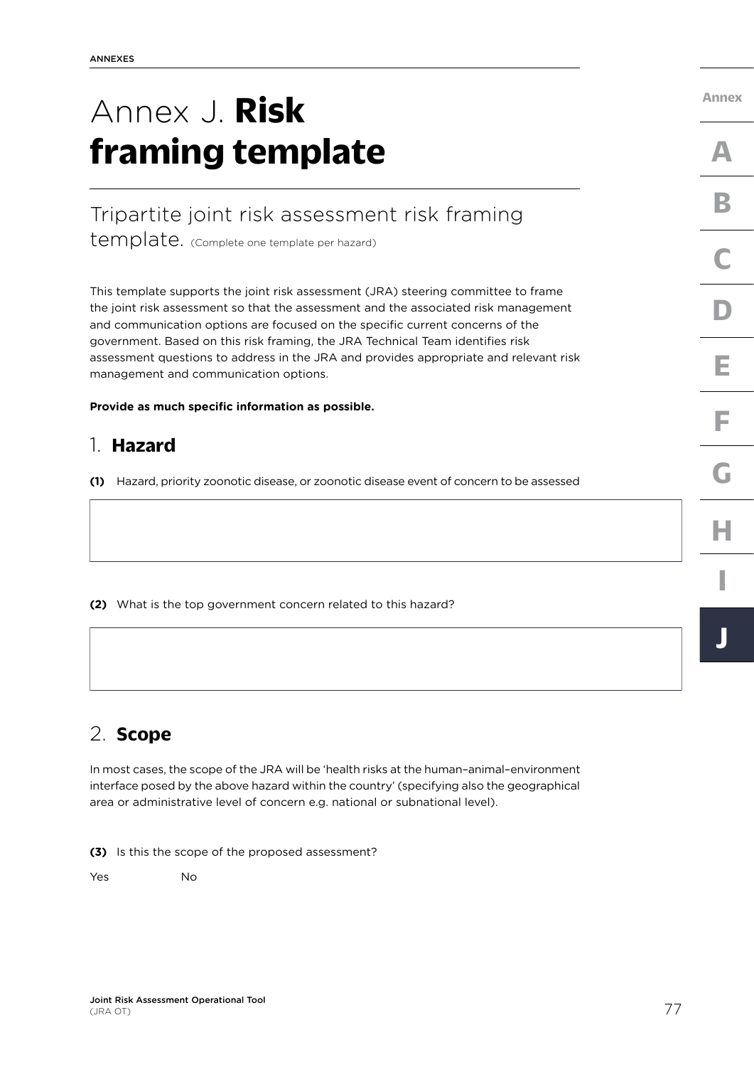# Annex J. **Risk framing template**

## Tripartite joint risk assessment risk framing template. (Complete one template per hazard)

This template supports the joint risk assessment (JRA) steering committee to frame the joint risk assessment so that the assessment and the associated risk management and communication options are focused on the specific current concerns of the government. Based on this risk framing, the JRA Technical Team identifies risk assessment questions to address in the JRA and provides appropriate and relevant risk management and communication options.

**Provide as much specific information as possible.**

## 1. **Hazard**

**(1)** Hazard, priority zoonotic disease, or zoonotic disease event of concern to be assessed

**(2)** What is the top government concern related to this hazard?

## 2. **Scope**

In most cases, the scope of the JRA will be 'health risks at the human–animal–environment interface posed by the above hazard within the country' (specifying also the geographical area or administrative level of concern e.g. national or subnational level).

**(3)** Is this the scope of the proposed assessment?

Yes No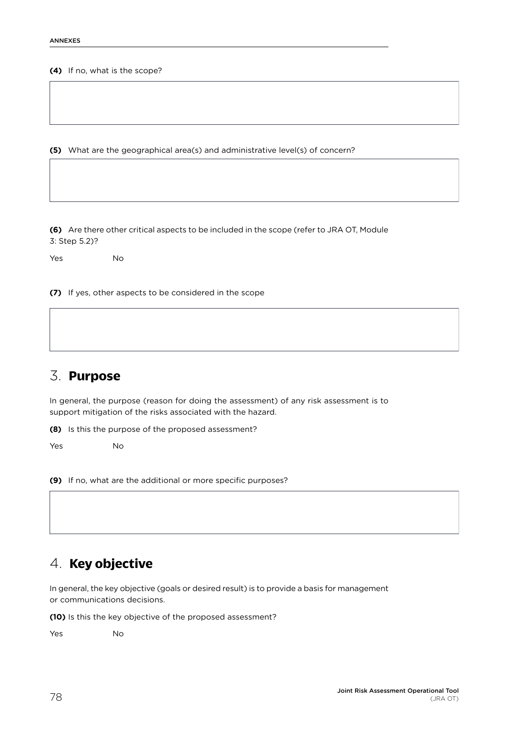**(4)** If no, what is the scope?

**(5)** What are the geographical area(s) and administrative level(s) of concern?

**(6)** Are there other critical aspects to be included in the scope (refer to JRA OT, Module 3: Step 5.2)?

Yes No

**(7)** If yes, other aspects to be considered in the scope

## 3. **Purpose**

In general, the purpose (reason for doing the assessment) of any risk assessment is to support mitigation of the risks associated with the hazard.

**(8)** Is this the purpose of the proposed assessment?

Yes No

**(9)** If no, what are the additional or more specific purposes?

## 4. **Key objective**

In general, the key objective (goals or desired result) is to provide a basis for management or communications decisions.

**(10)** Is this the key objective of the proposed assessment?

Yes No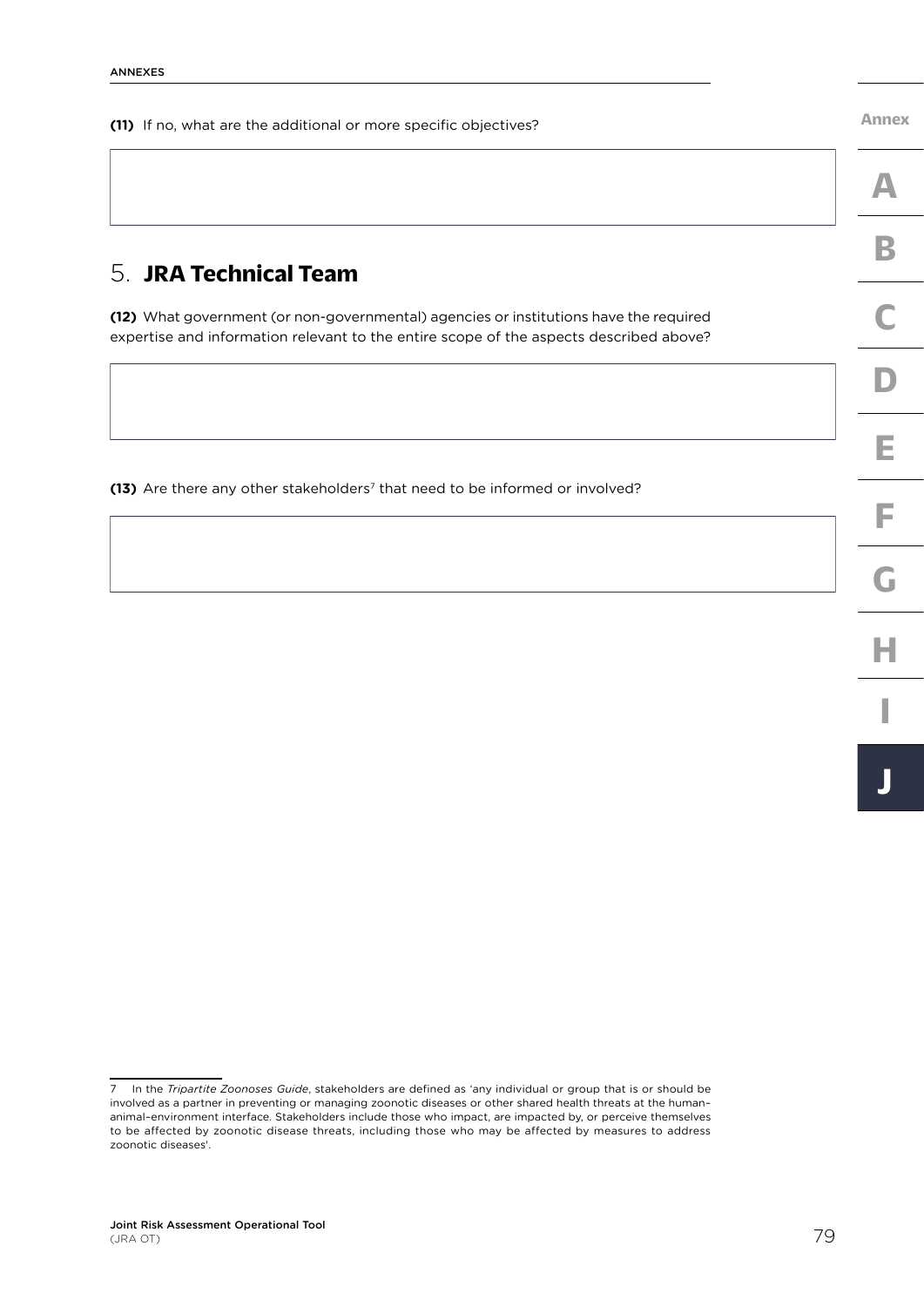**(11)** If no, what are the additional or more specific objectives?

## 5. JRA Technical Team

**(12)** What government (or non-governmental) agencies or institutions have the required expertise and information relevant to the entire scope of the aspects described above?

**(13)** Are there any other stakeholders[7] that need to be informed or involved?

---

7 In the *Tripartite Zoonoses Guide*, stakeholders are defined as 'any individual or group that is or should be involved as a partner in preventing or managing zoonotic diseases or other shared health threats at the human–animal–environment interface. Stakeholders include those who impact, are impacted by, or perceive themselves to be affected by zoonotic disease threats, including those who may be affected by measures to address zoonotic diseases'.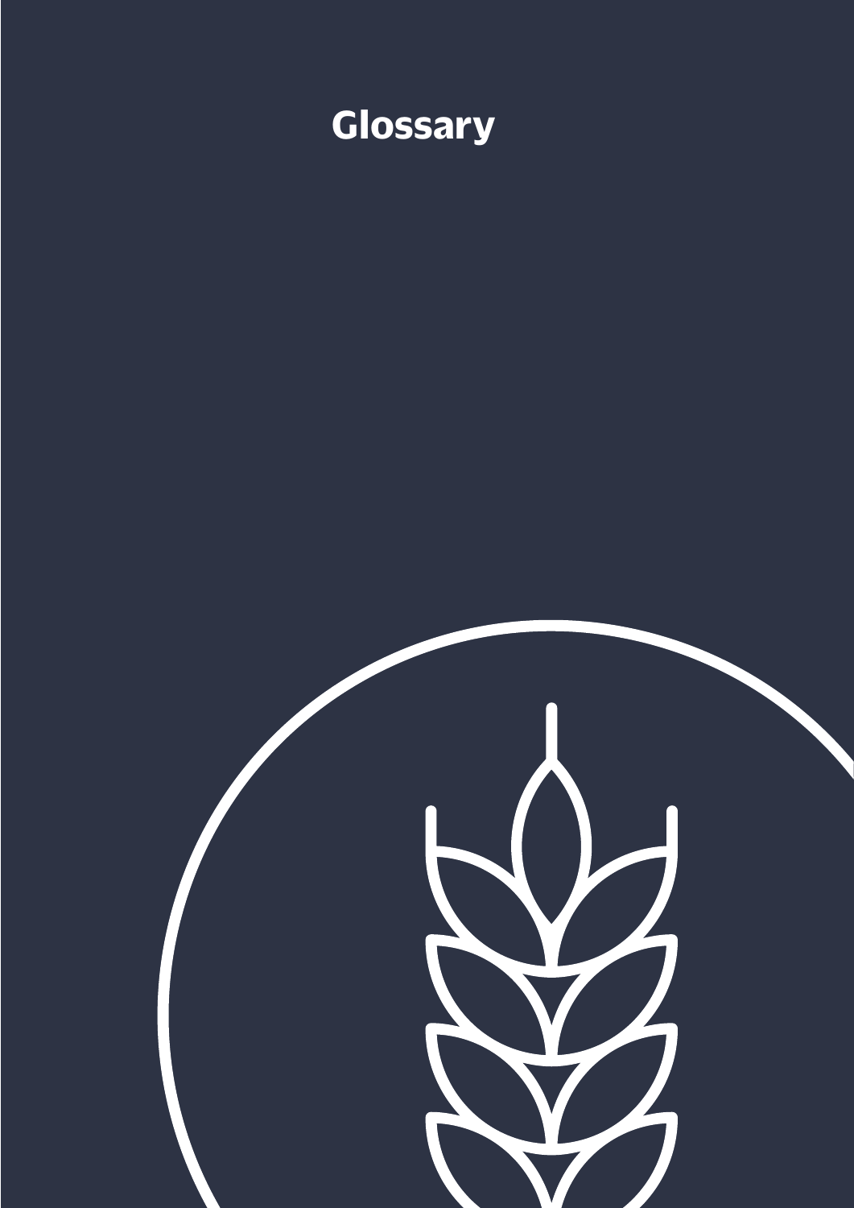# Glossary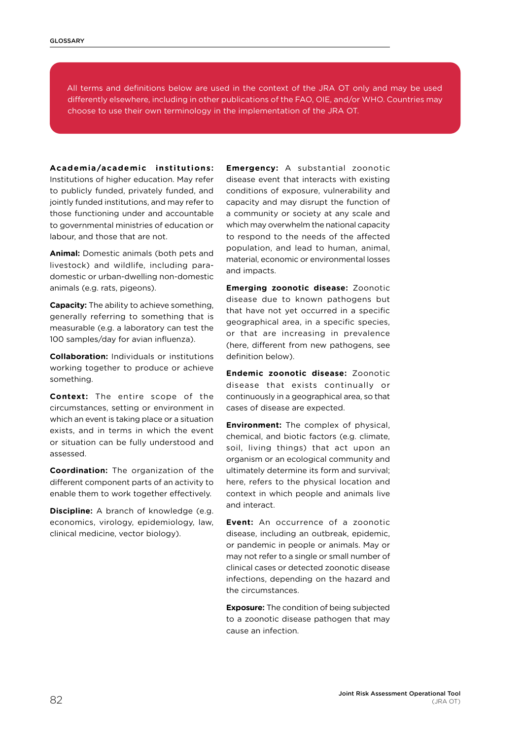All terms and definitions below are used in the context of the JRA OT only and may be used differently elsewhere, including in other publications of the FAO, OIE, and/or WHO. Countries may choose to use their own terminology in the implementation of the JRA OT.

**Academia/academic institutions:** Institutions of higher education. May refer to publicly funded, privately funded, and jointly funded institutions, and may refer to those functioning under and accountable to governmental ministries of education or labour, and those that are not.

**Animal:** Domestic animals (both pets and livestock) and wildlife, including para-domestic or urban-dwelling non-domestic animals (e.g. rats, pigeons).

**Capacity:** The ability to achieve something, generally referring to something that is measurable (e.g. a laboratory can test the 100 samples/day for avian influenza).

**Collaboration:** Individuals or institutions working together to produce or achieve something.

**Context:** The entire scope of the circumstances, setting or environment in which an event is taking place or a situation exists, and in terms in which the event or situation can be fully understood and assessed.

**Coordination:** The organization of the different component parts of an activity to enable them to work together effectively.

**Discipline:** A branch of knowledge (e.g. economics, virology, epidemiology, law, clinical medicine, vector biology).

**Emergency:** A substantial zoonotic disease event that interacts with existing conditions of exposure, vulnerability and capacity and may disrupt the function of a community or society at any scale and which may overwhelm the national capacity to respond to the needs of the affected population, and lead to human, animal, material, economic or environmental losses and impacts.

**Emerging zoonotic disease:** Zoonotic disease due to known pathogens but that have not yet occurred in a specific geographical area, in a specific species, or that are increasing in prevalence (here, different from new pathogens, see definition below).

**Endemic zoonotic disease:** Zoonotic disease that exists continually or continuously in a geographical area, so that cases of disease are expected.

**Environment:** The complex of physical, chemical, and biotic factors (e.g. climate, soil, living things) that act upon an organism or an ecological community and ultimately determine its form and survival; here, refers to the physical location and context in which people and animals live and interact.

**Event:** An occurrence of a zoonotic disease, including an outbreak, epidemic, or pandemic in people or animals. May or may not refer to a single or small number of clinical cases or detected zoonotic disease infections, depending on the hazard and the circumstances.

**Exposure:** The condition of being subjected to a zoonotic disease pathogen that may cause an infection.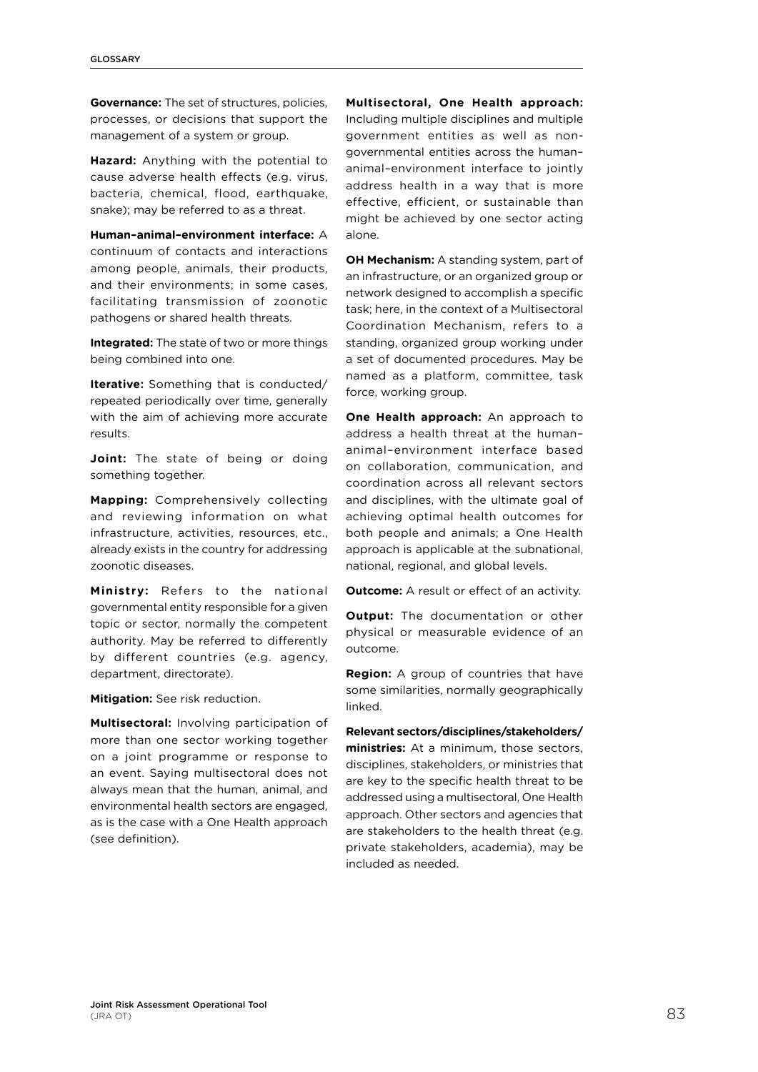**Governance:** The set of structures, policies, processes, or decisions that support the management of a system or group.

**Hazard:** Anything with the potential to cause adverse health effects (e.g. virus, bacteria, chemical, flood, earthquake, snake); may be referred to as a threat.

**Human–animal–environment interface:** A continuum of contacts and interactions among people, animals, their products, and their environments; in some cases, facilitating transmission of zoonotic pathogens or shared health threats.

**Integrated:** The state of two or more things being combined into one.

**Iterative:** Something that is conducted/ repeated periodically over time, generally with the aim of achieving more accurate results.

**Joint:** The state of being or doing something together.

**Mapping:** Comprehensively collecting and reviewing information on what infrastructure, activities, resources, etc., already exists in the country for addressing zoonotic diseases.

**Ministry:** Refers to the national governmental entity responsible for a given topic or sector, normally the competent authority. May be referred to differently by different countries (e.g. agency, department, directorate).

**Mitigation:** See risk reduction.

**Multisectoral:** Involving participation of more than one sector working together on a joint programme or response to an event. Saying multisectoral does not always mean that the human, animal, and environmental health sectors are engaged, as is the case with a One Health approach (see definition).

**Multisectoral, One Health approach:** Including multiple disciplines and multiple government entities as well as non-governmental entities across the human–animal–environment interface to jointly address health in a way that is more effective, efficient, or sustainable than might be achieved by one sector acting alone.

**OH Mechanism:** A standing system, part of an infrastructure, or an organized group or network designed to accomplish a specific task; here, in the context of a Multisectoral Coordination Mechanism, refers to a standing, organized group working under a set of documented procedures. May be named as a platform, committee, task force, working group.

**One Health approach:** An approach to address a health threat at the human–animal–environment interface based on collaboration, communication, and coordination across all relevant sectors and disciplines, with the ultimate goal of achieving optimal health outcomes for both people and animals; a One Health approach is applicable at the subnational, national, regional, and global levels.

**Outcome:** A result or effect of an activity.

**Output:** The documentation or other physical or measurable evidence of an outcome.

**Region:** A group of countries that have some similarities, normally geographically linked.

**Relevant sectors/disciplines/stakeholders/ ministries:** At a minimum, those sectors, disciplines, stakeholders, or ministries that are key to the specific health threat to be addressed using a multisectoral, One Health approach. Other sectors and agencies that are stakeholders to the health threat (e.g. private stakeholders, academia), may be included as needed.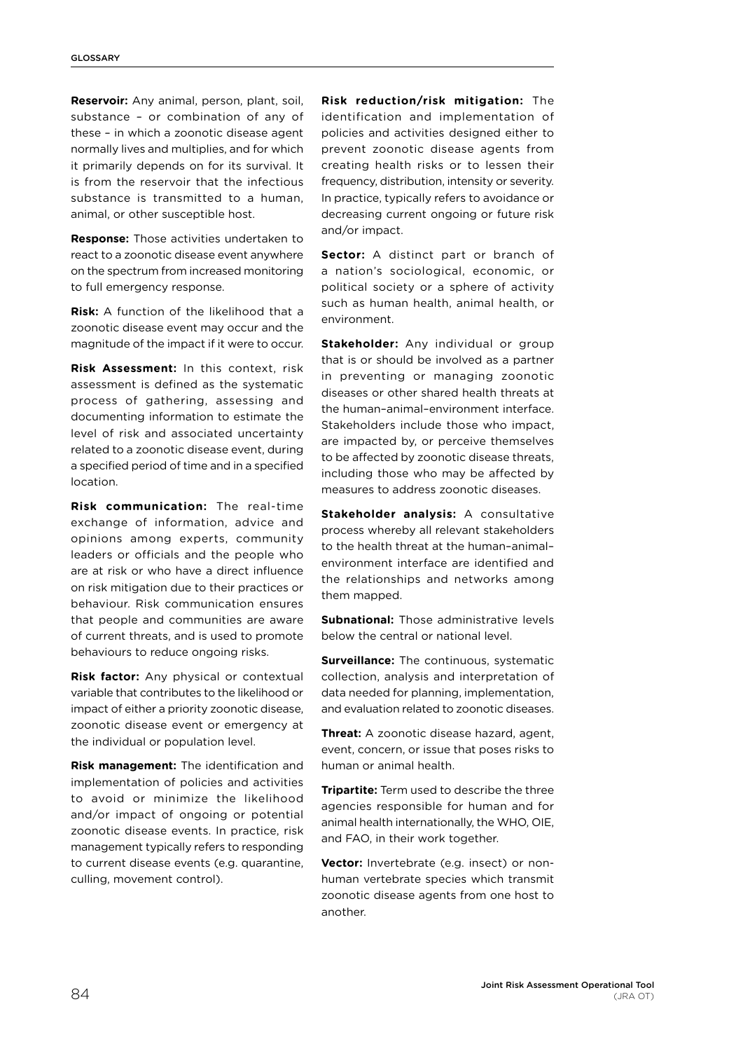**Reservoir:** Any animal, person, plant, soil, substance – or combination of any of these – in which a zoonotic disease agent normally lives and multiplies, and for which it primarily depends on for its survival. It is from the reservoir that the infectious substance is transmitted to a human, animal, or other susceptible host.

**Response:** Those activities undertaken to react to a zoonotic disease event anywhere on the spectrum from increased monitoring to full emergency response.

**Risk:** A function of the likelihood that a zoonotic disease event may occur and the magnitude of the impact if it were to occur.

**Risk Assessment:** In this context, risk assessment is defined as the systematic process of gathering, assessing and documenting information to estimate the level of risk and associated uncertainty related to a zoonotic disease event, during a specified period of time and in a specified location.

**Risk communication:** The real-time exchange of information, advice and opinions among experts, community leaders or officials and the people who are at risk or who have a direct influence on risk mitigation due to their practices or behaviour. Risk communication ensures that people and communities are aware of current threats, and is used to promote behaviours to reduce ongoing risks.

**Risk factor:** Any physical or contextual variable that contributes to the likelihood or impact of either a priority zoonotic disease, zoonotic disease event or emergency at the individual or population level.

**Risk management:** The identification and implementation of policies and activities to avoid or minimize the likelihood and/or impact of ongoing or potential zoonotic disease events. In practice, risk management typically refers to responding to current disease events (e.g. quarantine, culling, movement control).

**Risk reduction/risk mitigation:** The identification and implementation of policies and activities designed either to prevent zoonotic disease agents from creating health risks or to lessen their frequency, distribution, intensity or severity. In practice, typically refers to avoidance or decreasing current ongoing or future risk and/or impact.

**Sector:** A distinct part or branch of a nation's sociological, economic, or political society or a sphere of activity such as human health, animal health, or environment.

**Stakeholder:** Any individual or group that is or should be involved as a partner in preventing or managing zoonotic diseases or other shared health threats at the human–animal–environment interface. Stakeholders include those who impact, are impacted by, or perceive themselves to be affected by zoonotic disease threats, including those who may be affected by measures to address zoonotic diseases.

**Stakeholder analysis:** A consultative process whereby all relevant stakeholders to the health threat at the human–animal–environment interface are identified and the relationships and networks among them mapped.

**Subnational:** Those administrative levels below the central or national level.

**Surveillance:** The continuous, systematic collection, analysis and interpretation of data needed for planning, implementation, and evaluation related to zoonotic diseases.

**Threat:** A zoonotic disease hazard, agent, event, concern, or issue that poses risks to human or animal health.

**Tripartite:** Term used to describe the three agencies responsible for human and for animal health internationally, the WHO, OIE, and FAO, in their work together.

**Vector:** Invertebrate (e.g. insect) or non-human vertebrate species which transmit zoonotic disease agents from one host to another.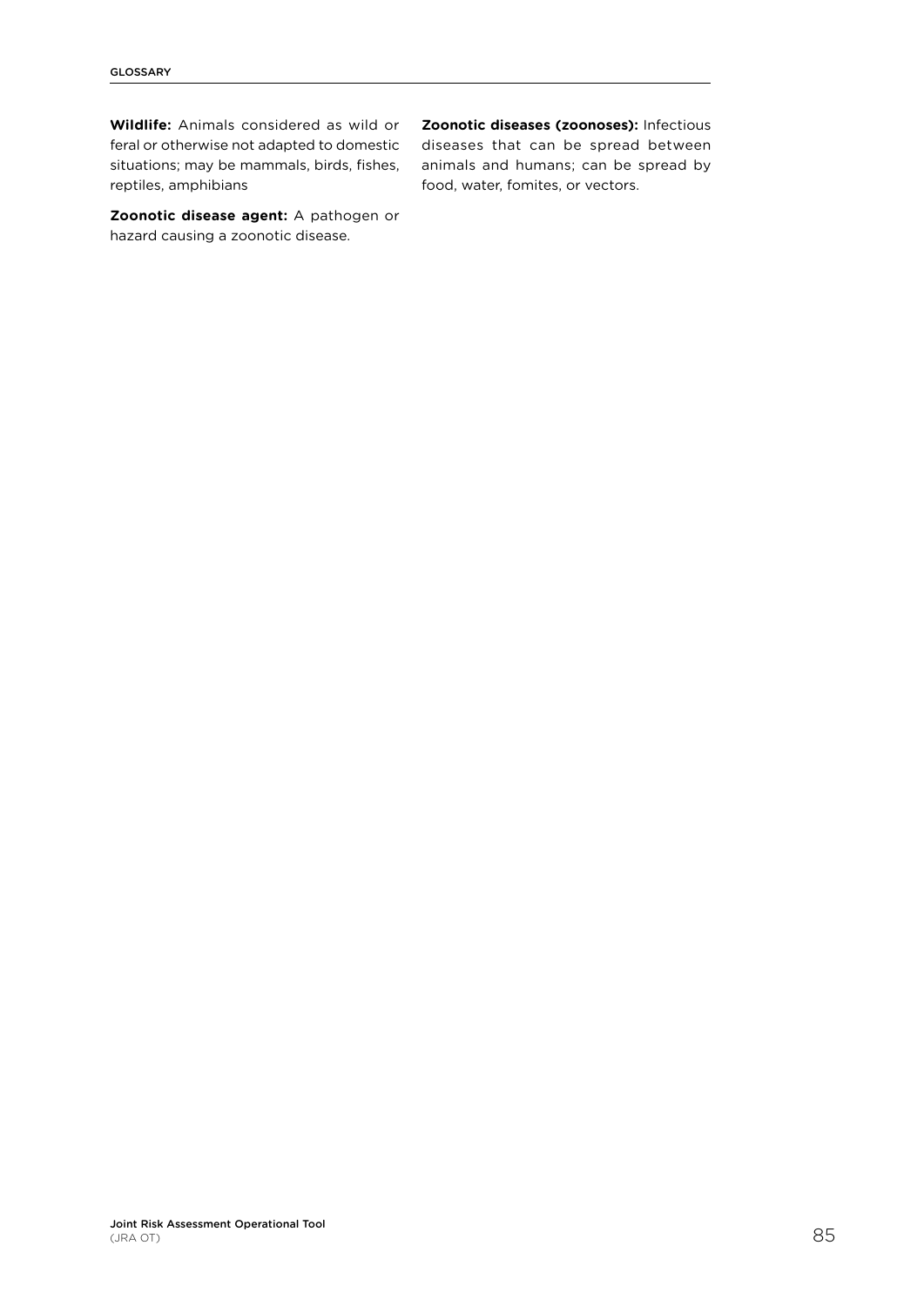**Wildlife:** Animals considered as wild or feral or otherwise not adapted to domestic situations; may be mammals, birds, fishes, reptiles, amphibians

**Zoonotic disease agent:** A pathogen or hazard causing a zoonotic disease.

**Zoonotic diseases (zoonoses):** Infectious diseases that can be spread between animals and humans; can be spread by food, water, fomites, or vectors.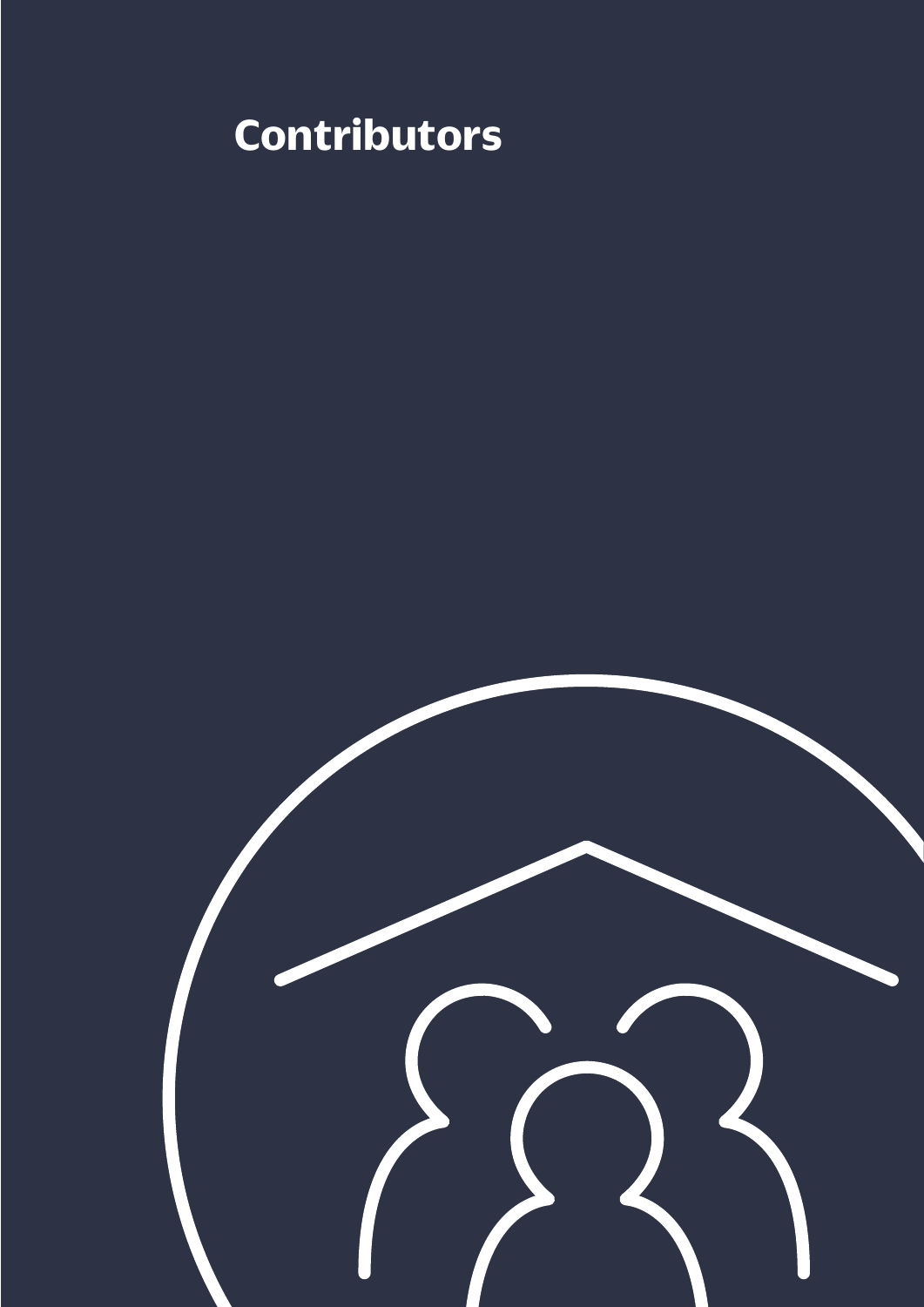# Contributors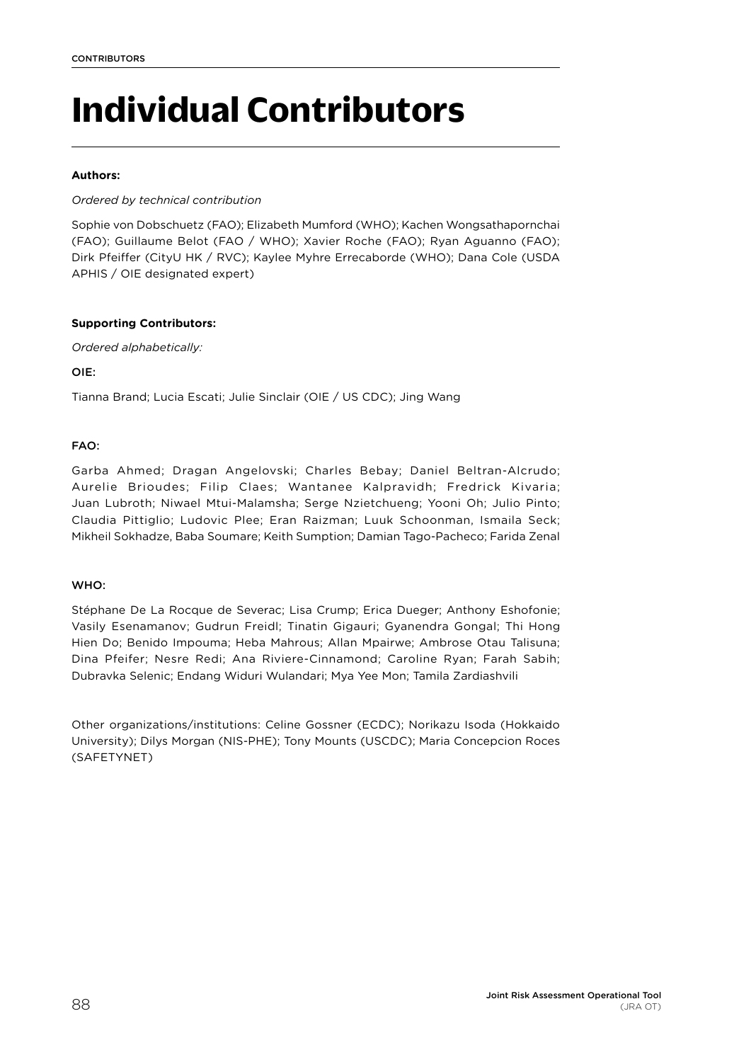# Individual Contributors

**Authors:**

*Ordered by technical contribution*

Sophie von Dobschuetz (FAO); Elizabeth Mumford (WHO); Kachen Wongsathapornchai (FAO); Guillaume Belot (FAO / WHO); Xavier Roche (FAO); Ryan Aguanno (FAO); Dirk Pfeiffer (CityU HK / RVC); Kaylee Myhre Errecaborde (WHO); Dana Cole (USDA APHIS / OIE designated expert)

**Supporting Contributors:**

*Ordered alphabetically:*

OIE:

Tianna Brand; Lucia Escati; Julie Sinclair (OIE / US CDC); Jing Wang

FAO:

Garba Ahmed; Dragan Angelovski; Charles Bebay; Daniel Beltran-Alcrudo; Aurelie Brioudes; Filip Claes; Wantanee Kalpravidh; Fredrick Kivaria; Juan Lubroth; Niwael Mtui-Malamsha; Serge Nzietchueng; Yooni Oh; Julio Pinto; Claudia Pittiglio; Ludovic Plee; Eran Raizman; Luuk Schoonman, Ismaila Seck; Mikheil Sokhadze, Baba Soumare; Keith Sumption; Damian Tago-Pacheco; Farida Zenal

WHO:

Stéphane De La Rocque de Severac; Lisa Crump; Erica Dueger; Anthony Eshofonie; Vasily Esenamanov; Gudrun Freidl; Tinatin Gigauri; Gyanendra Gongal; Thi Hong Hien Do; Benido Impouma; Heba Mahrous; Allan Mpairwe; Ambrose Otau Talisuna; Dina Pfeifer; Nesre Redi; Ana Riviere-Cinnamond; Caroline Ryan; Farah Sabih; Dubravka Selenic; Endang Widuri Wulandari; Mya Yee Mon; Tamila Zardiashvili

Other organizations/institutions: Celine Gossner (ECDC); Norikazu Isoda (Hokkaido University); Dilys Morgan (NIS-PHE); Tony Mounts (USCDC); Maria Concepcion Roces (SAFETYNET)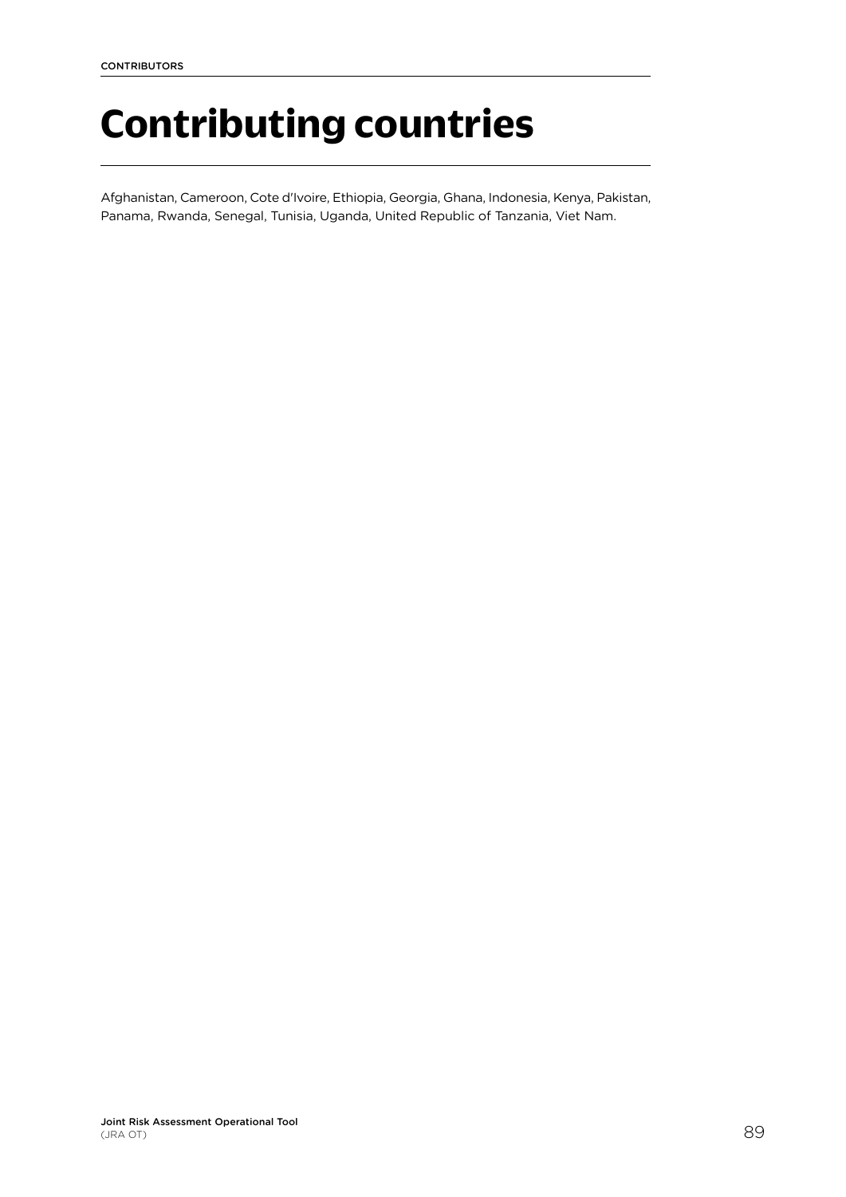# Contributing countries

Afghanistan, Cameroon, Cote d'Ivoire, Ethiopia, Georgia, Ghana, Indonesia, Kenya, Pakistan, Panama, Rwanda, Senegal, Tunisia, Uganda, United Republic of Tanzania, Viet Nam.